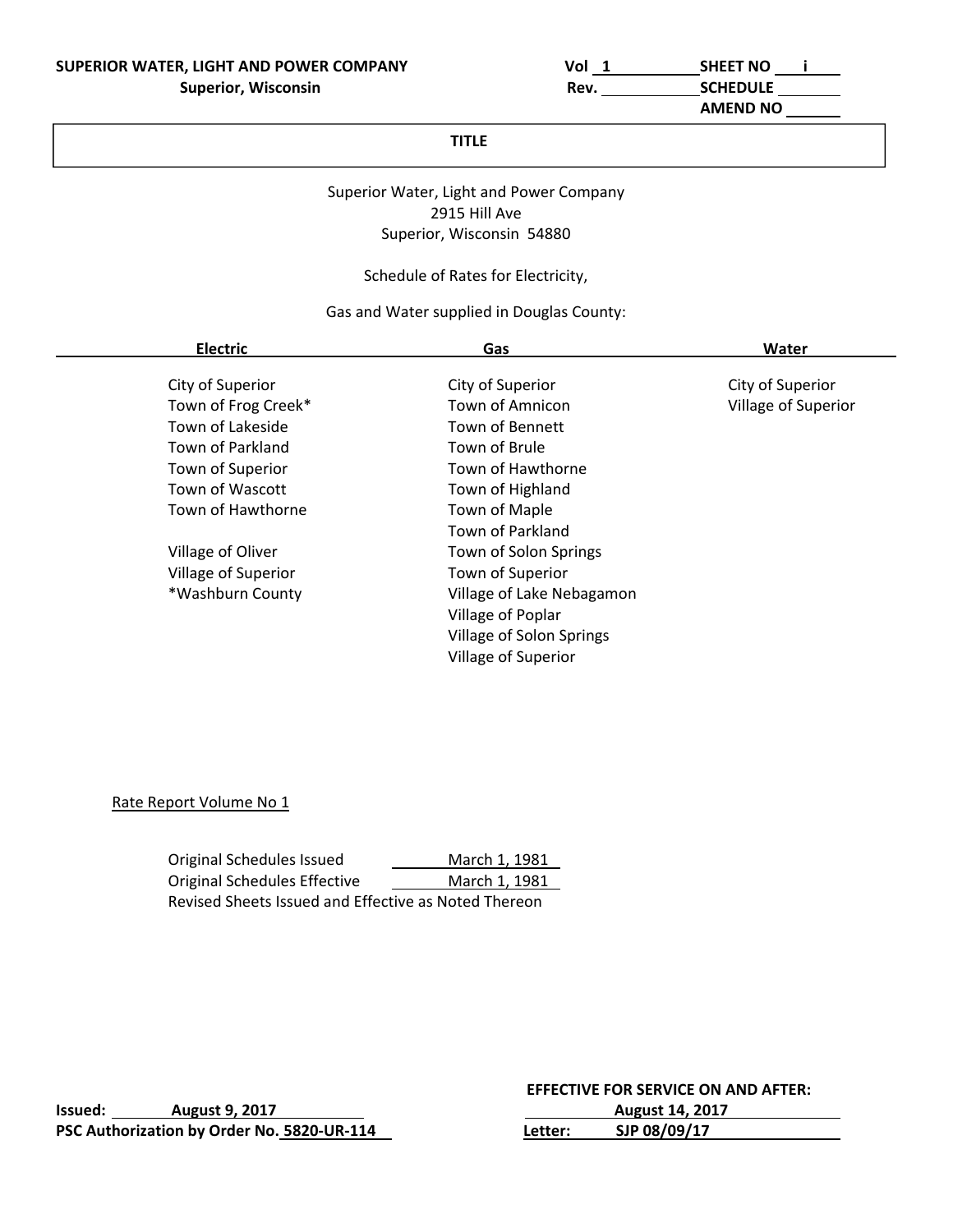**SUPERIOR WATER, LIGHT AND POWER COMPANY**
**Superior, Wisconsin**

Vol 1 | SHEET NO i
Rev. | SCHEDULE
AMEND NO

## TITLE

Superior Water, Light and Power Company
2915 Hill Ave
Superior, Wisconsin 54880

Schedule of Rates for Electricity,

Gas and Water supplied in Douglas County:

| Electric | Gas | Water |
|---|---|---|
| City of Superior | City of Superior | City of Superior |
| Town of Frog Creek* | Town of Amnicon | Village of Superior |
| Town of Lakeside | Town of Bennett | |
| Town of Parkland | Town of Brule | |
| Town of Superior | Town of Hawthorne | |
| Town of Wascott | Town of Highland | |
| Town of Hawthorne | Town of Maple | |
| | Town of Parkland | |
| Village of Oliver | Town of Solon Springs | |
| Village of Superior | Town of Superior | |
| *Washburn County | Village of Lake Nebagamon | |
| | Village of Poplar | |
| | Village of Solon Springs | |
| | Village of Superior | |

Rate Report Volume No 1

Original Schedules Issued March 1, 1981
Original Schedules Effective March 1, 1981
Revised Sheets Issued and Effective as Noted Thereon

**Issued:** **August 9, 2017**
**PSC Authorization by Order No. 5820-UR-114**

**EFFECTIVE FOR SERVICE ON AND AFTER:**
**August 14, 2017**
**Letter: SJP 08/09/17**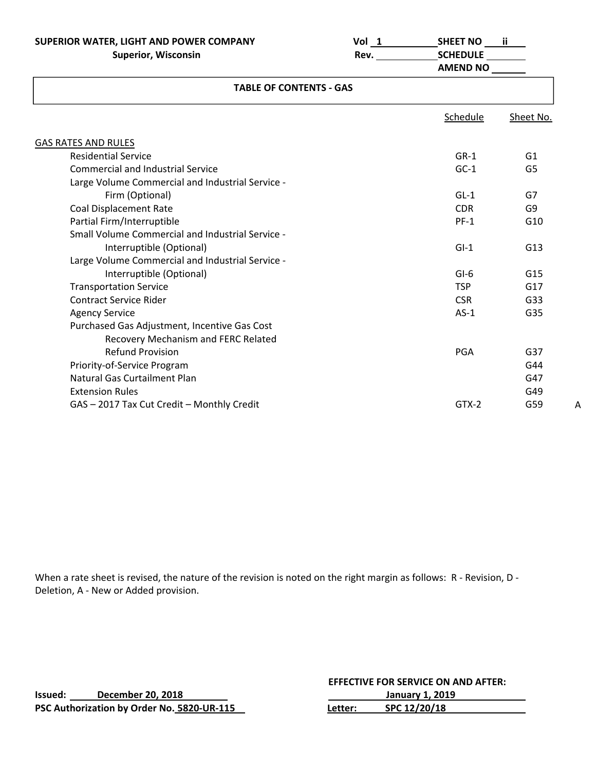SUPERIOR WATER, LIGHT AND POWER COMPANY
Superior, Wisconsin

Vol 1 SHEET NO ii
Rev. SCHEDULE
AMEND NO

## TABLE OF CONTENTS - GAS

| | Schedule | Sheet No. | |
|---|---|---|---|
| **GAS RATES AND RULES** | | | |
| Residential Service | GR-1 | G1 | |
| Commercial and Industrial Service | GC-1 | G5 | |
| Large Volume Commercial and Industrial Service - Firm (Optional) | GL-1 | G7 | |
| Coal Displacement Rate | CDR | G9 | |
| Partial Firm/Interruptible | PF-1 | G10 | |
| Small Volume Commercial and Industrial Service - Interruptible (Optional) | GI-1 | G13 | |
| Large Volume Commercial and Industrial Service - Interruptible (Optional) | GI-6 | G15 | |
| Transportation Service | TSP | G17 | |
| Contract Service Rider | CSR | G33 | |
| Agency Service | AS-1 | G35 | |
| Purchased Gas Adjustment, Incentive Gas Cost Recovery Mechanism and FERC Related Refund Provision | PGA | G37 | |
| Priority-of-Service Program | | G44 | |
| Natural Gas Curtailment Plan | | G47 | |
| Extension Rules | | G49 | |
| GAS – 2017 Tax Cut Credit – Monthly Credit | GTX-2 | G59 | A |

When a rate sheet is revised, the nature of the revision is noted on the right margin as follows: R - Revision, D - Deletion, A - New or Added provision.

Issued: December 20, 2018
PSC Authorization by Order No. 5820-UR-115

EFFECTIVE FOR SERVICE ON AND AFTER:
January 1, 2019
Letter: SPC 12/20/18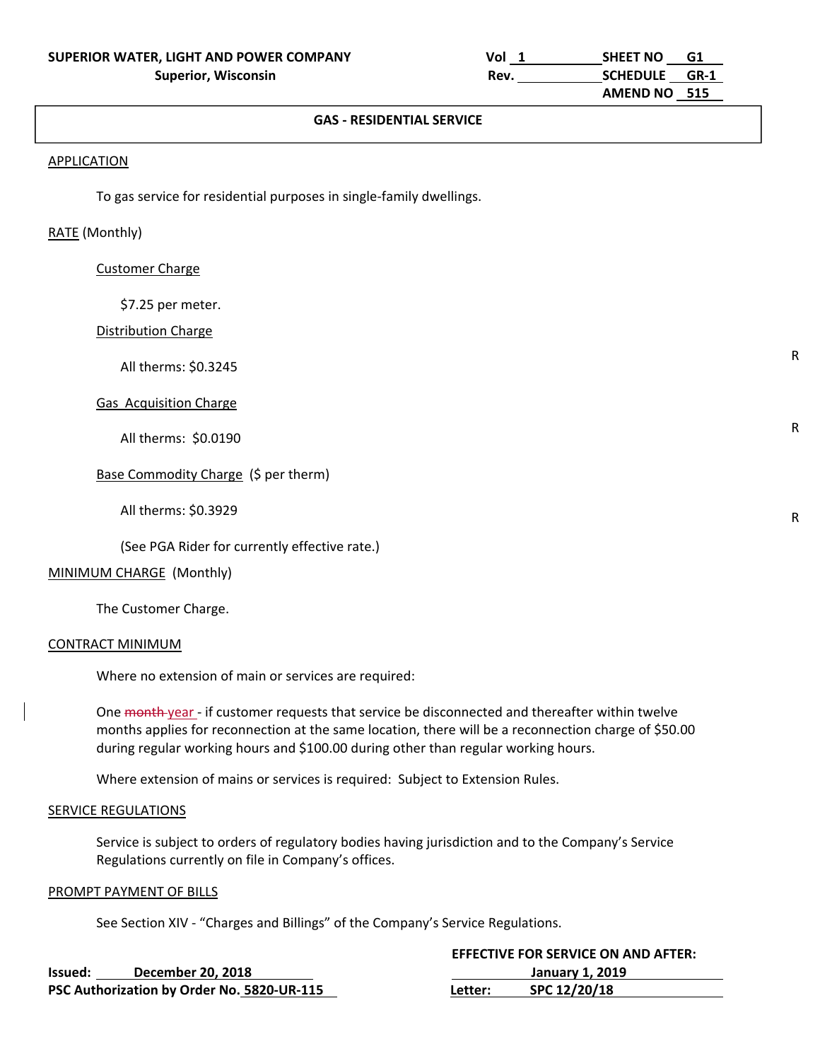**SUPERIOR WATER, LIGHT AND POWER COMPANY**
**Superior, Wisconsin**

**Vol** 1 **SHEET NO** G1
**Rev.** **SCHEDULE** GR-1
**AMEND NO** 515

## GAS - RESIDENTIAL SERVICE

APPLICATION

To gas service for residential purposes in single-family dwellings.

RATE (Monthly)

Customer Charge

$7.25 per meter.

Distribution Charge

All therms: $0.3245 R

Gas Acquisition Charge

All therms: $0.0190 R

Base Commodity Charge ($ per therm)

All therms: $0.3929 R

(See PGA Rider for currently effective rate.)

MINIMUM CHARGE (Monthly)

The Customer Charge.

CONTRACT MINIMUM

Where no extension of main or services are required:

One ~~month~~ year - if customer requests that service be disconnected and thereafter within twelve months applies for reconnection at the same location, there will be a reconnection charge of $50.00 during regular working hours and $100.00 during other than regular working hours.

Where extension of mains or services is required: Subject to Extension Rules.

SERVICE REGULATIONS

Service is subject to orders of regulatory bodies having jurisdiction and to the Company's Service Regulations currently on file in Company's offices.

PROMPT PAYMENT OF BILLS

See Section XIV - "Charges and Billings" of the Company's Service Regulations.

**Issued:** **December 20, 2018**
**PSC Authorization by Order No. 5820-UR-115**

**EFFECTIVE FOR SERVICE ON AND AFTER:**
**January 1, 2019**
**Letter:** **SPC 12/20/18**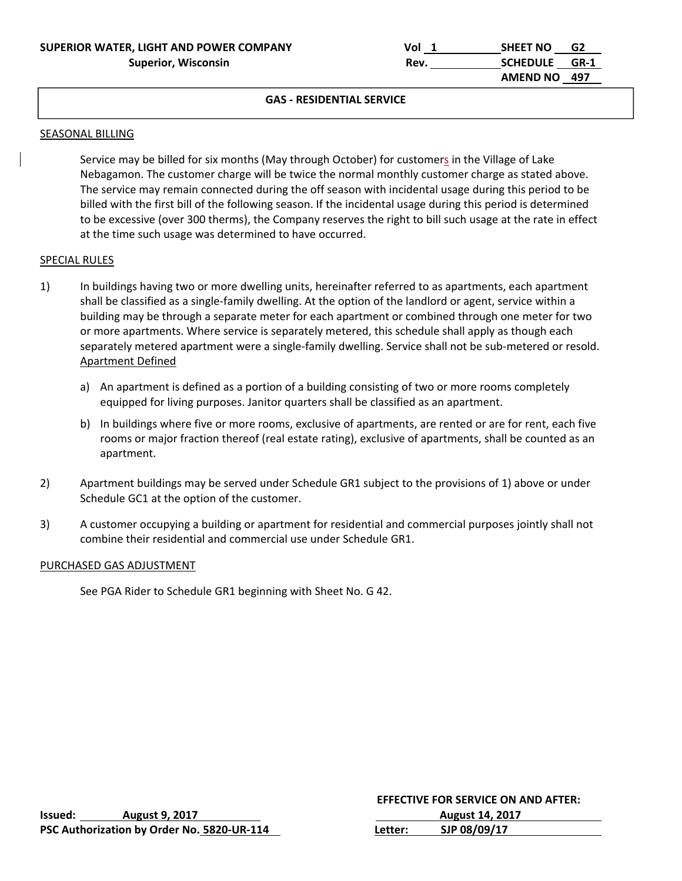**SUPERIOR WATER, LIGHT AND POWER COMPANY**
**Superior, Wisconsin**

Vol 1 SHEET NO G2
Rev. SCHEDULE GR-1
AMEND NO 497

## GAS - RESIDENTIAL SERVICE

### SEASONAL BILLING

Service may be billed for six months (May through October) for customers in the Village of Lake Nebagamon. The customer charge will be twice the normal monthly customer charge as stated above. The service may remain connected during the off season with incidental usage during this period to be billed with the first bill of the following season. If the incidental usage during this period is determined to be excessive (over 300 therms), the Company reserves the right to bill such usage at the rate in effect at the time such usage was determined to have occurred.

### SPECIAL RULES

1) In buildings having two or more dwelling units, hereinafter referred to as apartments, each apartment shall be classified as a single-family dwelling. At the option of the landlord or agent, service within a building may be through a separate meter for each apartment or combined through one meter for two or more apartments. Where service is separately metered, this schedule shall apply as though each separately metered apartment were a single-family dwelling. Service shall not be sub-metered or resold.
   Apartment Defined

   a) An apartment is defined as a portion of a building consisting of two or more rooms completely equipped for living purposes. Janitor quarters shall be classified as an apartment.

   b) In buildings where five or more rooms, exclusive of apartments, are rented or are for rent, each five rooms or major fraction thereof (real estate rating), exclusive of apartments, shall be counted as an apartment.

2) Apartment buildings may be served under Schedule GR1 subject to the provisions of 1) above or under Schedule GC1 at the option of the customer.

3) A customer occupying a building or apartment for residential and commercial purposes jointly shall not combine their residential and commercial use under Schedule GR1.

### PURCHASED GAS ADJUSTMENT

See PGA Rider to Schedule GR1 beginning with Sheet No. G 42.

**Issued:** August 9, 2017
**PSC Authorization by Order No.** 5820-UR-114

**EFFECTIVE FOR SERVICE ON AND AFTER:**
August 14, 2017
**Letter:** SJP 08/09/17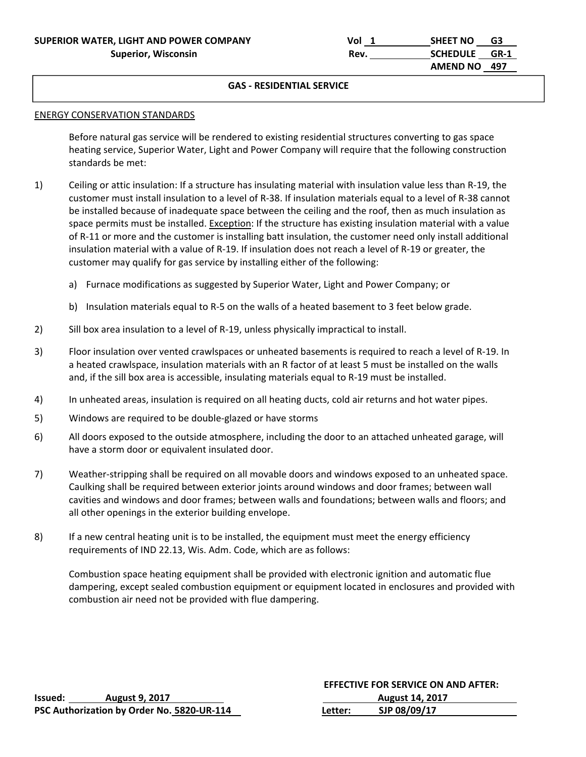SUPERIOR WATER, LIGHT AND POWER COMPANY
Superior, Wisconsin

Vol 1 SHEET NO G3
Rev. SCHEDULE GR-1
AMEND NO 497

## GAS - RESIDENTIAL SERVICE

ENERGY CONSERVATION STANDARDS

Before natural gas service will be rendered to existing residential structures converting to gas space heating service, Superior Water, Light and Power Company will require that the following construction standards be met:

1) Ceiling or attic insulation: If a structure has insulating material with insulation value less than R-19, the customer must install insulation to a level of R-38. If insulation materials equal to a level of R-38 cannot be installed because of inadequate space between the ceiling and the roof, then as much insulation as space permits must be installed. Exception: If the structure has existing insulation material with a value of R-11 or more and the customer is installing batt insulation, the customer need only install additional insulation material with a value of R-19. If insulation does not reach a level of R-19 or greater, the customer may qualify for gas service by installing either of the following:

   a) Furnace modifications as suggested by Superior Water, Light and Power Company; or

   b) Insulation materials equal to R-5 on the walls of a heated basement to 3 feet below grade.

2) Sill box area insulation to a level of R-19, unless physically impractical to install.

3) Floor insulation over vented crawlspaces or unheated basements is required to reach a level of R-19. In a heated crawlspace, insulation materials with an R factor of at least 5 must be installed on the walls and, if the sill box area is accessible, insulating materials equal to R-19 must be installed.

4) In unheated areas, insulation is required on all heating ducts, cold air returns and hot water pipes.

5) Windows are required to be double-glazed or have storms

6) All doors exposed to the outside atmosphere, including the door to an attached unheated garage, will have a storm door or equivalent insulated door.

7) Weather-stripping shall be required on all movable doors and windows exposed to an unheated space. Caulking shall be required between exterior joints around windows and door frames; between wall cavities and windows and door frames; between walls and foundations; between walls and floors; and all other openings in the exterior building envelope.

8) If a new central heating unit is to be installed, the equipment must meet the energy efficiency requirements of IND 22.13, Wis. Adm. Code, which are as follows:

   Combustion space heating equipment shall be provided with electronic ignition and automatic flue dampering, except sealed combustion equipment or equipment located in enclosures and provided with combustion air need not be provided with flue dampering.

Issued: August 9, 2017
PSC Authorization by Order No. 5820-UR-114

EFFECTIVE FOR SERVICE ON AND AFTER:
August 14, 2017
Letter: SJP 08/09/17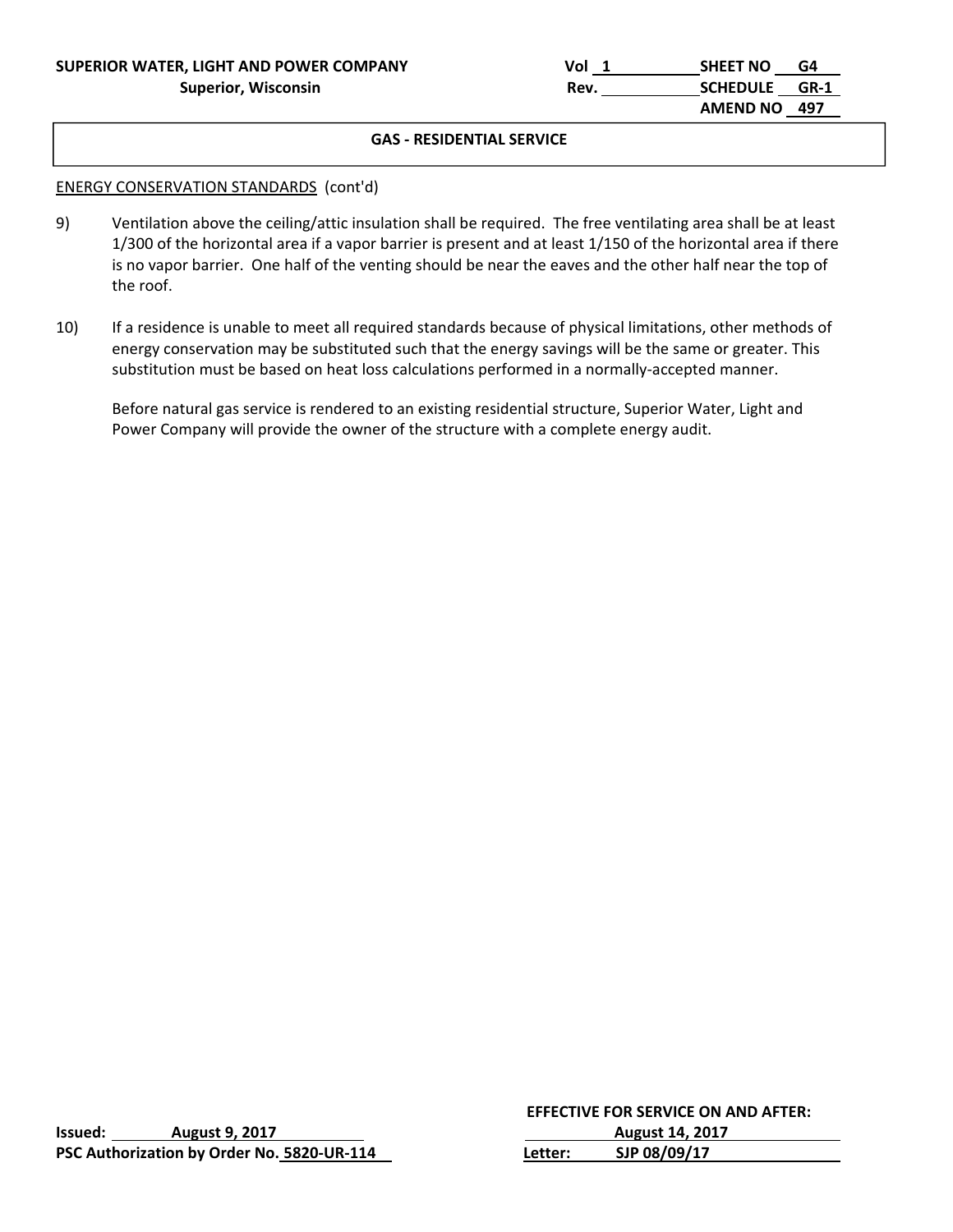**SUPERIOR WATER, LIGHT AND POWER COMPANY**
**Superior, Wisconsin**

Vol 1 | SHEET NO G4
Rev. | SCHEDULE GR-1
AMEND NO 497

## GAS - RESIDENTIAL SERVICE

ENERGY CONSERVATION STANDARDS (cont'd)

9) Ventilation above the ceiling/attic insulation shall be required. The free ventilating area shall be at least 1/300 of the horizontal area if a vapor barrier is present and at least 1/150 of the horizontal area if there is no vapor barrier. One half of the venting should be near the eaves and the other half near the top of the roof.

10) If a residence is unable to meet all required standards because of physical limitations, other methods of energy conservation may be substituted such that the energy savings will be the same or greater. This substitution must be based on heat loss calculations performed in a normally-accepted manner.

Before natural gas service is rendered to an existing residential structure, Superior Water, Light and Power Company will provide the owner of the structure with a complete energy audit.

**Issued:** August 9, 2017
**PSC Authorization by Order No.** 5820-UR-114

**EFFECTIVE FOR SERVICE ON AND AFTER:**
August 14, 2017
**Letter:** SJP 08/09/17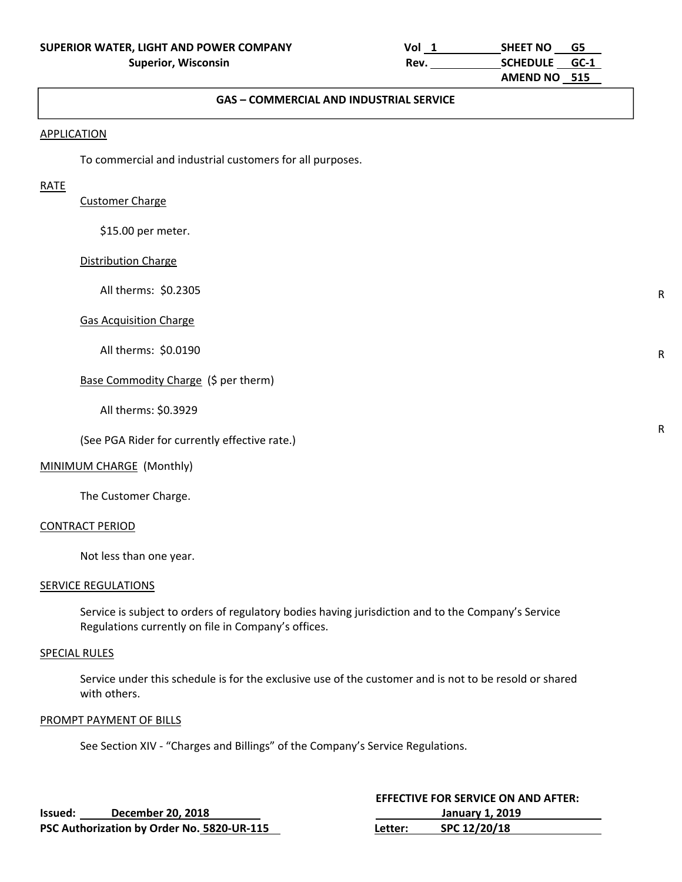**SUPERIOR WATER, LIGHT AND POWER COMPANY**
**Superior, Wisconsin**

Vol 1 | SHEET NO G5
Rev. | SCHEDULE GC-1
AMEND NO 515

## GAS – COMMERCIAL AND INDUSTRIAL SERVICE

### APPLICATION

To commercial and industrial customers for all purposes.

### RATE

Customer Charge

$15.00 per meter.

Distribution Charge

All therms: $0.2305 R

Gas Acquisition Charge

All therms: $0.0190 R

Base Commodity Charge ($ per therm)

All therms: $0.3929 R

(See PGA Rider for currently effective rate.)

### MINIMUM CHARGE (Monthly)

The Customer Charge.

### CONTRACT PERIOD

Not less than one year.

### SERVICE REGULATIONS

Service is subject to orders of regulatory bodies having jurisdiction and to the Company's Service Regulations currently on file in Company's offices.

### SPECIAL RULES

Service under this schedule is for the exclusive use of the customer and is not to be resold or shared with others.

### PROMPT PAYMENT OF BILLS

See Section XIV - "Charges and Billings" of the Company's Service Regulations.

**Issued: December 20, 2018**
**PSC Authorization by Order No. 5820-UR-115**

**EFFECTIVE FOR SERVICE ON AND AFTER:**
**January 1, 2019**
**Letter: SPC 12/20/18**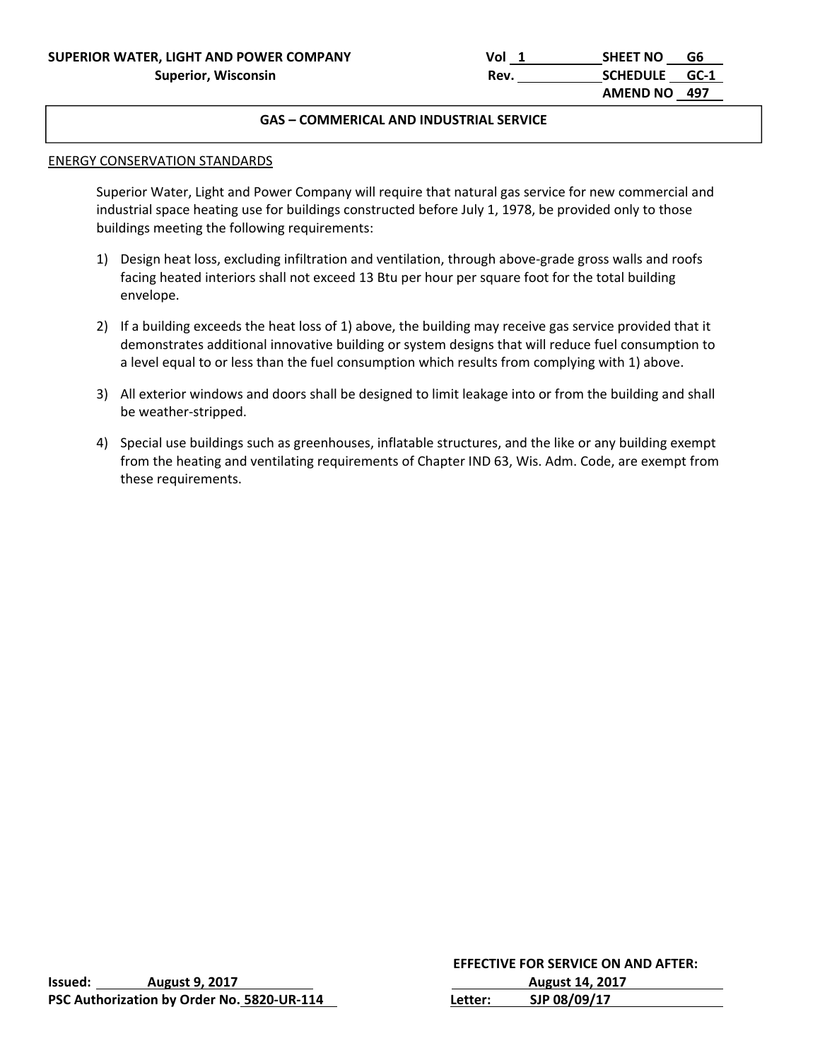SUPERIOR WATER, LIGHT AND POWER COMPANY
Superior, Wisconsin

Vol 1 SHEET NO G6
Rev. SCHEDULE GC-1
AMEND NO 497

## GAS – COMMERICAL AND INDUSTRIAL SERVICE

ENERGY CONSERVATION STANDARDS

Superior Water, Light and Power Company will require that natural gas service for new commercial and industrial space heating use for buildings constructed before July 1, 1978, be provided only to those buildings meeting the following requirements:

1) Design heat loss, excluding infiltration and ventilation, through above-grade gross walls and roofs facing heated interiors shall not exceed 13 Btu per hour per square foot for the total building envelope.

2) If a building exceeds the heat loss of 1) above, the building may receive gas service provided that it demonstrates additional innovative building or system designs that will reduce fuel consumption to a level equal to or less than the fuel consumption which results from complying with 1) above.

3) All exterior windows and doors shall be designed to limit leakage into or from the building and shall be weather-stripped.

4) Special use buildings such as greenhouses, inflatable structures, and the like or any building exempt from the heating and ventilating requirements of Chapter IND 63, Wis. Adm. Code, are exempt from these requirements.

Issued: August 9, 2017
PSC Authorization by Order No. 5820-UR-114

EFFECTIVE FOR SERVICE ON AND AFTER:
August 14, 2017
Letter: SJP 08/09/17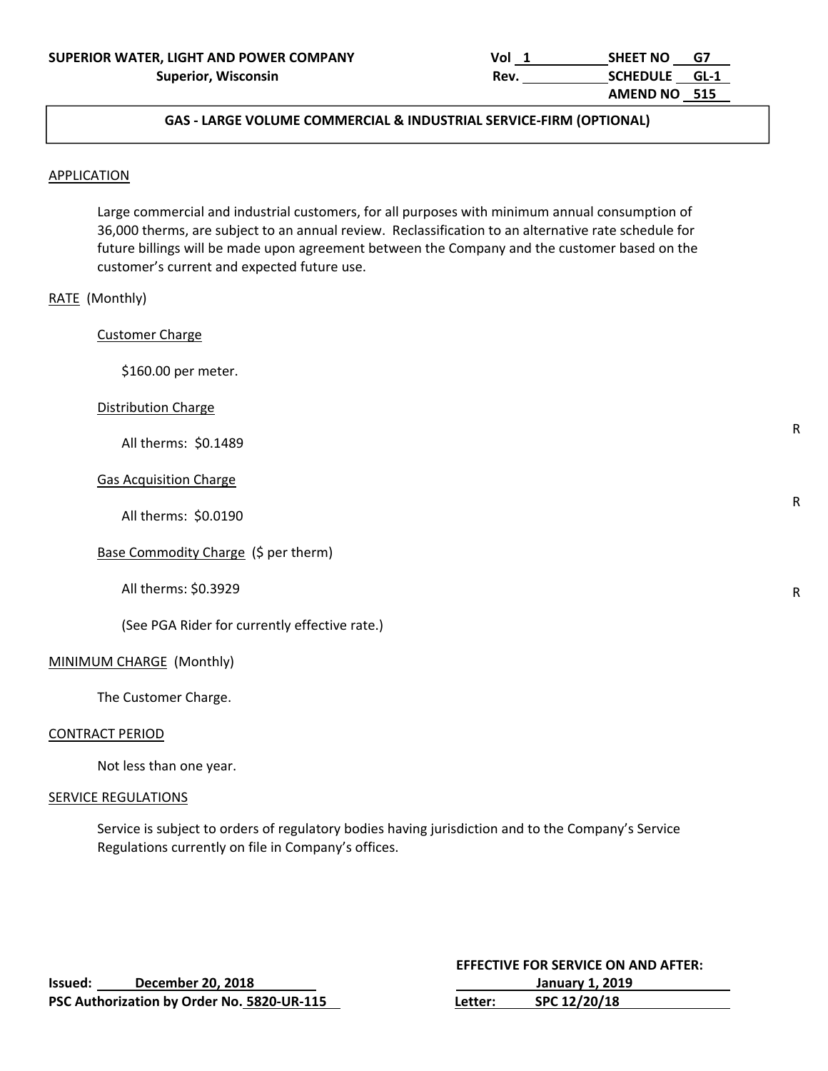**SUPERIOR WATER, LIGHT AND POWER COMPANY**
**Superior, Wisconsin**

Vol 1 | Rev. | SHEET NO G7 | SCHEDULE GL-1 | AMEND NO 515

## GAS - LARGE VOLUME COMMERCIAL & INDUSTRIAL SERVICE-FIRM (OPTIONAL)

### APPLICATION

Large commercial and industrial customers, for all purposes with minimum annual consumption of 36,000 therms, are subject to an annual review. Reclassification to an alternative rate schedule for future billings will be made upon agreement between the Company and the customer based on the customer's current and expected future use.

### RATE (Monthly)

Customer Charge

$160.00 per meter.

Distribution Charge

All therms: $0.1489 R

Gas Acquisition Charge

All therms: $0.0190 R

Base Commodity Charge ($ per therm)

All therms: $0.3929 R

(See PGA Rider for currently effective rate.)

### MINIMUM CHARGE (Monthly)

The Customer Charge.

### CONTRACT PERIOD

Not less than one year.

### SERVICE REGULATIONS

Service is subject to orders of regulatory bodies having jurisdiction and to the Company's Service Regulations currently on file in Company's offices.

**Issued: December 20, 2018**
**PSC Authorization by Order No. 5820-UR-115**

**EFFECTIVE FOR SERVICE ON AND AFTER:**
**January 1, 2019**
**Letter: SPC 12/20/18**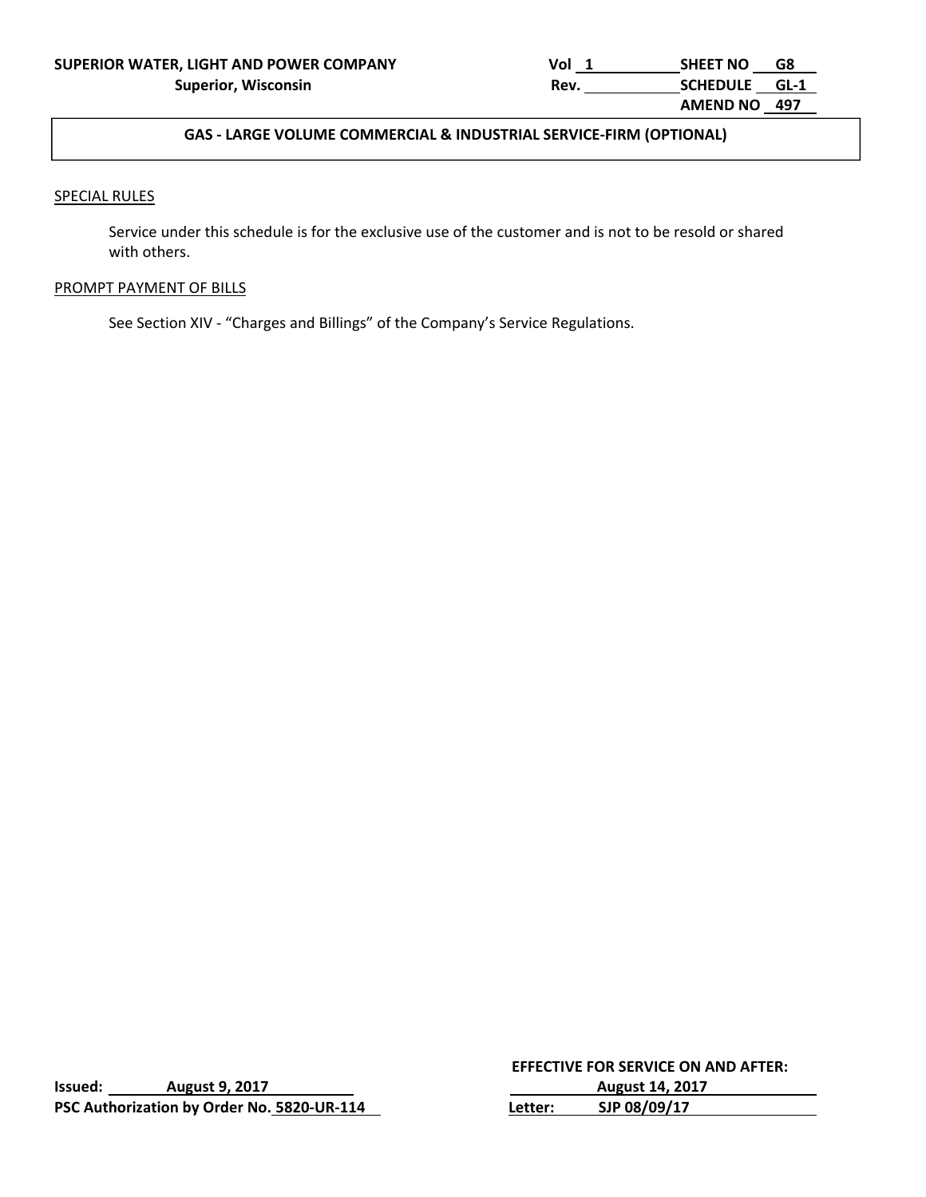**GAS - LARGE VOLUME COMMERCIAL & INDUSTRIAL SERVICE-FIRM (OPTIONAL)**

SPECIAL RULES

Service under this schedule is for the exclusive use of the customer and is not to be resold or shared with others.

PROMPT PAYMENT OF BILLS

See Section XIV - "Charges and Billings" of the Company's Service Regulations.

**Issued:** August 9, 2017
**PSC Authorization by Order No.** 5820-UR-114

**EFFECTIVE FOR SERVICE ON AND AFTER:** August 14, 2017
**Letter:** SJP 08/09/17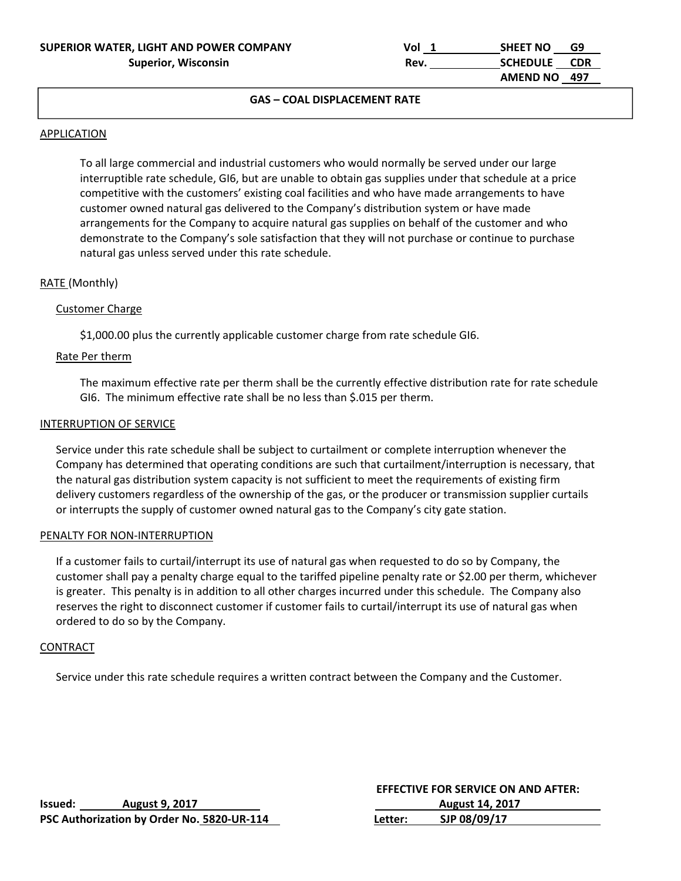**SUPERIOR WATER, LIGHT AND POWER COMPANY**
**Superior, Wisconsin**

Vol 1 | Rev. | SHEET NO G9 | SCHEDULE CDR | AMEND NO 497

## GAS – COAL DISPLACEMENT RATE

APPLICATION

To all large commercial and industrial customers who would normally be served under our large interruptible rate schedule, GI6, but are unable to obtain gas supplies under that schedule at a price competitive with the customers' existing coal facilities and who have made arrangements to have customer owned natural gas delivered to the Company's distribution system or have made arrangements for the Company to acquire natural gas supplies on behalf of the customer and who demonstrate to the Company's sole satisfaction that they will not purchase or continue to purchase natural gas unless served under this rate schedule.

RATE (Monthly)

Customer Charge

$1,000.00 plus the currently applicable customer charge from rate schedule GI6.

Rate Per therm

The maximum effective rate per therm shall be the currently effective distribution rate for rate schedule GI6. The minimum effective rate shall be no less than $.015 per therm.

INTERRUPTION OF SERVICE

Service under this rate schedule shall be subject to curtailment or complete interruption whenever the Company has determined that operating conditions are such that curtailment/interruption is necessary, that the natural gas distribution system capacity is not sufficient to meet the requirements of existing firm delivery customers regardless of the ownership of the gas, or the producer or transmission supplier curtails or interrupts the supply of customer owned natural gas to the Company's city gate station.

PENALTY FOR NON-INTERRUPTION

If a customer fails to curtail/interrupt its use of natural gas when requested to do so by Company, the customer shall pay a penalty charge equal to the tariffed pipeline penalty rate or $2.00 per therm, whichever is greater. This penalty is in addition to all other charges incurred under this schedule. The Company also reserves the right to disconnect customer if customer fails to curtail/interrupt its use of natural gas when ordered to do so by the Company.

CONTRACT

Service under this rate schedule requires a written contract between the Company and the Customer.

**Issued:** August 9, 2017
**PSC Authorization by Order No.** 5820-UR-114

**EFFECTIVE FOR SERVICE ON AND AFTER:** August 14, 2017
**Letter:** SJP 08/09/17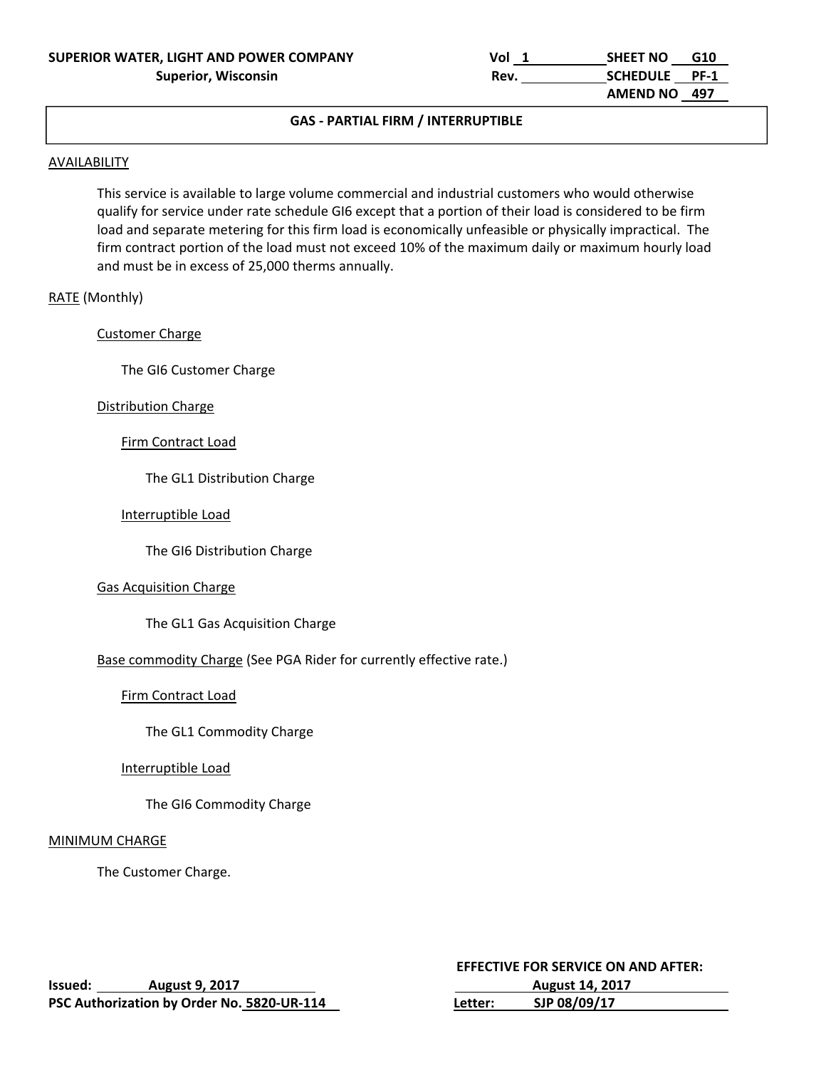**SUPERIOR WATER, LIGHT AND POWER COMPANY**
**Superior, Wisconsin**

| | |
|---|---|
| Vol 1 | SHEET NO G10 |
| Rev. | SCHEDULE PF-1 |
| | AMEND NO 497 |

## GAS - PARTIAL FIRM / INTERRUPTIBLE

AVAILABILITY

This service is available to large volume commercial and industrial customers who would otherwise qualify for service under rate schedule GI6 except that a portion of their load is considered to be firm load and separate metering for this firm load is economically unfeasible or physically impractical. The firm contract portion of the load must not exceed 10% of the maximum daily or maximum hourly load and must be in excess of 25,000 therms annually.

RATE (Monthly)

Customer Charge

The GI6 Customer Charge

Distribution Charge

Firm Contract Load

The GL1 Distribution Charge

Interruptible Load

The GI6 Distribution Charge

Gas Acquisition Charge

The GL1 Gas Acquisition Charge

Base commodity Charge (See PGA Rider for currently effective rate.)

Firm Contract Load

The GL1 Commodity Charge

Interruptible Load

The GI6 Commodity Charge

MINIMUM CHARGE

The Customer Charge.

**Issued: August 9, 2017**
**PSC Authorization by Order No. 5820-UR-114**

**EFFECTIVE FOR SERVICE ON AND AFTER:**
**August 14, 2017**
**Letter: SJP 08/09/17**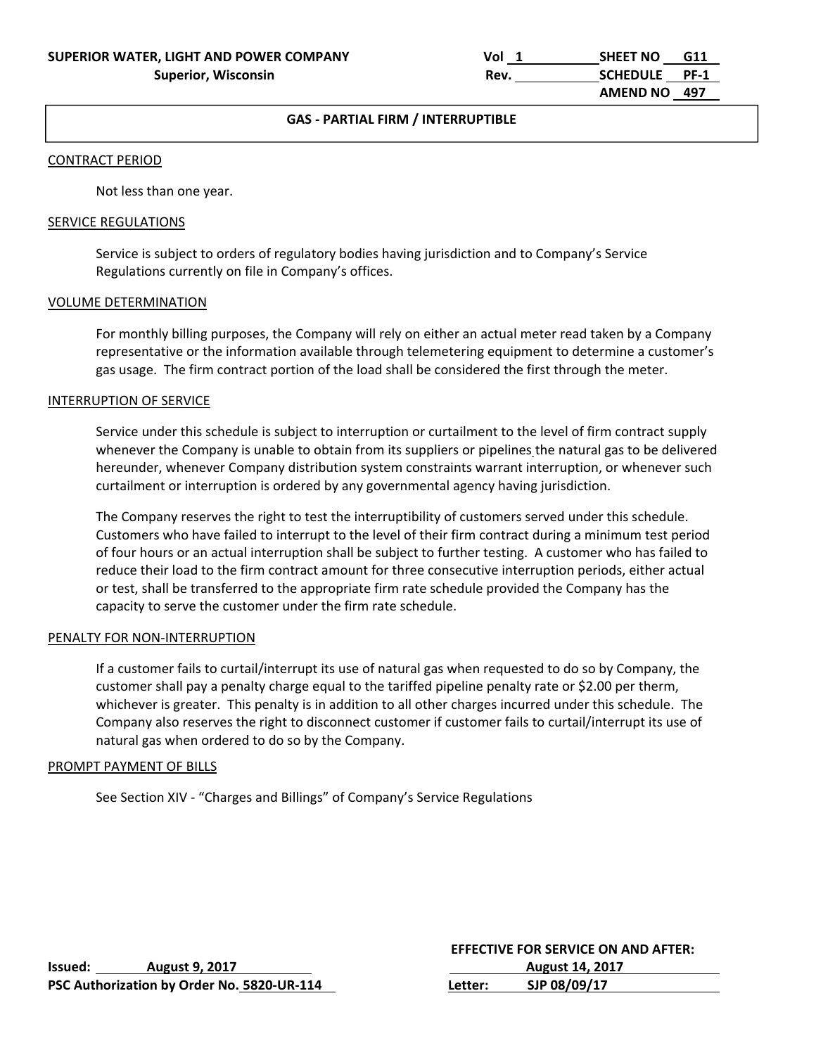**SUPERIOR WATER, LIGHT AND POWER COMPANY**
**Superior, Wisconsin**

Vol 1 | SHEET NO G11
Rev. | SCHEDULE PF-1
AMEND NO 497

## GAS - PARTIAL FIRM / INTERRUPTIBLE

### CONTRACT PERIOD

Not less than one year.

### SERVICE REGULATIONS

Service is subject to orders of regulatory bodies having jurisdiction and to Company's Service Regulations currently on file in Company's offices.

### VOLUME DETERMINATION

For monthly billing purposes, the Company will rely on either an actual meter read taken by a Company representative or the information available through telemetering equipment to determine a customer's gas usage. The firm contract portion of the load shall be considered the first through the meter.

### INTERRUPTION OF SERVICE

Service under this schedule is subject to interruption or curtailment to the level of firm contract supply whenever the Company is unable to obtain from its suppliers or pipelines the natural gas to be delivered hereunder, whenever Company distribution system constraints warrant interruption, or whenever such curtailment or interruption is ordered by any governmental agency having jurisdiction.

The Company reserves the right to test the interruptibility of customers served under this schedule. Customers who have failed to interrupt to the level of their firm contract during a minimum test period of four hours or an actual interruption shall be subject to further testing. A customer who has failed to reduce their load to the firm contract amount for three consecutive interruption periods, either actual or test, shall be transferred to the appropriate firm rate schedule provided the Company has the capacity to serve the customer under the firm rate schedule.

### PENALTY FOR NON-INTERRUPTION

If a customer fails to curtail/interrupt its use of natural gas when requested to do so by Company, the customer shall pay a penalty charge equal to the tariffed pipeline penalty rate or $2.00 per therm, whichever is greater. This penalty is in addition to all other charges incurred under this schedule. The Company also reserves the right to disconnect customer if customer fails to curtail/interrupt its use of natural gas when ordered to do so by the Company.

### PROMPT PAYMENT OF BILLS

See Section XIV - "Charges and Billings" of Company's Service Regulations

**Issued:** August 9, 2017
**PSC Authorization by Order No.** 5820-UR-114

**EFFECTIVE FOR SERVICE ON AND AFTER:**
August 14, 2017
**Letter:** SJP 08/09/17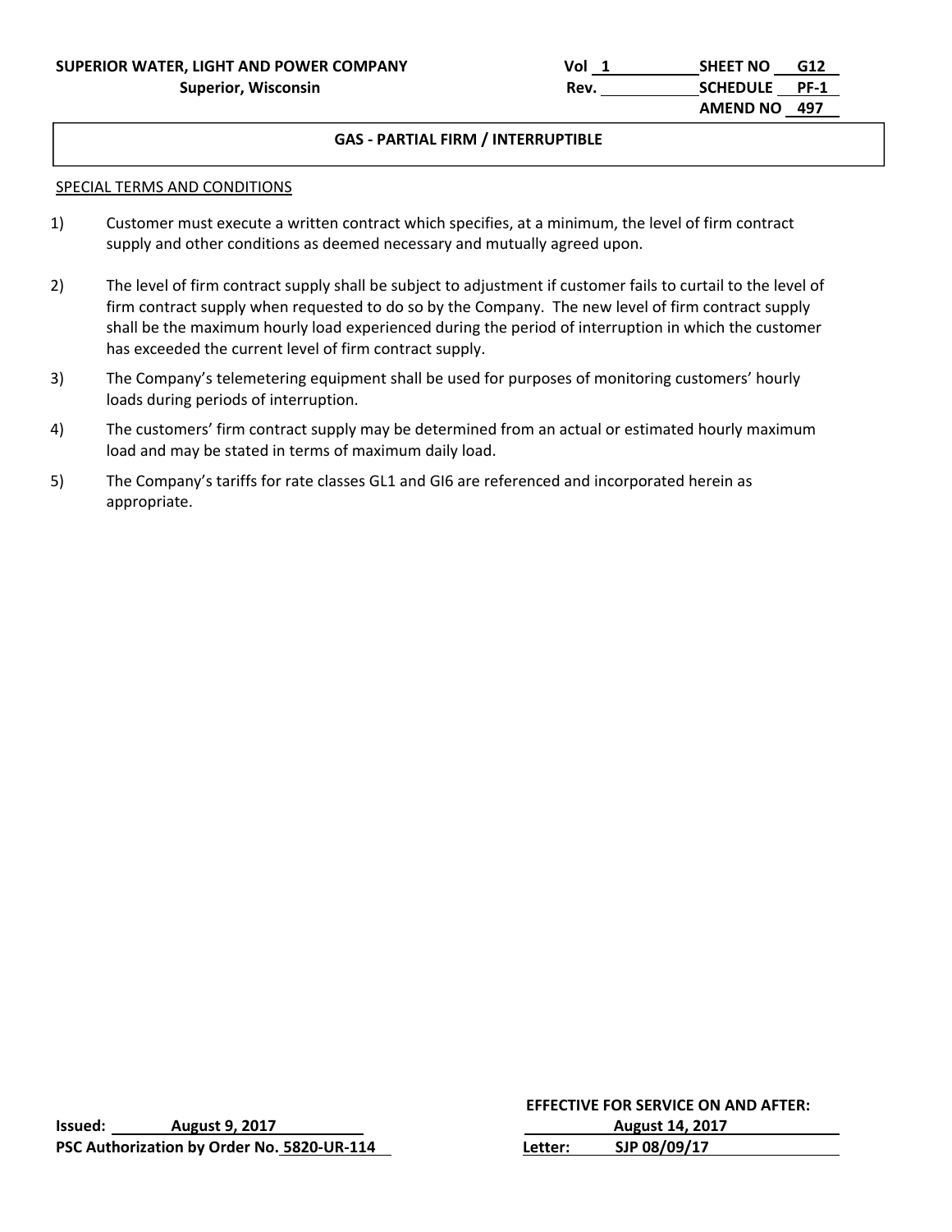**SUPERIOR WATER, LIGHT AND POWER COMPANY**
**Superior, Wisconsin**

Vol 1 | SHEET NO G12
Rev. | SCHEDULE PF-1
AMEND NO 497

## GAS - PARTIAL FIRM / INTERRUPTIBLE

SPECIAL TERMS AND CONDITIONS

1) Customer must execute a written contract which specifies, at a minimum, the level of firm contract supply and other conditions as deemed necessary and mutually agreed upon.

2) The level of firm contract supply shall be subject to adjustment if customer fails to curtail to the level of firm contract supply when requested to do so by the Company. The new level of firm contract supply shall be the maximum hourly load experienced during the period of interruption in which the customer has exceeded the current level of firm contract supply.

3) The Company's telemetering equipment shall be used for purposes of monitoring customers' hourly loads during periods of interruption.

4) The customers' firm contract supply may be determined from an actual or estimated hourly maximum load and may be stated in terms of maximum daily load.

5) The Company's tariffs for rate classes GL1 and GI6 are referenced and incorporated herein as appropriate.

**Issued:** August 9, 2017
**PSC Authorization by Order No.** 5820-UR-114

**EFFECTIVE FOR SERVICE ON AND AFTER:**
August 14, 2017
**Letter:** SJP 08/09/17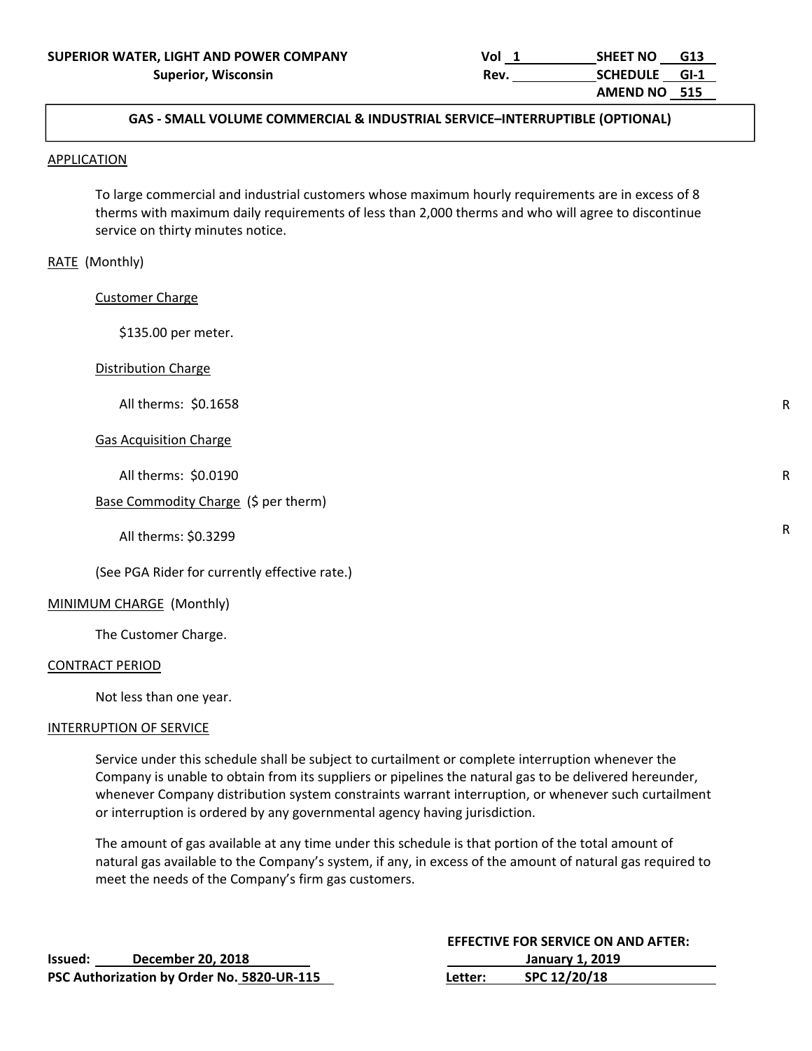**SUPERIOR WATER, LIGHT AND POWER COMPANY**
**Superior, Wisconsin**

Vol 1 | Rev. | SHEET NO G13 | SCHEDULE GI-1 | AMEND NO 515

## GAS - SMALL VOLUME COMMERCIAL & INDUSTRIAL SERVICE–INTERRUPTIBLE (OPTIONAL)

APPLICATION

To large commercial and industrial customers whose maximum hourly requirements are in excess of 8 therms with maximum daily requirements of less than 2,000 therms and who will agree to discontinue service on thirty minutes notice.

RATE (Monthly)

Customer Charge

$135.00 per meter.

Distribution Charge

All therms: $0.1658 R

Gas Acquisition Charge

All therms: $0.0190 R

Base Commodity Charge ($ per therm)

All therms: $0.3299 R

(See PGA Rider for currently effective rate.)

MINIMUM CHARGE (Monthly)

The Customer Charge.

CONTRACT PERIOD

Not less than one year.

INTERRUPTION OF SERVICE

Service under this schedule shall be subject to curtailment or complete interruption whenever the Company is unable to obtain from its suppliers or pipelines the natural gas to be delivered hereunder, whenever Company distribution system constraints warrant interruption, or whenever such curtailment or interruption is ordered by any governmental agency having jurisdiction.

The amount of gas available at any time under this schedule is that portion of the total amount of natural gas available to the Company's system, if any, in excess of the amount of natural gas required to meet the needs of the Company's firm gas customers.

**Issued: December 20, 2018**
**PSC Authorization by Order No. 5820-UR-115**

**EFFECTIVE FOR SERVICE ON AND AFTER: January 1, 2019**
**Letter: SPC 12/20/18**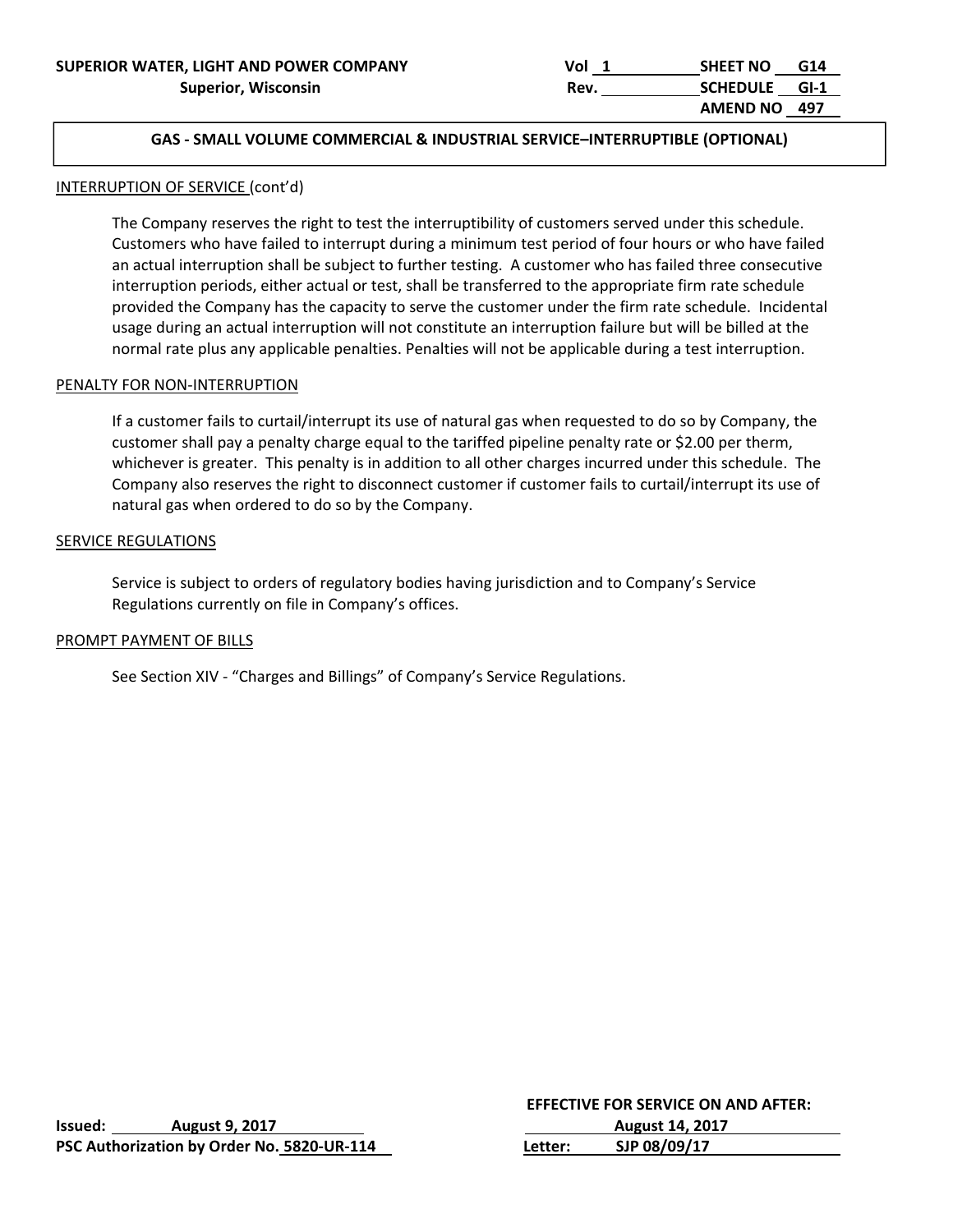**SUPERIOR WATER, LIGHT AND POWER COMPANY**
**Superior, Wisconsin**

Vol 1 | SHEET NO G14
Rev. | SCHEDULE GI-1
AMEND NO 497

## GAS - SMALL VOLUME COMMERCIAL & INDUSTRIAL SERVICE–INTERRUPTIBLE (OPTIONAL)

### INTERRUPTION OF SERVICE (cont'd)

The Company reserves the right to test the interruptibility of customers served under this schedule. Customers who have failed to interrupt during a minimum test period of four hours or who have failed an actual interruption shall be subject to further testing. A customer who has failed three consecutive interruption periods, either actual or test, shall be transferred to the appropriate firm rate schedule provided the Company has the capacity to serve the customer under the firm rate schedule. Incidental usage during an actual interruption will not constitute an interruption failure but will be billed at the normal rate plus any applicable penalties. Penalties will not be applicable during a test interruption.

### PENALTY FOR NON-INTERRUPTION

If a customer fails to curtail/interrupt its use of natural gas when requested to do so by Company, the customer shall pay a penalty charge equal to the tariffed pipeline penalty rate or $2.00 per therm, whichever is greater. This penalty is in addition to all other charges incurred under this schedule. The Company also reserves the right to disconnect customer if customer fails to curtail/interrupt its use of natural gas when ordered to do so by the Company.

### SERVICE REGULATIONS

Service is subject to orders of regulatory bodies having jurisdiction and to Company's Service Regulations currently on file in Company's offices.

### PROMPT PAYMENT OF BILLS

See Section XIV - "Charges and Billings" of Company's Service Regulations.

**Issued:** August 9, 2017
**PSC Authorization by Order No.** 5820-UR-114

**EFFECTIVE FOR SERVICE ON AND AFTER:**
August 14, 2017
**Letter:** SJP 08/09/17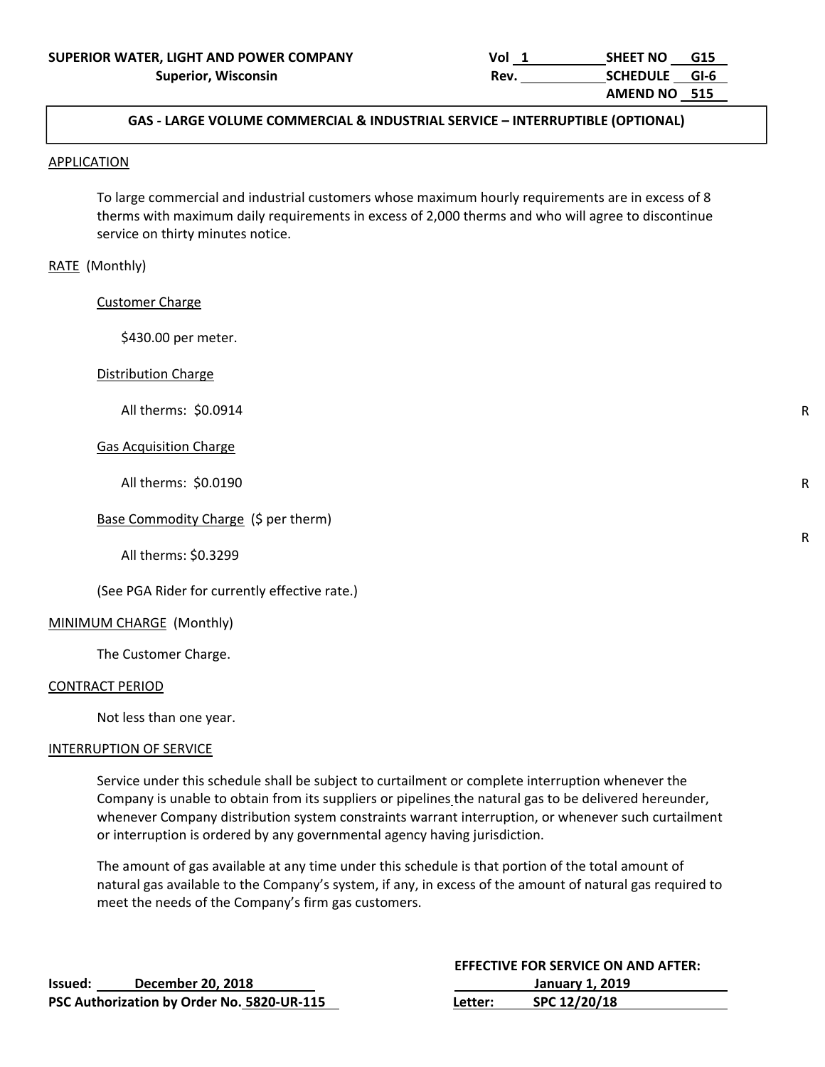SUPERIOR WATER, LIGHT AND POWER COMPANY
Superior, Wisconsin

Vol 1 | SHEET NO G15
Rev. | SCHEDULE GI-6
AMEND NO 515

## GAS - LARGE VOLUME COMMERCIAL & INDUSTRIAL SERVICE – INTERRUPTIBLE (OPTIONAL)

APPLICATION

To large commercial and industrial customers whose maximum hourly requirements are in excess of 8 therms with maximum daily requirements in excess of 2,000 therms and who will agree to discontinue service on thirty minutes notice.

RATE (Monthly)

Customer Charge

$430.00 per meter.

Distribution Charge

All therms: $0.0914 — R

Gas Acquisition Charge

All therms: $0.0190 — R

Base Commodity Charge ($ per therm) — R

All therms: $0.3299

(See PGA Rider for currently effective rate.)

MINIMUM CHARGE (Monthly)

The Customer Charge.

CONTRACT PERIOD

Not less than one year.

INTERRUPTION OF SERVICE

Service under this schedule shall be subject to curtailment or complete interruption whenever the Company is unable to obtain from its suppliers or pipelines the natural gas to be delivered hereunder, whenever Company distribution system constraints warrant interruption, or whenever such curtailment or interruption is ordered by any governmental agency having jurisdiction.

The amount of gas available at any time under this schedule is that portion of the total amount of natural gas available to the Company's system, if any, in excess of the amount of natural gas required to meet the needs of the Company's firm gas customers.

Issued: December 20, 2018
PSC Authorization by Order No. 5820-UR-115

EFFECTIVE FOR SERVICE ON AND AFTER:
January 1, 2019
Letter: SPC 12/20/18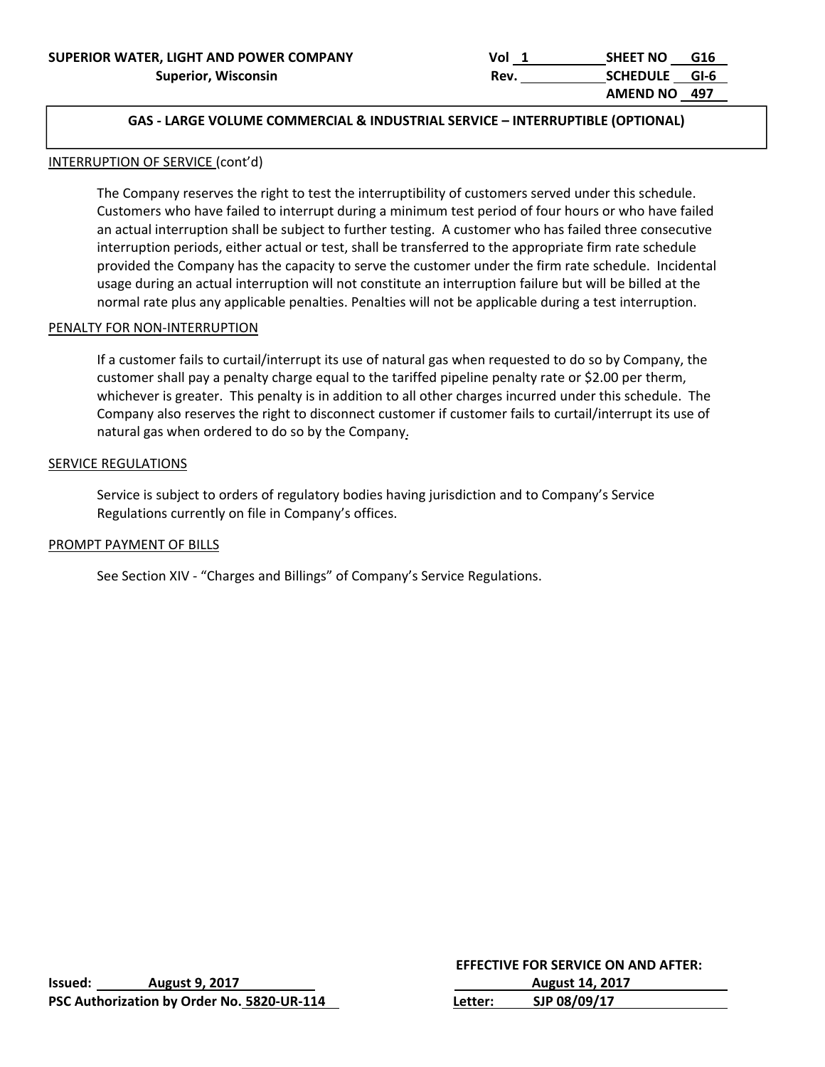## GAS - LARGE VOLUME COMMERCIAL & INDUSTRIAL SERVICE – INTERRUPTIBLE (OPTIONAL)

### INTERRUPTION OF SERVICE (cont'd)

The Company reserves the right to test the interruptibility of customers served under this schedule. Customers who have failed to interrupt during a minimum test period of four hours or who have failed an actual interruption shall be subject to further testing. A customer who has failed three consecutive interruption periods, either actual or test, shall be transferred to the appropriate firm rate schedule provided the Company has the capacity to serve the customer under the firm rate schedule. Incidental usage during an actual interruption will not constitute an interruption failure but will be billed at the normal rate plus any applicable penalties. Penalties will not be applicable during a test interruption.

### PENALTY FOR NON-INTERRUPTION

If a customer fails to curtail/interrupt its use of natural gas when requested to do so by Company, the customer shall pay a penalty charge equal to the tariffed pipeline penalty rate or $2.00 per therm, whichever is greater. This penalty is in addition to all other charges incurred under this schedule. The Company also reserves the right to disconnect customer if customer fails to curtail/interrupt its use of natural gas when ordered to do so by the Company.

### SERVICE REGULATIONS

Service is subject to orders of regulatory bodies having jurisdiction and to Company's Service Regulations currently on file in Company's offices.

### PROMPT PAYMENT OF BILLS

See Section XIV - "Charges and Billings" of Company's Service Regulations.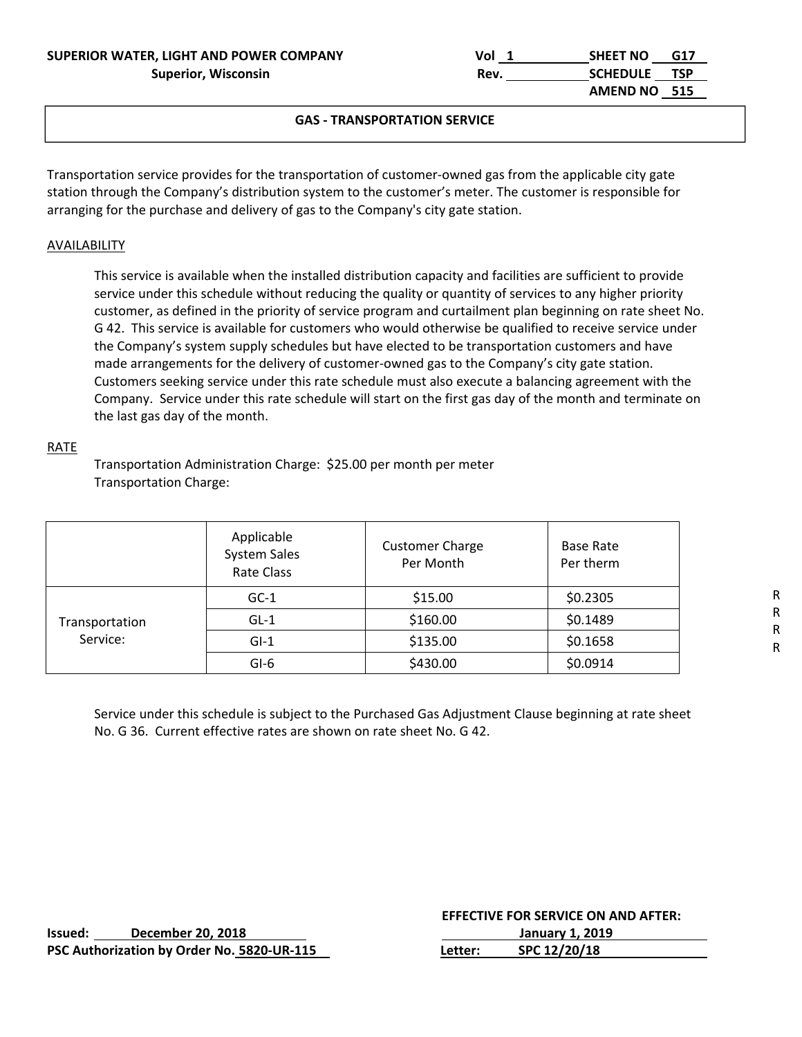**SUPERIOR WATER, LIGHT AND POWER COMPANY**
**Superior, Wisconsin**

Vol 1 | SHEET NO G17
Rev. | SCHEDULE TSP
AMEND NO 515

## GAS - TRANSPORTATION SERVICE

Transportation service provides for the transportation of customer-owned gas from the applicable city gate station through the Company's distribution system to the customer's meter. The customer is responsible for arranging for the purchase and delivery of gas to the Company's city gate station.

AVAILABILITY

This service is available when the installed distribution capacity and facilities are sufficient to provide service under this schedule without reducing the quality or quantity of services to any higher priority customer, as defined in the priority of service program and curtailment plan beginning on rate sheet No. G 42. This service is available for customers who would otherwise be qualified to receive service under the Company's system supply schedules but have elected to be transportation customers and have made arrangements for the delivery of customer-owned gas to the Company's city gate station. Customers seeking service under this rate schedule must also execute a balancing agreement with the Company. Service under this rate schedule will start on the first gas day of the month and terminate on the last gas day of the month.

RATE

Transportation Administration Charge: $25.00 per month per meter
Transportation Charge:

| | Applicable System Sales Rate Class | Customer Charge Per Month | Base Rate Per therm | |
|---|---|---|---|---|
| Transportation Service: | GC-1 | $15.00 | $0.2305 | R |
| | GL-1 | $160.00 | $0.1489 | R |
| | GI-1 | $135.00 | $0.1658 | R |
| | GI-6 | $430.00 | $0.0914 | R |

Service under this schedule is subject to the Purchased Gas Adjustment Clause beginning at rate sheet No. G 36. Current effective rates are shown on rate sheet No. G 42.

**Issued: December 20, 2018**
**PSC Authorization by Order No. 5820-UR-115**

**EFFECTIVE FOR SERVICE ON AND AFTER:**
**January 1, 2019**
**Letter: SPC 12/20/18**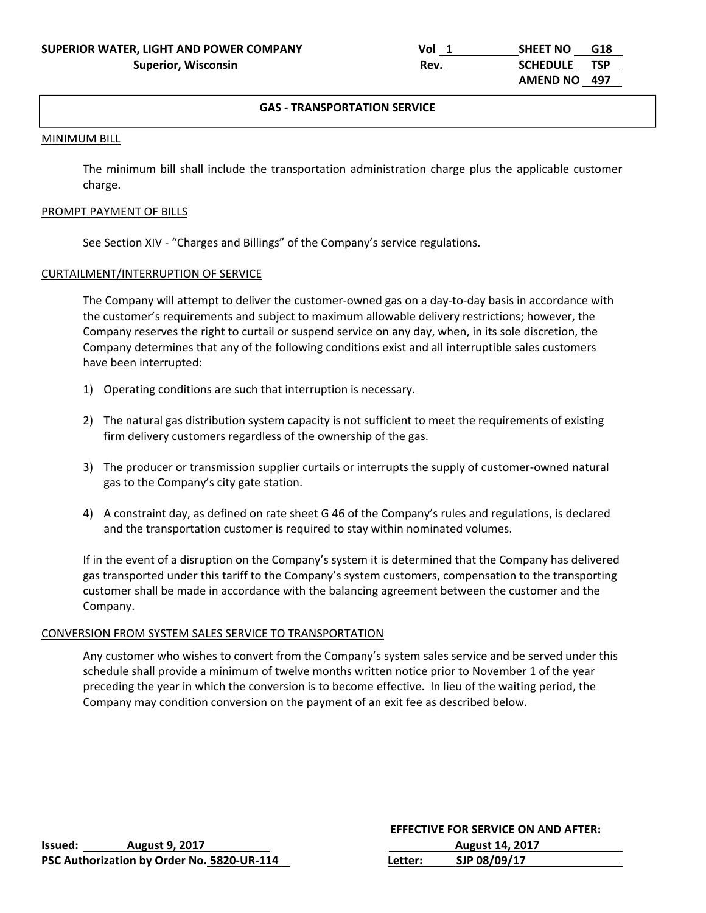**GAS - TRANSPORTATION SERVICE**

MINIMUM BILL

The minimum bill shall include the transportation administration charge plus the applicable customer charge.

PROMPT PAYMENT OF BILLS

See Section XIV - "Charges and Billings" of the Company's service regulations.

CURTAILMENT/INTERRUPTION OF SERVICE

The Company will attempt to deliver the customer-owned gas on a day-to-day basis in accordance with the customer's requirements and subject to maximum allowable delivery restrictions; however, the Company reserves the right to curtail or suspend service on any day, when, in its sole discretion, the Company determines that any of the following conditions exist and all interruptible sales customers have been interrupted:

1) Operating conditions are such that interruption is necessary.
2) The natural gas distribution system capacity is not sufficient to meet the requirements of existing firm delivery customers regardless of the ownership of the gas.
3) The producer or transmission supplier curtails or interrupts the supply of customer-owned natural gas to the Company's city gate station.
4) A constraint day, as defined on rate sheet G 46 of the Company's rules and regulations, is declared and the transportation customer is required to stay within nominated volumes.

If in the event of a disruption on the Company's system it is determined that the Company has delivered gas transported under this tariff to the Company's system customers, compensation to the transporting customer shall be made in accordance with the balancing agreement between the customer and the Company.

CONVERSION FROM SYSTEM SALES SERVICE TO TRANSPORTATION

Any customer who wishes to convert from the Company's system sales service and be served under this schedule shall provide a minimum of twelve months written notice prior to November 1 of the year preceding the year in which the conversion is to become effective. In lieu of the waiting period, the Company may condition conversion on the payment of an exit fee as described below.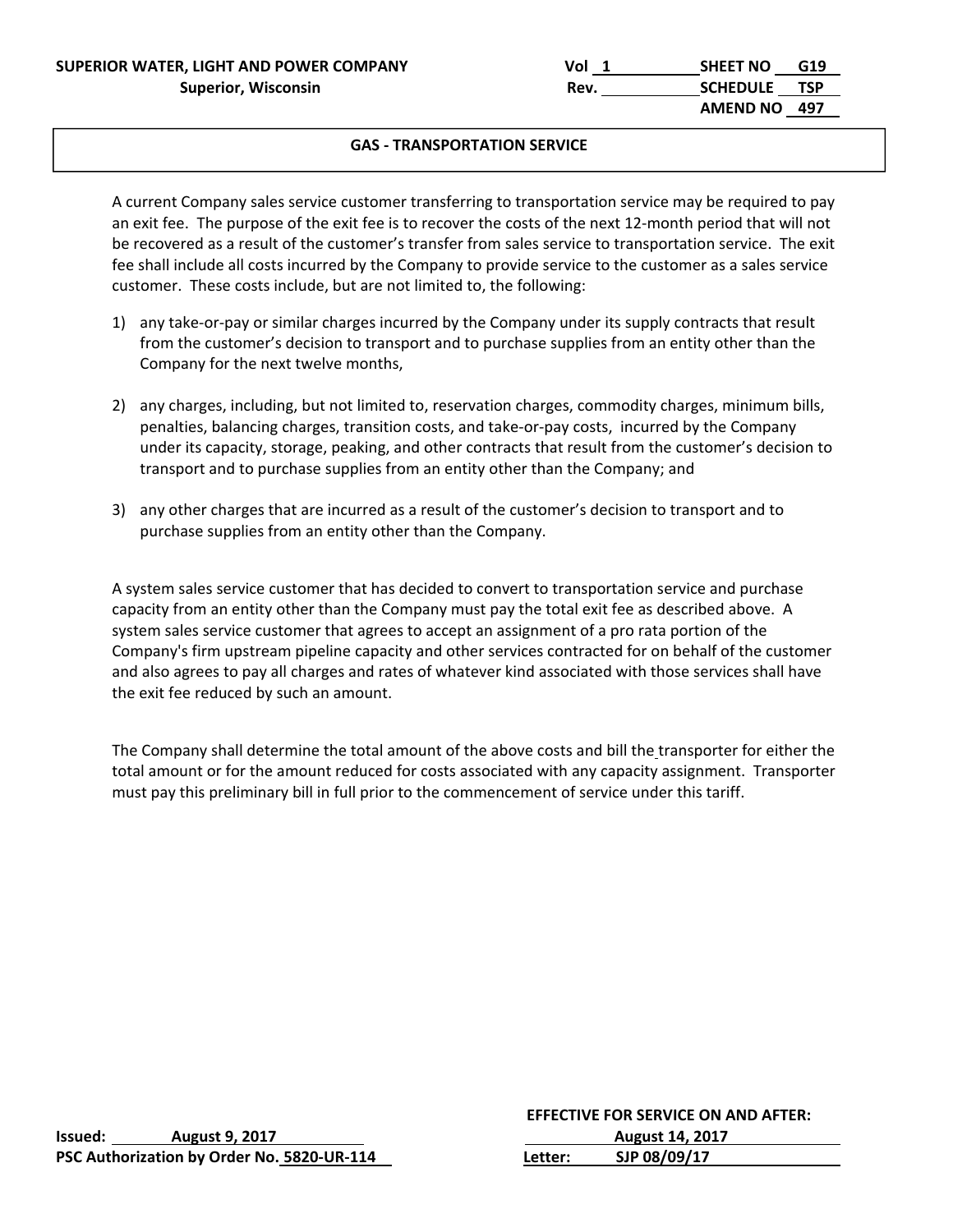**SUPERIOR WATER, LIGHT AND POWER COMPANY**
**Superior, Wisconsin**

Vol 1 | SHEET NO G19
Rev. | SCHEDULE TSP
AMEND NO 497

## GAS - TRANSPORTATION SERVICE

A current Company sales service customer transferring to transportation service may be required to pay an exit fee. The purpose of the exit fee is to recover the costs of the next 12-month period that will not be recovered as a result of the customer's transfer from sales service to transportation service. The exit fee shall include all costs incurred by the Company to provide service to the customer as a sales service customer. These costs include, but are not limited to, the following:

1) any take-or-pay or similar charges incurred by the Company under its supply contracts that result from the customer's decision to transport and to purchase supplies from an entity other than the Company for the next twelve months,

2) any charges, including, but not limited to, reservation charges, commodity charges, minimum bills, penalties, balancing charges, transition costs, and take-or-pay costs, incurred by the Company under its capacity, storage, peaking, and other contracts that result from the customer's decision to transport and to purchase supplies from an entity other than the Company; and

3) any other charges that are incurred as a result of the customer's decision to transport and to purchase supplies from an entity other than the Company.

A system sales service customer that has decided to convert to transportation service and purchase capacity from an entity other than the Company must pay the total exit fee as described above. A system sales service customer that agrees to accept an assignment of a pro rata portion of the Company's firm upstream pipeline capacity and other services contracted for on behalf of the customer and also agrees to pay all charges and rates of whatever kind associated with those services shall have the exit fee reduced by such an amount.

The Company shall determine the total amount of the above costs and bill the transporter for either the total amount or for the amount reduced for costs associated with any capacity assignment. Transporter must pay this preliminary bill in full prior to the commencement of service under this tariff.

**Issued:** August 9, 2017
**PSC Authorization by Order No.** 5820-UR-114

**EFFECTIVE FOR SERVICE ON AND AFTER:**
August 14, 2017
**Letter:** SJP 08/09/17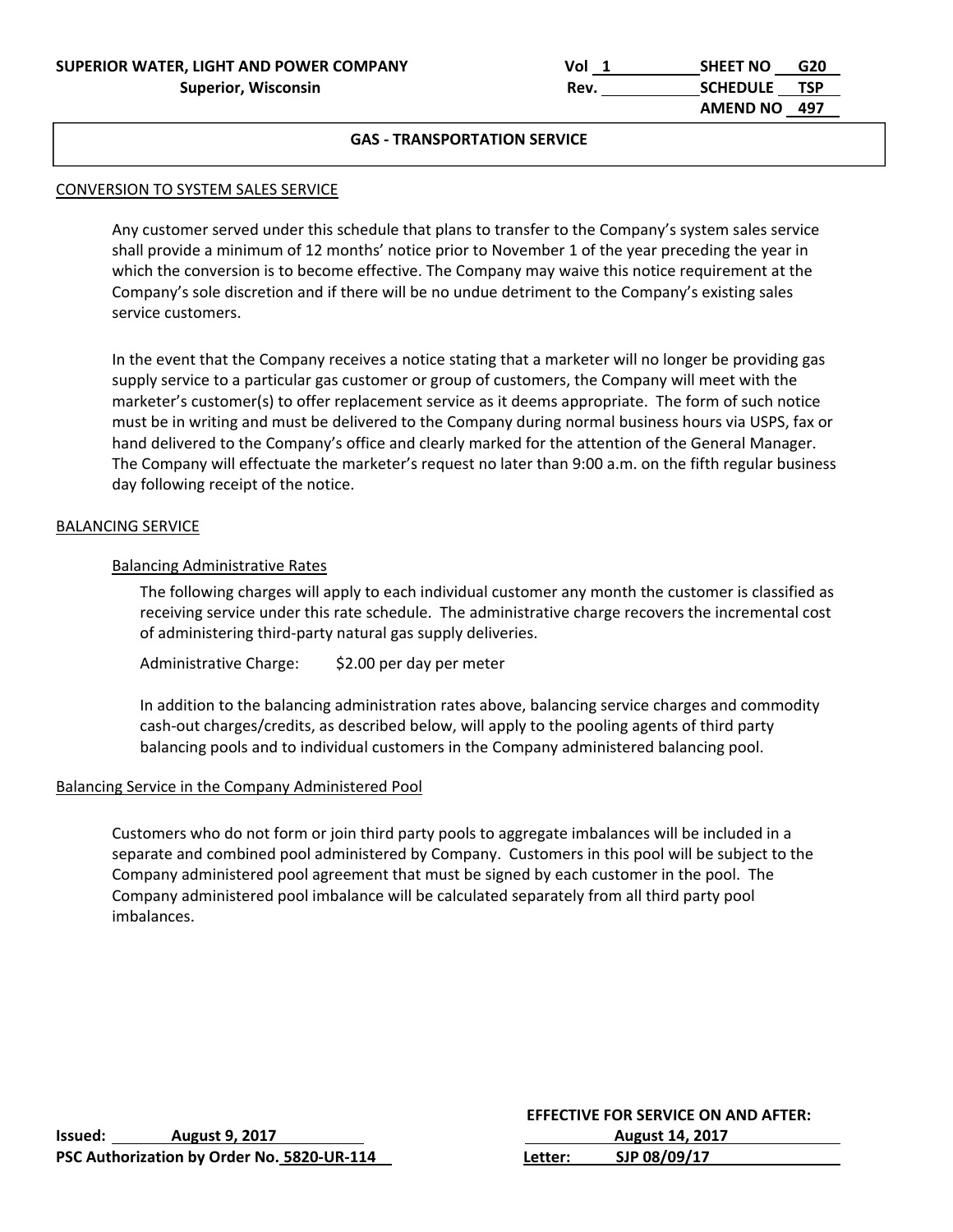**SUPERIOR WATER, LIGHT AND POWER COMPANY**
**Superior, Wisconsin**

Vol 1 | SHEET NO G20
Rev. | SCHEDULE TSP
AMEND NO 497

## GAS - TRANSPORTATION SERVICE

### CONVERSION TO SYSTEM SALES SERVICE

Any customer served under this schedule that plans to transfer to the Company's system sales service shall provide a minimum of 12 months' notice prior to November 1 of the year preceding the year in which the conversion is to become effective. The Company may waive this notice requirement at the Company's sole discretion and if there will be no undue detriment to the Company's existing sales service customers.

In the event that the Company receives a notice stating that a marketer will no longer be providing gas supply service to a particular gas customer or group of customers, the Company will meet with the marketer's customer(s) to offer replacement service as it deems appropriate. The form of such notice must be in writing and must be delivered to the Company during normal business hours via USPS, fax or hand delivered to the Company's office and clearly marked for the attention of the General Manager. The Company will effectuate the marketer's request no later than 9:00 a.m. on the fifth regular business day following receipt of the notice.

### BALANCING SERVICE

#### Balancing Administrative Rates

The following charges will apply to each individual customer any month the customer is classified as receiving service under this rate schedule. The administrative charge recovers the incremental cost of administering third-party natural gas supply deliveries.

Administrative Charge: $2.00 per day per meter

In addition to the balancing administration rates above, balancing service charges and commodity cash-out charges/credits, as described below, will apply to the pooling agents of third party balancing pools and to individual customers in the Company administered balancing pool.

### Balancing Service in the Company Administered Pool

Customers who do not form or join third party pools to aggregate imbalances will be included in a separate and combined pool administered by Company. Customers in this pool will be subject to the Company administered pool agreement that must be signed by each customer in the pool. The Company administered pool imbalance will be calculated separately from all third party pool imbalances.

**Issued: August 9, 2017**
**PSC Authorization by Order No. 5820-UR-114**

**EFFECTIVE FOR SERVICE ON AND AFTER:**
**August 14, 2017**
**Letter: SJP 08/09/17**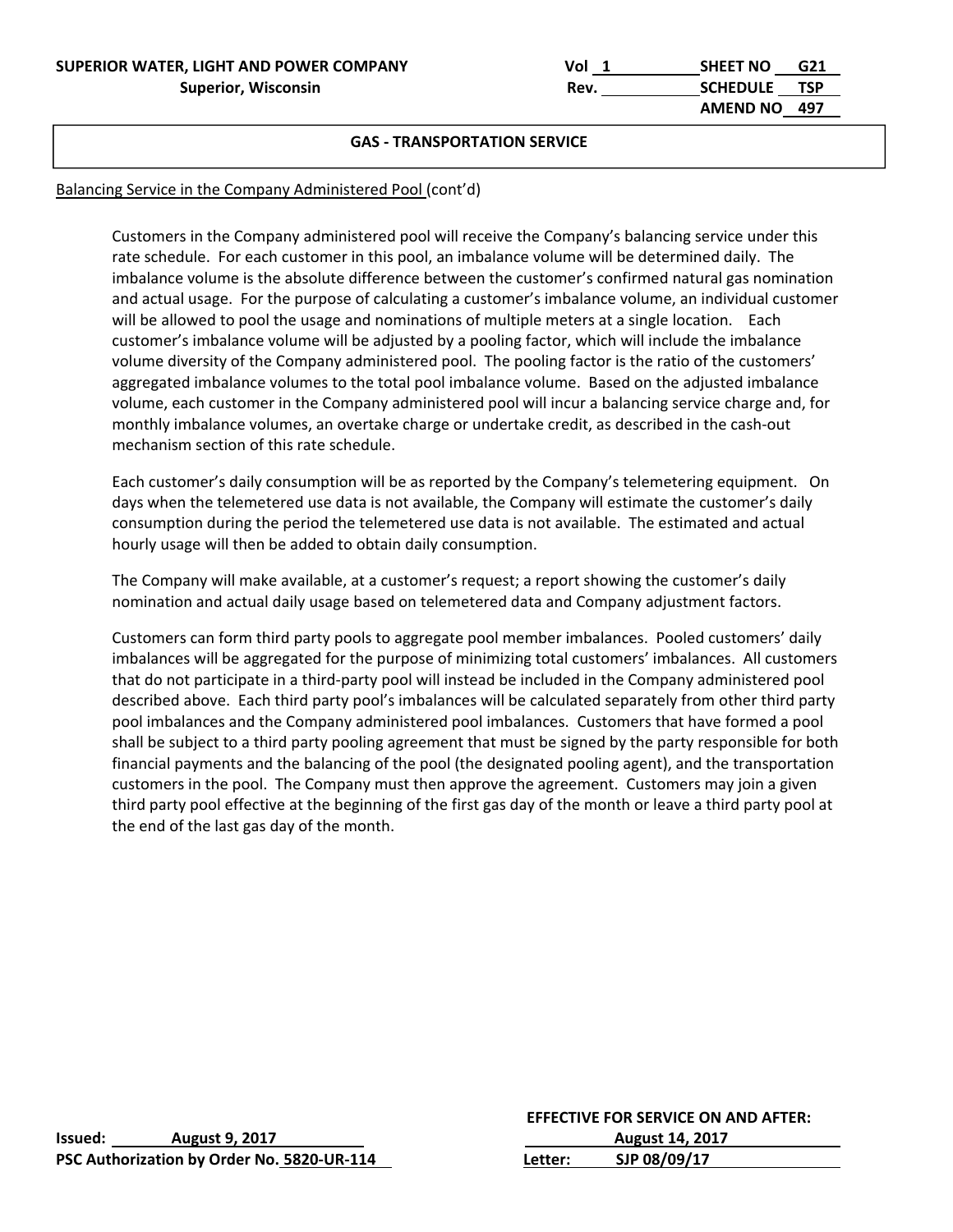**GAS - TRANSPORTATION SERVICE**

Balancing Service in the Company Administered Pool (cont'd)

Customers in the Company administered pool will receive the Company's balancing service under this rate schedule. For each customer in this pool, an imbalance volume will be determined daily. The imbalance volume is the absolute difference between the customer's confirmed natural gas nomination and actual usage. For the purpose of calculating a customer's imbalance volume, an individual customer will be allowed to pool the usage and nominations of multiple meters at a single location. Each customer's imbalance volume will be adjusted by a pooling factor, which will include the imbalance volume diversity of the Company administered pool. The pooling factor is the ratio of the customers' aggregated imbalance volumes to the total pool imbalance volume. Based on the adjusted imbalance volume, each customer in the Company administered pool will incur a balancing service charge and, for monthly imbalance volumes, an overtake charge or undertake credit, as described in the cash-out mechanism section of this rate schedule.

Each customer's daily consumption will be as reported by the Company's telemetering equipment. On days when the telemetered use data is not available, the Company will estimate the customer's daily consumption during the period the telemetered use data is not available. The estimated and actual hourly usage will then be added to obtain daily consumption.

The Company will make available, at a customer's request; a report showing the customer's daily nomination and actual daily usage based on telemetered data and Company adjustment factors.

Customers can form third party pools to aggregate pool member imbalances. Pooled customers' daily imbalances will be aggregated for the purpose of minimizing total customers' imbalances. All customers that do not participate in a third-party pool will instead be included in the Company administered pool described above. Each third party pool's imbalances will be calculated separately from other third party pool imbalances and the Company administered pool imbalances. Customers that have formed a pool shall be subject to a third party pooling agreement that must be signed by the party responsible for both financial payments and the balancing of the pool (the designated pooling agent), and the transportation customers in the pool. The Company must then approve the agreement. Customers may join a given third party pool effective at the beginning of the first gas day of the month or leave a third party pool at the end of the last gas day of the month.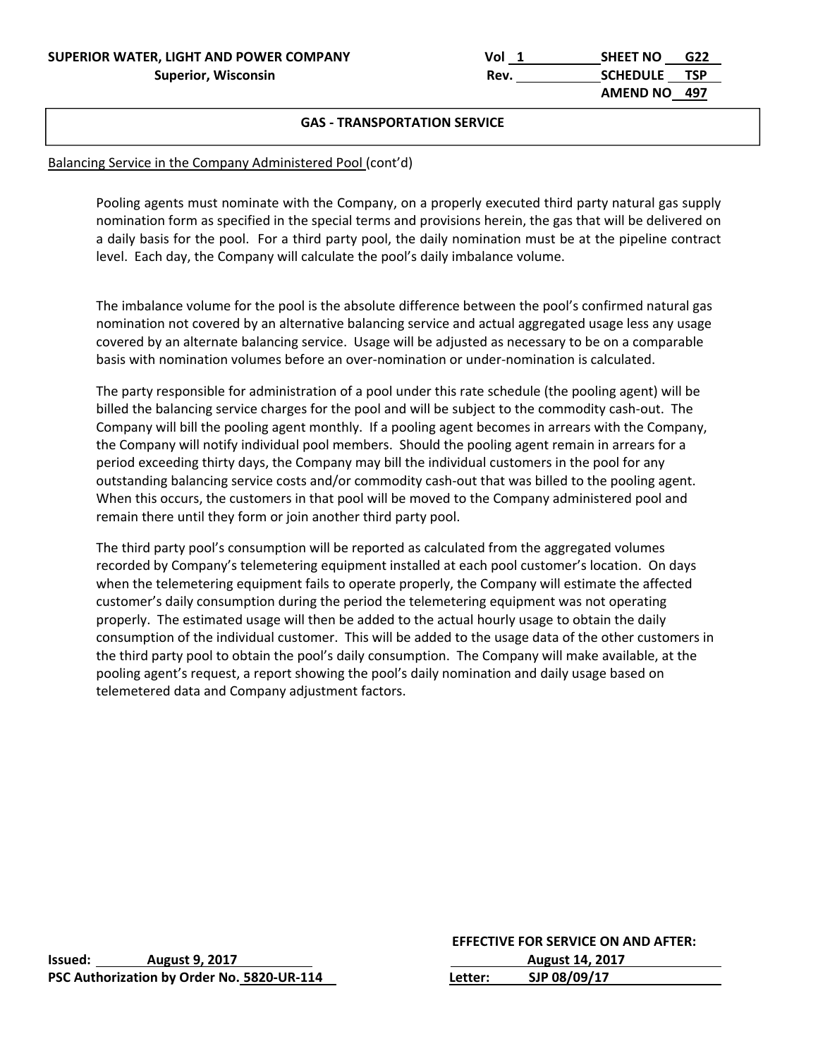## GAS - TRANSPORTATION SERVICE

Balancing Service in the Company Administered Pool (cont'd)

Pooling agents must nominate with the Company, on a properly executed third party natural gas supply nomination form as specified in the special terms and provisions herein, the gas that will be delivered on a daily basis for the pool. For a third party pool, the daily nomination must be at the pipeline contract level. Each day, the Company will calculate the pool's daily imbalance volume.

The imbalance volume for the pool is the absolute difference between the pool's confirmed natural gas nomination not covered by an alternative balancing service and actual aggregated usage less any usage covered by an alternate balancing service. Usage will be adjusted as necessary to be on a comparable basis with nomination volumes before an over-nomination or under-nomination is calculated.

The party responsible for administration of a pool under this rate schedule (the pooling agent) will be billed the balancing service charges for the pool and will be subject to the commodity cash-out. The Company will bill the pooling agent monthly. If a pooling agent becomes in arrears with the Company, the Company will notify individual pool members. Should the pooling agent remain in arrears for a period exceeding thirty days, the Company may bill the individual customers in the pool for any outstanding balancing service costs and/or commodity cash-out that was billed to the pooling agent. When this occurs, the customers in that pool will be moved to the Company administered pool and remain there until they form or join another third party pool.

The third party pool's consumption will be reported as calculated from the aggregated volumes recorded by Company's telemetering equipment installed at each pool customer's location. On days when the telemetering equipment fails to operate properly, the Company will estimate the affected customer's daily consumption during the period the telemetering equipment was not operating properly. The estimated usage will then be added to the actual hourly usage to obtain the daily consumption of the individual customer. This will be added to the usage data of the other customers in the third party pool to obtain the pool's daily consumption. The Company will make available, at the pooling agent's request, a report showing the pool's daily nomination and daily usage based on telemetered data and Company adjustment factors.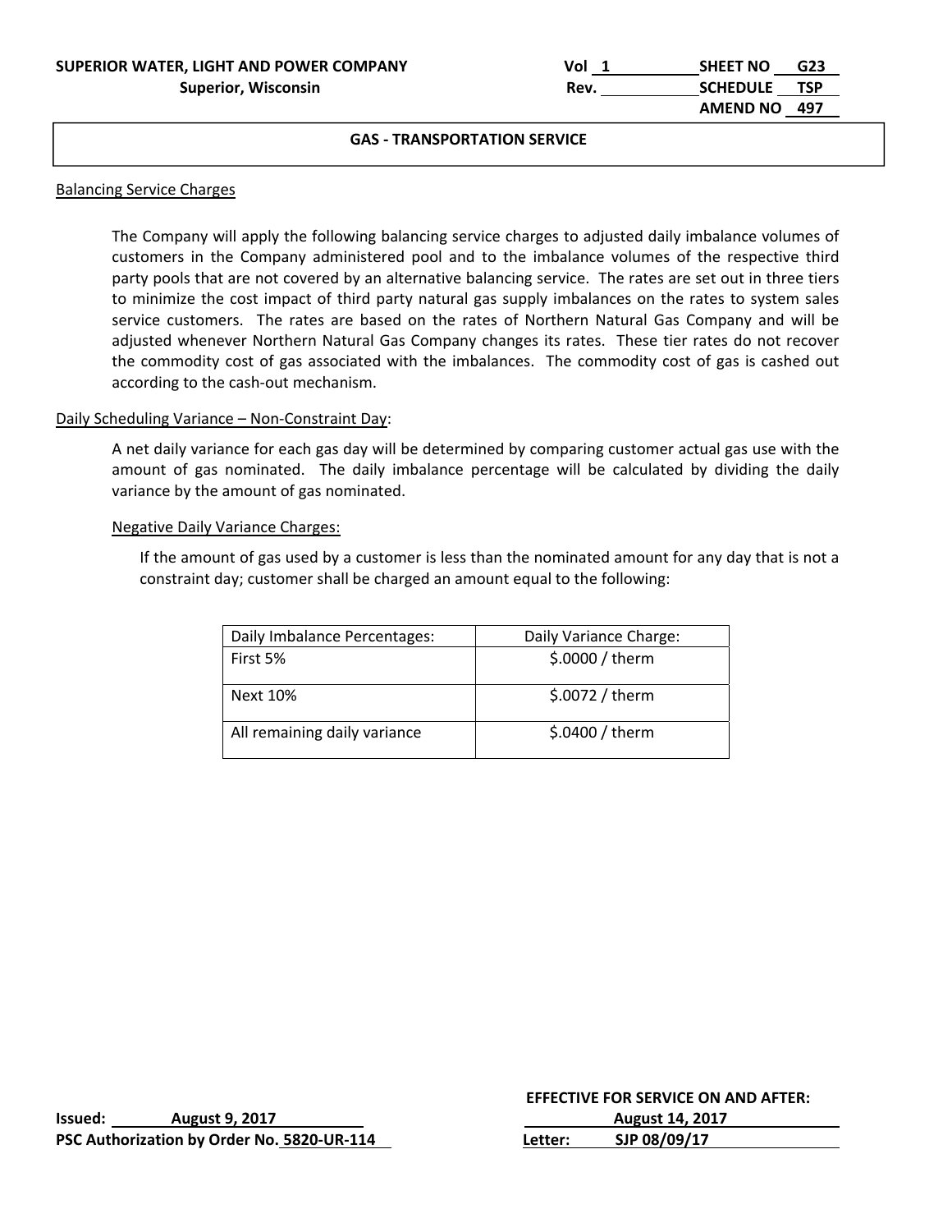**SUPERIOR WATER, LIGHT AND POWER COMPANY**
**Superior, Wisconsin**

Vol 1 | SHEET NO G23
Rev. | SCHEDULE TSP
AMEND NO 497

## GAS - TRANSPORTATION SERVICE

Balancing Service Charges

The Company will apply the following balancing service charges to adjusted daily imbalance volumes of customers in the Company administered pool and to the imbalance volumes of the respective third party pools that are not covered by an alternative balancing service. The rates are set out in three tiers to minimize the cost impact of third party natural gas supply imbalances on the rates to system sales service customers. The rates are based on the rates of Northern Natural Gas Company and will be adjusted whenever Northern Natural Gas Company changes its rates. These tier rates do not recover the commodity cost of gas associated with the imbalances. The commodity cost of gas is cashed out according to the cash-out mechanism.

Daily Scheduling Variance – Non-Constraint Day:

A net daily variance for each gas day will be determined by comparing customer actual gas use with the amount of gas nominated. The daily imbalance percentage will be calculated by dividing the daily variance by the amount of gas nominated.

Negative Daily Variance Charges:

If the amount of gas used by a customer is less than the nominated amount for any day that is not a constraint day; customer shall be charged an amount equal to the following:

| Daily Imbalance Percentages: | Daily Variance Charge: |
| --- | --- |
| First 5% | $.0000 / therm |
| Next 10% | $.0072 / therm |
| All remaining daily variance | $.0400 / therm |

**Issued: August 9, 2017**
**PSC Authorization by Order No. 5820-UR-114**

**EFFECTIVE FOR SERVICE ON AND AFTER:**
**August 14, 2017**
**Letter: SJP 08/09/17**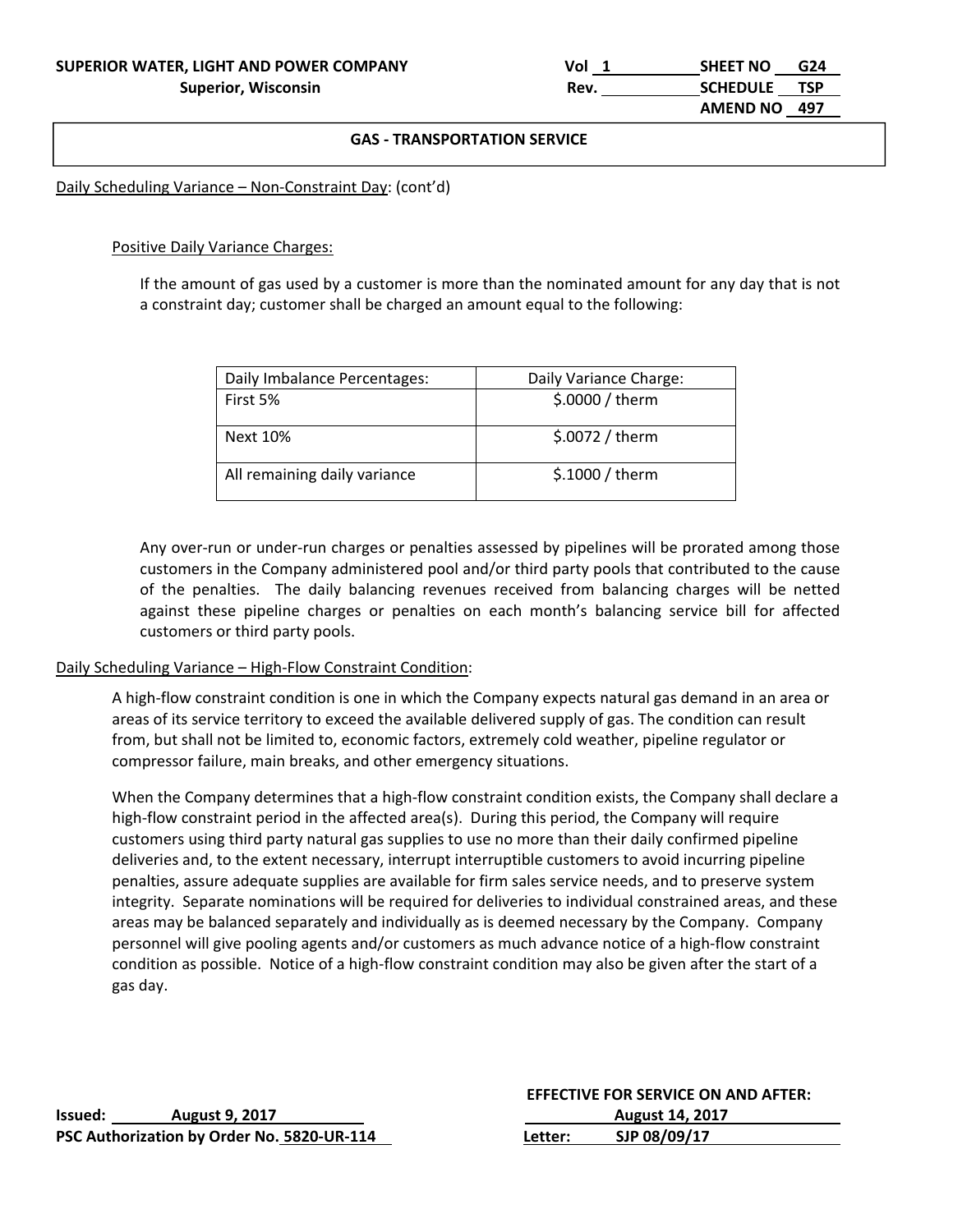Daily Scheduling Variance – Non-Constraint Day: (cont'd)

Positive Daily Variance Charges:

If the amount of gas used by a customer is more than the nominated amount for any day that is not a constraint day; customer shall be charged an amount equal to the following:

| Daily Imbalance Percentages: | Daily Variance Charge: |
|---|---|
| First 5% | $.0000 / therm |
| Next 10% | $.0072 / therm |
| All remaining daily variance | $.1000 / therm |

Any over-run or under-run charges or penalties assessed by pipelines will be prorated among those customers in the Company administered pool and/or third party pools that contributed to the cause of the penalties. The daily balancing revenues received from balancing charges will be netted against these pipeline charges or penalties on each month's balancing service bill for affected customers or third party pools.

Daily Scheduling Variance – High-Flow Constraint Condition:

A high-flow constraint condition is one in which the Company expects natural gas demand in an area or areas of its service territory to exceed the available delivered supply of gas. The condition can result from, but shall not be limited to, economic factors, extremely cold weather, pipeline regulator or compressor failure, main breaks, and other emergency situations.

When the Company determines that a high-flow constraint condition exists, the Company shall declare a high-flow constraint period in the affected area(s). During this period, the Company will require customers using third party natural gas supplies to use no more than their daily confirmed pipeline deliveries and, to the extent necessary, interrupt interruptible customers to avoid incurring pipeline penalties, assure adequate supplies are available for firm sales service needs, and to preserve system integrity. Separate nominations will be required for deliveries to individual constrained areas, and these areas may be balanced separately and individually as is deemed necessary by the Company. Company personnel will give pooling agents and/or customers as much advance notice of a high-flow constraint condition as possible. Notice of a high-flow constraint condition may also be given after the start of a gas day.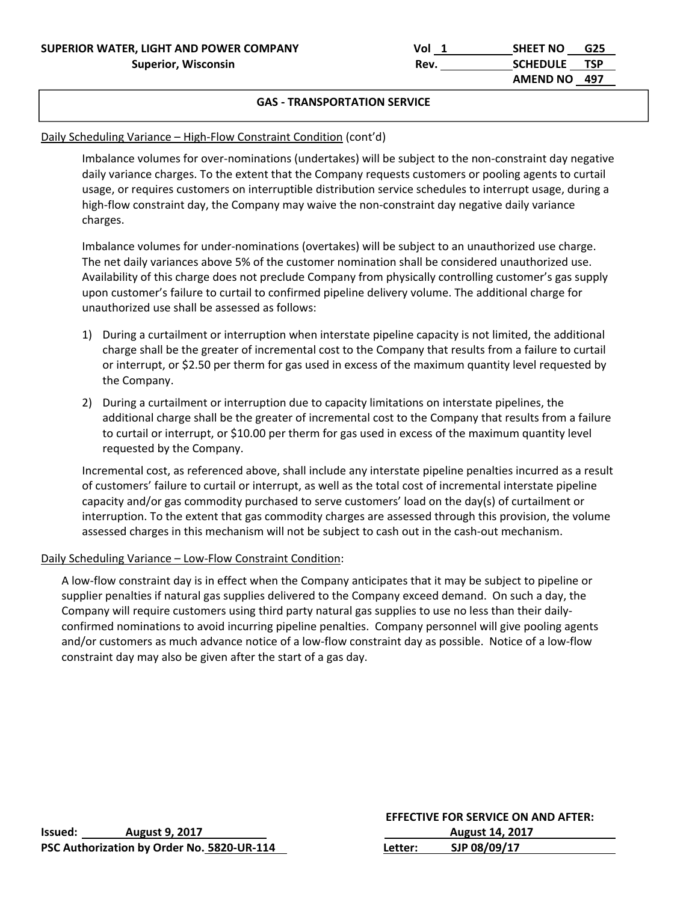## GAS - TRANSPORTATION SERVICE

Daily Scheduling Variance – High-Flow Constraint Condition (cont'd)

Imbalance volumes for over-nominations (undertakes) will be subject to the non-constraint day negative daily variance charges. To the extent that the Company requests customers or pooling agents to curtail usage, or requires customers on interruptible distribution service schedules to interrupt usage, during a high-flow constraint day, the Company may waive the non-constraint day negative daily variance charges.

Imbalance volumes for under-nominations (overtakes) will be subject to an unauthorized use charge. The net daily variances above 5% of the customer nomination shall be considered unauthorized use. Availability of this charge does not preclude Company from physically controlling customer's gas supply upon customer's failure to curtail to confirmed pipeline delivery volume. The additional charge for unauthorized use shall be assessed as follows:

1) During a curtailment or interruption when interstate pipeline capacity is not limited, the additional charge shall be the greater of incremental cost to the Company that results from a failure to curtail or interrupt, or $2.50 per therm for gas used in excess of the maximum quantity level requested by the Company.
2) During a curtailment or interruption due to capacity limitations on interstate pipelines, the additional charge shall be the greater of incremental cost to the Company that results from a failure to curtail or interrupt, or $10.00 per therm for gas used in excess of the maximum quantity level requested by the Company.

Incremental cost, as referenced above, shall include any interstate pipeline penalties incurred as a result of customers' failure to curtail or interrupt, as well as the total cost of incremental interstate pipeline capacity and/or gas commodity purchased to serve customers' load on the day(s) of curtailment or interruption. To the extent that gas commodity charges are assessed through this provision, the volume assessed charges in this mechanism will not be subject to cash out in the cash-out mechanism.

Daily Scheduling Variance – Low-Flow Constraint Condition:

A low-flow constraint day is in effect when the Company anticipates that it may be subject to pipeline or supplier penalties if natural gas supplies delivered to the Company exceed demand. On such a day, the Company will require customers using third party natural gas supplies to use no less than their daily-confirmed nominations to avoid incurring pipeline penalties. Company personnel will give pooling agents and/or customers as much advance notice of a low-flow constraint day as possible. Notice of a low-flow constraint day may also be given after the start of a gas day.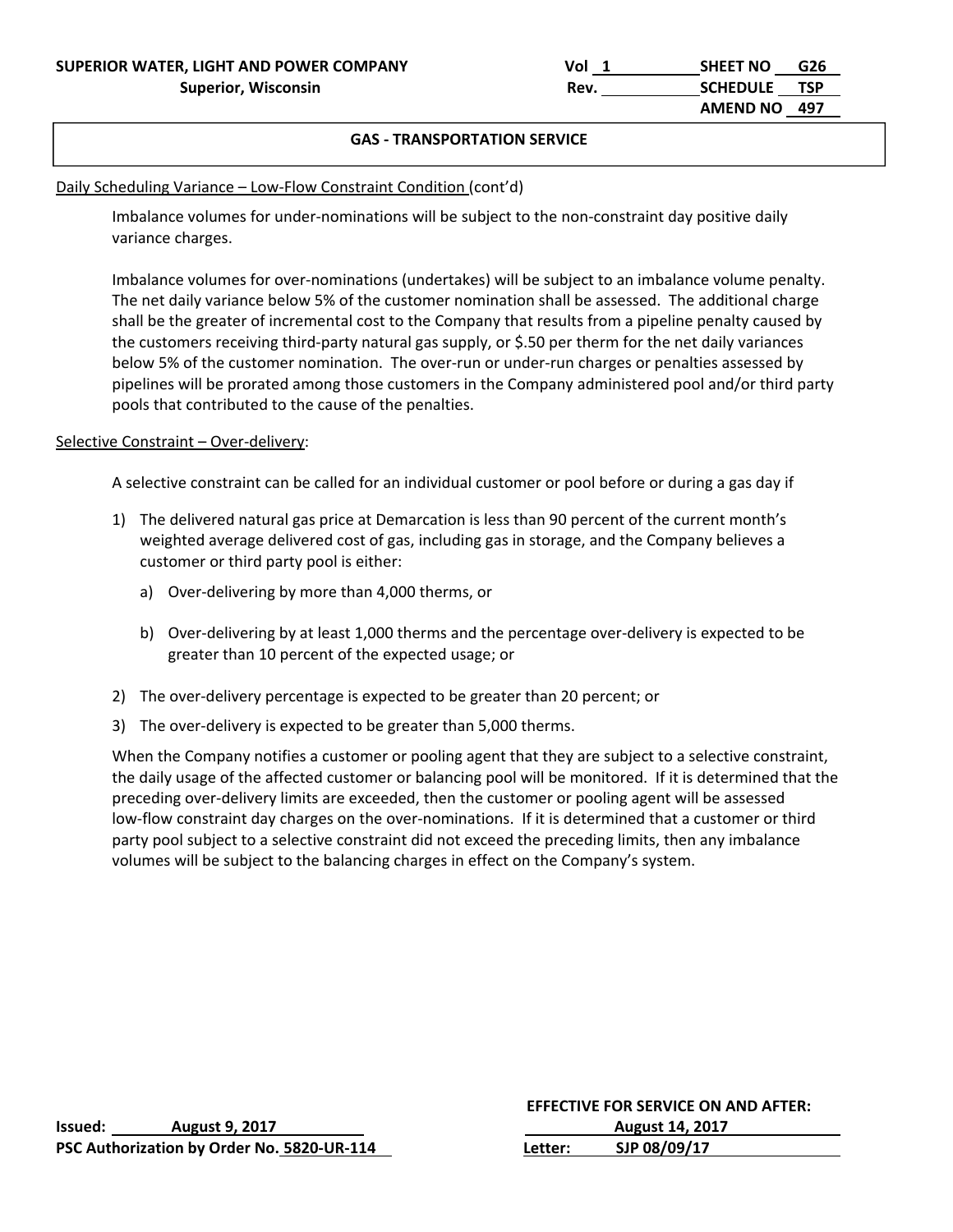SUPERIOR WATER, LIGHT AND POWER COMPANY
Superior, Wisconsin

Vol 1 SHEET NO G26
Rev. SCHEDULE TSP
AMEND NO 497

## GAS - TRANSPORTATION SERVICE

Daily Scheduling Variance – Low-Flow Constraint Condition (cont'd)

Imbalance volumes for under-nominations will be subject to the non-constraint day positive daily variance charges.

Imbalance volumes for over-nominations (undertakes) will be subject to an imbalance volume penalty. The net daily variance below 5% of the customer nomination shall be assessed. The additional charge shall be the greater of incremental cost to the Company that results from a pipeline penalty caused by the customers receiving third-party natural gas supply, or $.50 per therm for the net daily variances below 5% of the customer nomination. The over-run or under-run charges or penalties assessed by pipelines will be prorated among those customers in the Company administered pool and/or third party pools that contributed to the cause of the penalties.

Selective Constraint – Over-delivery:

A selective constraint can be called for an individual customer or pool before or during a gas day if

1) The delivered natural gas price at Demarcation is less than 90 percent of the current month's weighted average delivered cost of gas, including gas in storage, and the Company believes a customer or third party pool is either:
   a) Over-delivering by more than 4,000 therms, or
   b) Over-delivering by at least 1,000 therms and the percentage over-delivery is expected to be greater than 10 percent of the expected usage; or
2) The over-delivery percentage is expected to be greater than 20 percent; or
3) The over-delivery is expected to be greater than 5,000 therms.

When the Company notifies a customer or pooling agent that they are subject to a selective constraint, the daily usage of the affected customer or balancing pool will be monitored. If it is determined that the preceding over-delivery limits are exceeded, then the customer or pooling agent will be assessed low-flow constraint day charges on the over-nominations. If it is determined that a customer or third party pool subject to a selective constraint did not exceed the preceding limits, then any imbalance volumes will be subject to the balancing charges in effect on the Company's system.

Issued: August 9, 2017
PSC Authorization by Order No. 5820-UR-114

EFFECTIVE FOR SERVICE ON AND AFTER:
August 14, 2017
Letter: SJP 08/09/17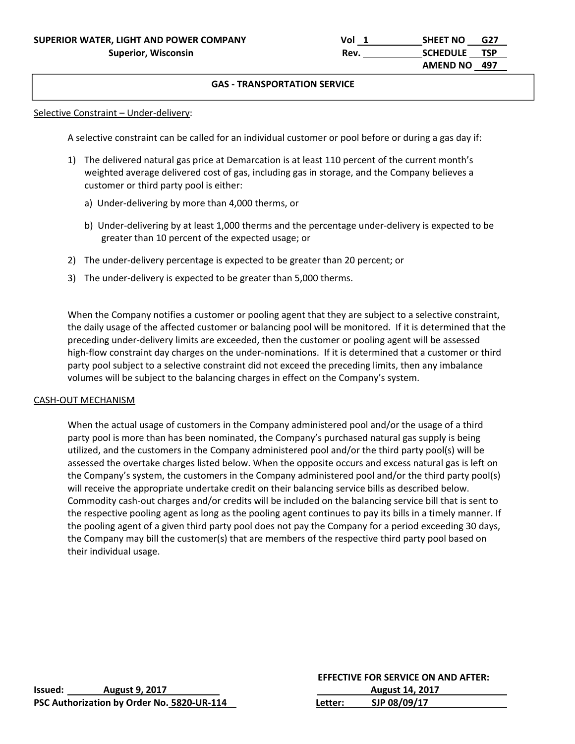**GAS - TRANSPORTATION SERVICE**

Selective Constraint – Under-delivery:

A selective constraint can be called for an individual customer or pool before or during a gas day if:

1) The delivered natural gas price at Demarcation is at least 110 percent of the current month's weighted average delivered cost of gas, including gas in storage, and the Company believes a customer or third party pool is either:
   a) Under-delivering by more than 4,000 therms, or
   b) Under-delivering by at least 1,000 therms and the percentage under-delivery is expected to be greater than 10 percent of the expected usage; or
2) The under-delivery percentage is expected to be greater than 20 percent; or
3) The under-delivery is expected to be greater than 5,000 therms.

When the Company notifies a customer or pooling agent that they are subject to a selective constraint, the daily usage of the affected customer or balancing pool will be monitored. If it is determined that the preceding under-delivery limits are exceeded, then the customer or pooling agent will be assessed high-flow constraint day charges on the under-nominations. If it is determined that a customer or third party pool subject to a selective constraint did not exceed the preceding limits, then any imbalance volumes will be subject to the balancing charges in effect on the Company's system.

CASH-OUT MECHANISM

When the actual usage of customers in the Company administered pool and/or the usage of a third party pool is more than has been nominated, the Company's purchased natural gas supply is being utilized, and the customers in the Company administered pool and/or the third party pool(s) will be assessed the overtake charges listed below. When the opposite occurs and excess natural gas is left on the Company's system, the customers in the Company administered pool and/or the third party pool(s) will receive the appropriate undertake credit on their balancing service bills as described below. Commodity cash-out charges and/or credits will be included on the balancing service bill that is sent to the respective pooling agent as long as the pooling agent continues to pay its bills in a timely manner. If the pooling agent of a given third party pool does not pay the Company for a period exceeding 30 days, the Company may bill the customer(s) that are members of the respective third party pool based on their individual usage.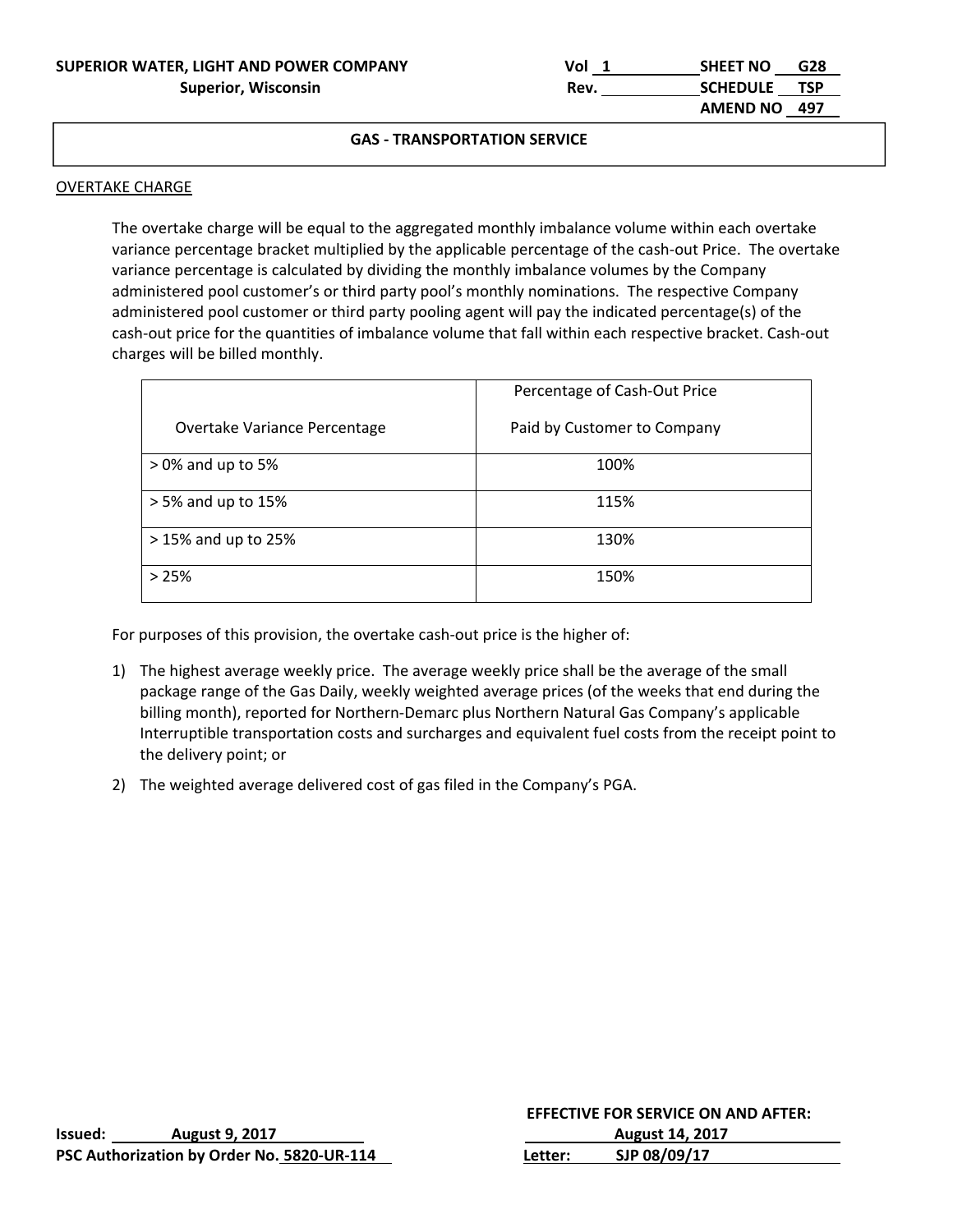**SUPERIOR WATER, LIGHT AND POWER COMPANY**
**Superior, Wisconsin**

Vol 1 SHEET NO G28
Rev. SCHEDULE TSP
AMEND NO 497

## GAS - TRANSPORTATION SERVICE

OVERTAKE CHARGE

The overtake charge will be equal to the aggregated monthly imbalance volume within each overtake variance percentage bracket multiplied by the applicable percentage of the cash-out Price. The overtake variance percentage is calculated by dividing the monthly imbalance volumes by the Company administered pool customer's or third party pool's monthly nominations. The respective Company administered pool customer or third party pooling agent will pay the indicated percentage(s) of the cash-out price for the quantities of imbalance volume that fall within each respective bracket. Cash-out charges will be billed monthly.

| Overtake Variance Percentage | Percentage of Cash-Out Price Paid by Customer to Company |
|---|---|
| > 0% and up to 5% | 100% |
| > 5% and up to 15% | 115% |
| > 15% and up to 25% | 130% |
| > 25% | 150% |

For purposes of this provision, the overtake cash-out price is the higher of:

1) The highest average weekly price. The average weekly price shall be the average of the small package range of the Gas Daily, weekly weighted average prices (of the weeks that end during the billing month), reported for Northern-Demarc plus Northern Natural Gas Company's applicable Interruptible transportation costs and surcharges and equivalent fuel costs from the receipt point to the delivery point; or
2) The weighted average delivered cost of gas filed in the Company's PGA.

Issued: August 9, 2017
PSC Authorization by Order No. 5820-UR-114

EFFECTIVE FOR SERVICE ON AND AFTER:
August 14, 2017
Letter: SJP 08/09/17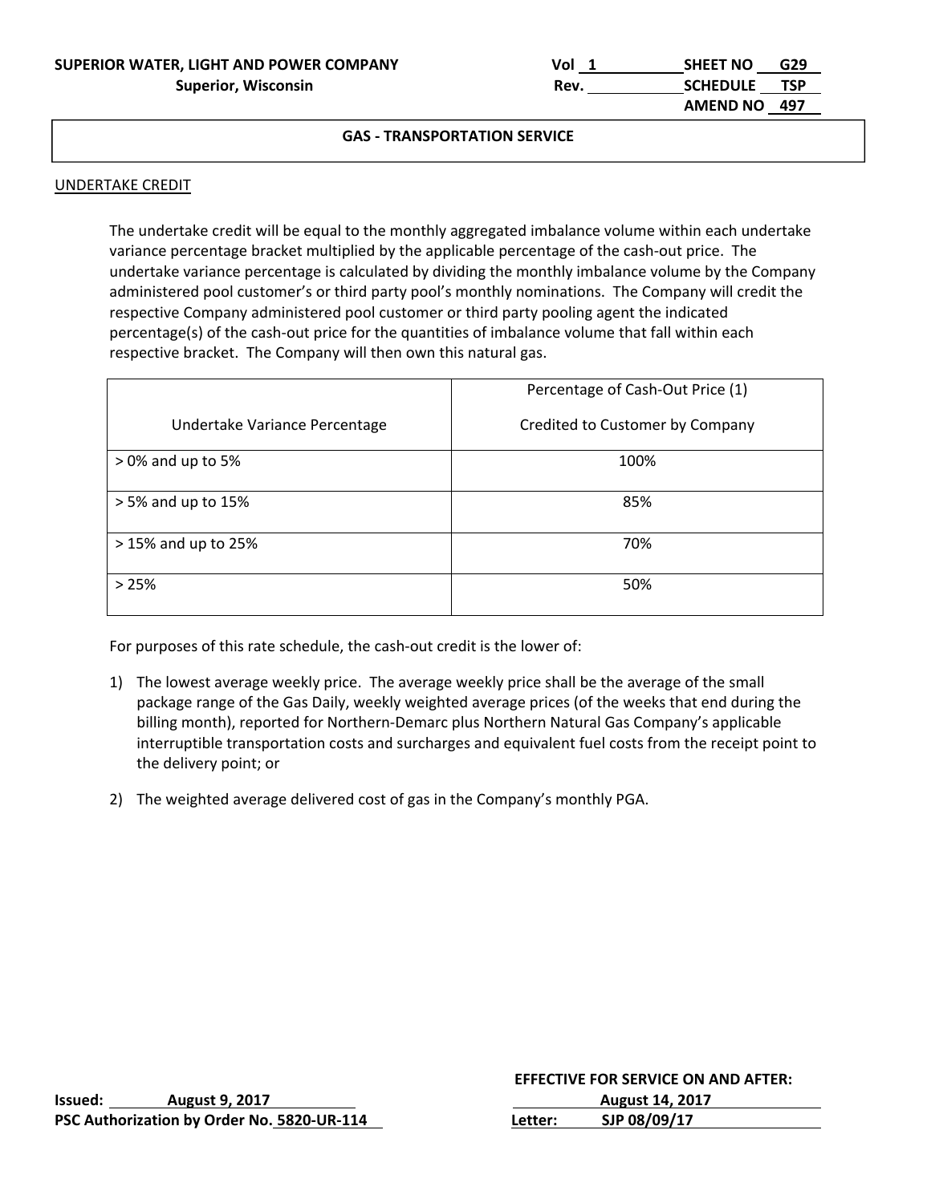SUPERIOR WATER, LIGHT AND POWER COMPANY
Superior, Wisconsin

Vol 1 SHEET NO G29
Rev. SCHEDULE TSP
AMEND NO 497

## GAS - TRANSPORTATION SERVICE

UNDERTAKE CREDIT

The undertake credit will be equal to the monthly aggregated imbalance volume within each undertake variance percentage bracket multiplied by the applicable percentage of the cash-out price. The undertake variance percentage is calculated by dividing the monthly imbalance volume by the Company administered pool customer's or third party pool's monthly nominations. The Company will credit the respective Company administered pool customer or third party pooling agent the indicated percentage(s) of the cash-out price for the quantities of imbalance volume that fall within each respective bracket. The Company will then own this natural gas.

| Undertake Variance Percentage | Percentage of Cash-Out Price (1) Credited to Customer by Company |
|---|---|
| > 0% and up to 5% | 100% |
| > 5% and up to 15% | 85% |
| > 15% and up to 25% | 70% |
| > 25% | 50% |

For purposes of this rate schedule, the cash-out credit is the lower of:

1) The lowest average weekly price. The average weekly price shall be the average of the small package range of the Gas Daily, weekly weighted average prices (of the weeks that end during the billing month), reported for Northern-Demarc plus Northern Natural Gas Company's applicable interruptible transportation costs and surcharges and equivalent fuel costs from the receipt point to the delivery point; or

2) The weighted average delivered cost of gas in the Company's monthly PGA.

Issued: August 9, 2017
PSC Authorization by Order No. 5820-UR-114

EFFECTIVE FOR SERVICE ON AND AFTER:
August 14, 2017
Letter: SJP 08/09/17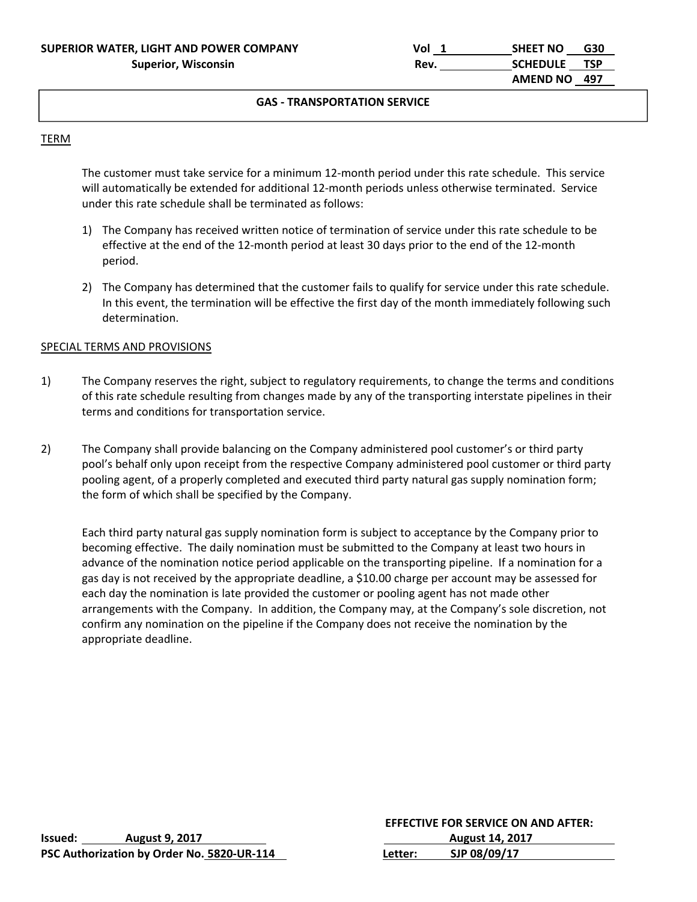**SUPERIOR WATER, LIGHT AND POWER COMPANY**
**Superior, Wisconsin**

| Vol 1 | SHEET NO G30 |
|---|---|
| Rev. | SCHEDULE TSP |
| | AMEND NO 497 |

## GAS - TRANSPORTATION SERVICE

### TERM

The customer must take service for a minimum 12-month period under this rate schedule. This service will automatically be extended for additional 12-month periods unless otherwise terminated. Service under this rate schedule shall be terminated as follows:

1) The Company has received written notice of termination of service under this rate schedule to be effective at the end of the 12-month period at least 30 days prior to the end of the 12-month period.

2) The Company has determined that the customer fails to qualify for service under this rate schedule. In this event, the termination will be effective the first day of the month immediately following such determination.

### SPECIAL TERMS AND PROVISIONS

1) The Company reserves the right, subject to regulatory requirements, to change the terms and conditions of this rate schedule resulting from changes made by any of the transporting interstate pipelines in their terms and conditions for transportation service.

2) The Company shall provide balancing on the Company administered pool customer's or third party pool's behalf only upon receipt from the respective Company administered pool customer or third party pooling agent, of a properly completed and executed third party natural gas supply nomination form; the form of which shall be specified by the Company.

   Each third party natural gas supply nomination form is subject to acceptance by the Company prior to becoming effective. The daily nomination must be submitted to the Company at least two hours in advance of the nomination notice period applicable on the transporting pipeline. If a nomination for a gas day is not received by the appropriate deadline, a $10.00 charge per account may be assessed for each day the nomination is late provided the customer or pooling agent has not made other arrangements with the Company. In addition, the Company may, at the Company's sole discretion, not confirm any nomination on the pipeline if the Company does not receive the nomination by the appropriate deadline.

**Issued: August 9, 2017**
**PSC Authorization by Order No. 5820-UR-114**

**EFFECTIVE FOR SERVICE ON AND AFTER: August 14, 2017**
**Letter: SJP 08/09/17**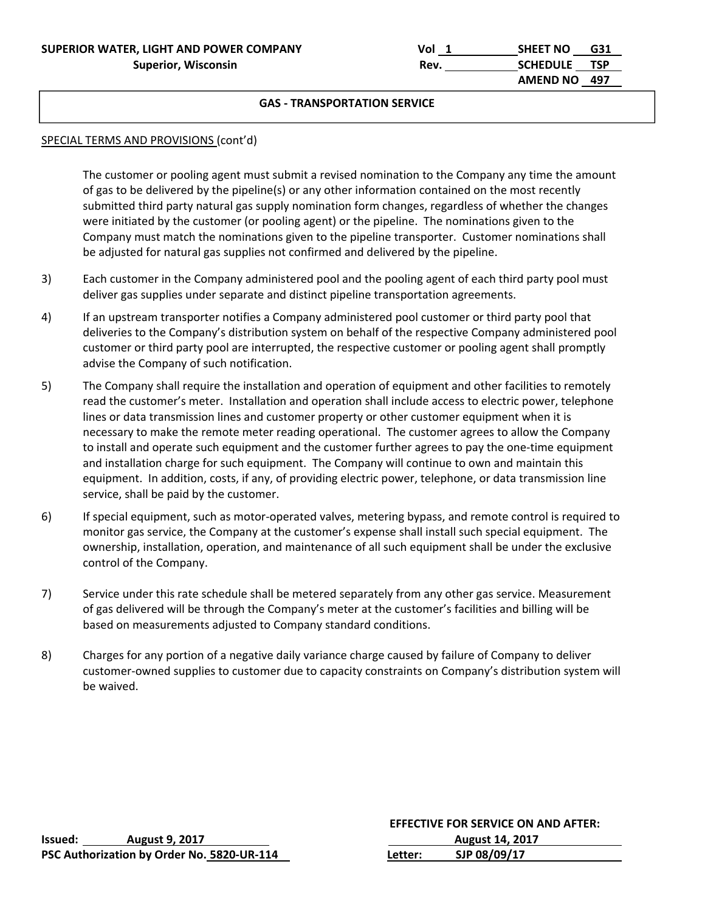## GAS - TRANSPORTATION SERVICE

SPECIAL TERMS AND PROVISIONS (cont'd)

The customer or pooling agent must submit a revised nomination to the Company any time the amount of gas to be delivered by the pipeline(s) or any other information contained on the most recently submitted third party natural gas supply nomination form changes, regardless of whether the changes were initiated by the customer (or pooling agent) or the pipeline. The nominations given to the Company must match the nominations given to the pipeline transporter. Customer nominations shall be adjusted for natural gas supplies not confirmed and delivered by the pipeline.

3) Each customer in the Company administered pool and the pooling agent of each third party pool must deliver gas supplies under separate and distinct pipeline transportation agreements.

4) If an upstream transporter notifies a Company administered pool customer or third party pool that deliveries to the Company's distribution system on behalf of the respective Company administered pool customer or third party pool are interrupted, the respective customer or pooling agent shall promptly advise the Company of such notification.

5) The Company shall require the installation and operation of equipment and other facilities to remotely read the customer's meter. Installation and operation shall include access to electric power, telephone lines or data transmission lines and customer property or other customer equipment when it is necessary to make the remote meter reading operational. The customer agrees to allow the Company to install and operate such equipment and the customer further agrees to pay the one-time equipment and installation charge for such equipment. The Company will continue to own and maintain this equipment. In addition, costs, if any, of providing electric power, telephone, or data transmission line service, shall be paid by the customer.

6) If special equipment, such as motor-operated valves, metering bypass, and remote control is required to monitor gas service, the Company at the customer's expense shall install such special equipment. The ownership, installation, operation, and maintenance of all such equipment shall be under the exclusive control of the Company.

7) Service under this rate schedule shall be metered separately from any other gas service. Measurement of gas delivered will be through the Company's meter at the customer's facilities and billing will be based on measurements adjusted to Company standard conditions.

8) Charges for any portion of a negative daily variance charge caused by failure of Company to deliver customer-owned supplies to customer due to capacity constraints on Company's distribution system will be waived.

**Issued:** August 9, 2017
**PSC Authorization by Order No.** 5820-UR-114

**EFFECTIVE FOR SERVICE ON AND AFTER:**
August 14, 2017
**Letter:** SJP 08/09/17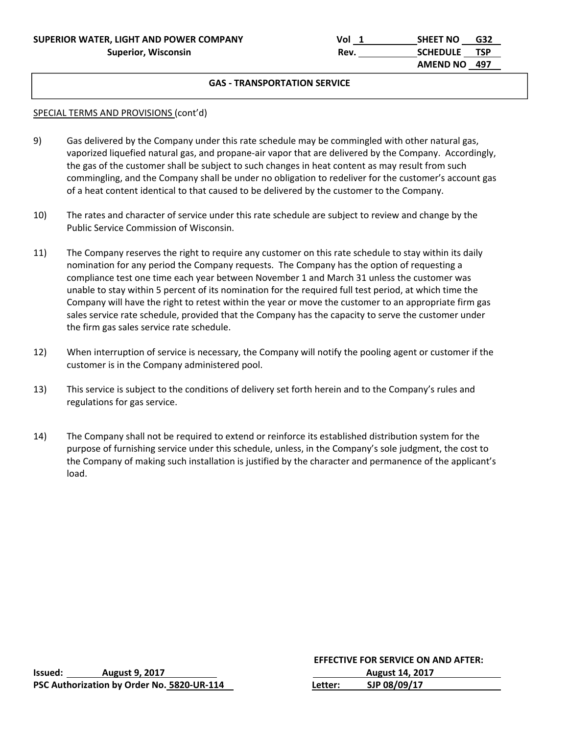**SUPERIOR WATER, LIGHT AND POWER COMPANY**
**Superior, Wisconsin**

Vol 1 | SHEET NO G32
Rev. | SCHEDULE TSP
AMEND NO 497

## GAS - TRANSPORTATION SERVICE

SPECIAL TERMS AND PROVISIONS (cont'd)

9) Gas delivered by the Company under this rate schedule may be commingled with other natural gas, vaporized liquefied natural gas, and propane-air vapor that are delivered by the Company. Accordingly, the gas of the customer shall be subject to such changes in heat content as may result from such commingling, and the Company shall be under no obligation to redeliver for the customer's account gas of a heat content identical to that caused to be delivered by the customer to the Company.

10) The rates and character of service under this rate schedule are subject to review and change by the Public Service Commission of Wisconsin.

11) The Company reserves the right to require any customer on this rate schedule to stay within its daily nomination for any period the Company requests. The Company has the option of requesting a compliance test one time each year between November 1 and March 31 unless the customer was unable to stay within 5 percent of its nomination for the required full test period, at which time the Company will have the right to retest within the year or move the customer to an appropriate firm gas sales service rate schedule, provided that the Company has the capacity to serve the customer under the firm gas sales service rate schedule.

12) When interruption of service is necessary, the Company will notify the pooling agent or customer if the customer is in the Company administered pool.

13) This service is subject to the conditions of delivery set forth herein and to the Company's rules and regulations for gas service.

14) The Company shall not be required to extend or reinforce its established distribution system for the purpose of furnishing service under this schedule, unless, in the Company's sole judgment, the cost to the Company of making such installation is justified by the character and permanence of the applicant's load.

Issued: August 9, 2017
PSC Authorization by Order No. 5820-UR-114

EFFECTIVE FOR SERVICE ON AND AFTER:
August 14, 2017
Letter: SJP 08/09/17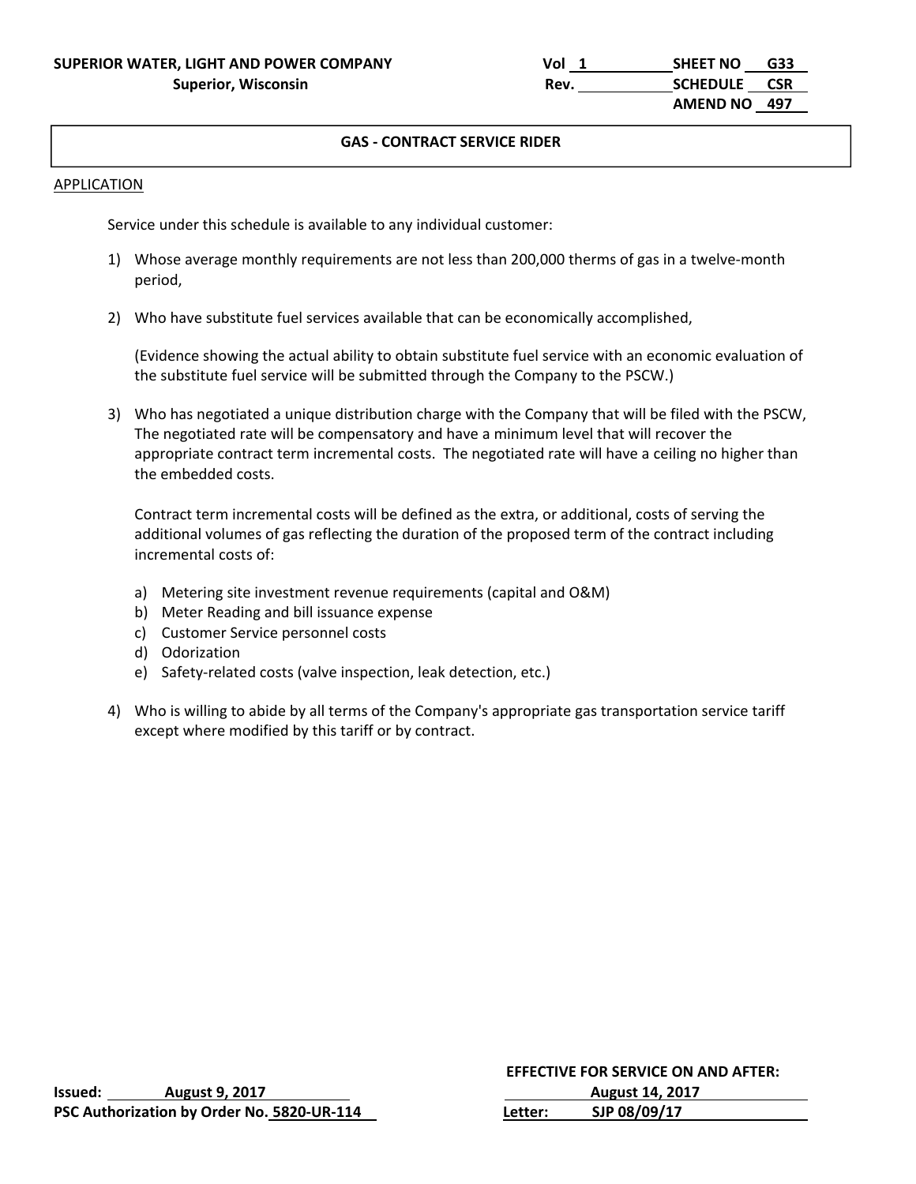**SUPERIOR WATER, LIGHT AND POWER COMPANY**
**Superior, Wisconsin**

Vol 1 | SHEET NO G33
Rev. | SCHEDULE CSR
AMEND NO 497

## GAS - CONTRACT SERVICE RIDER

APPLICATION

Service under this schedule is available to any individual customer:

1) Whose average monthly requirements are not less than 200,000 therms of gas in a twelve-month period,

2) Who have substitute fuel services available that can be economically accomplished,

   (Evidence showing the actual ability to obtain substitute fuel service with an economic evaluation of the substitute fuel service will be submitted through the Company to the PSCW.)

3) Who has negotiated a unique distribution charge with the Company that will be filed with the PSCW, The negotiated rate will be compensatory and have a minimum level that will recover the appropriate contract term incremental costs. The negotiated rate will have a ceiling no higher than the embedded costs.

   Contract term incremental costs will be defined as the extra, or additional, costs of serving the additional volumes of gas reflecting the duration of the proposed term of the contract including incremental costs of:

   a) Metering site investment revenue requirements (capital and O&M)
   b) Meter Reading and bill issuance expense
   c) Customer Service personnel costs
   d) Odorization
   e) Safety-related costs (valve inspection, leak detection, etc.)

4) Who is willing to abide by all terms of the Company's appropriate gas transportation service tariff except where modified by this tariff or by contract.

**Issued:** August 9, 2017
**PSC Authorization by Order No.** 5820-UR-114

**EFFECTIVE FOR SERVICE ON AND AFTER:**
August 14, 2017
**Letter:** SJP 08/09/17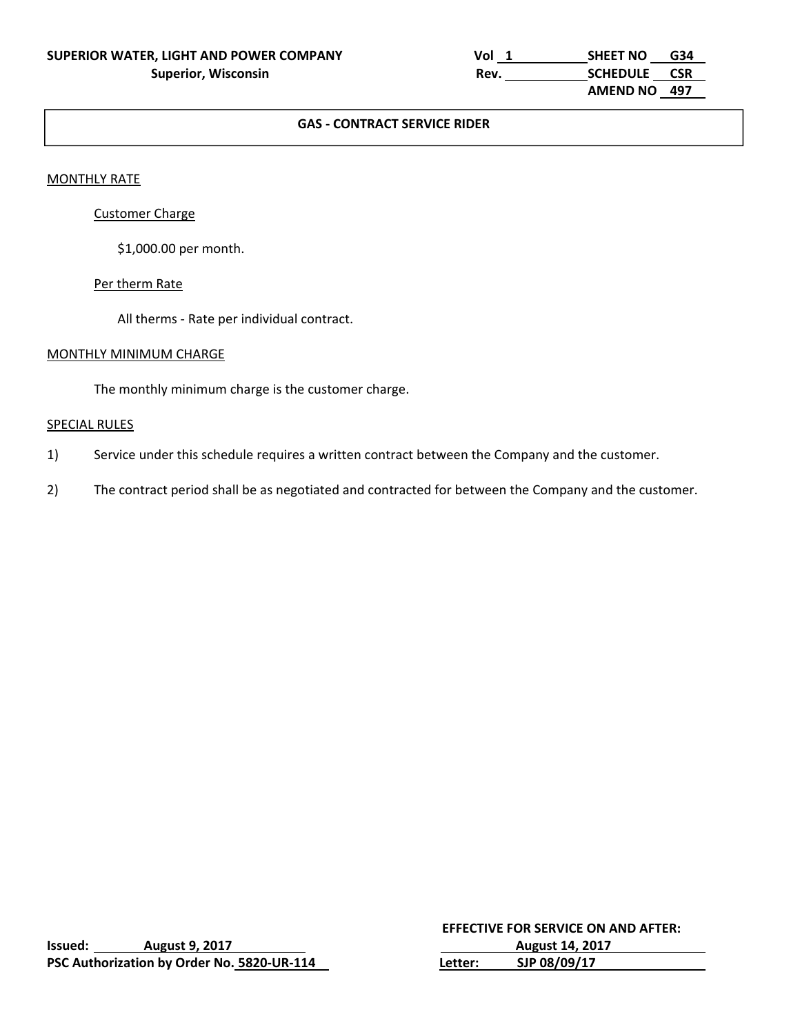**SUPERIOR WATER, LIGHT AND POWER COMPANY**
**Superior, Wisconsin**

Vol 1 SHEET NO G34
Rev. SCHEDULE CSR
AMEND NO 497

## GAS - CONTRACT SERVICE RIDER

MONTHLY RATE

Customer Charge

$1,000.00 per month.

Per therm Rate

All therms - Rate per individual contract.

MONTHLY MINIMUM CHARGE

The monthly minimum charge is the customer charge.

SPECIAL RULES

1) Service under this schedule requires a written contract between the Company and the customer.

2) The contract period shall be as negotiated and contracted for between the Company and the customer.

**Issued:** August 9, 2017
**PSC Authorization by Order No.** 5820-UR-114

**EFFECTIVE FOR SERVICE ON AND AFTER:**
August 14, 2017
**Letter:** SJP 08/09/17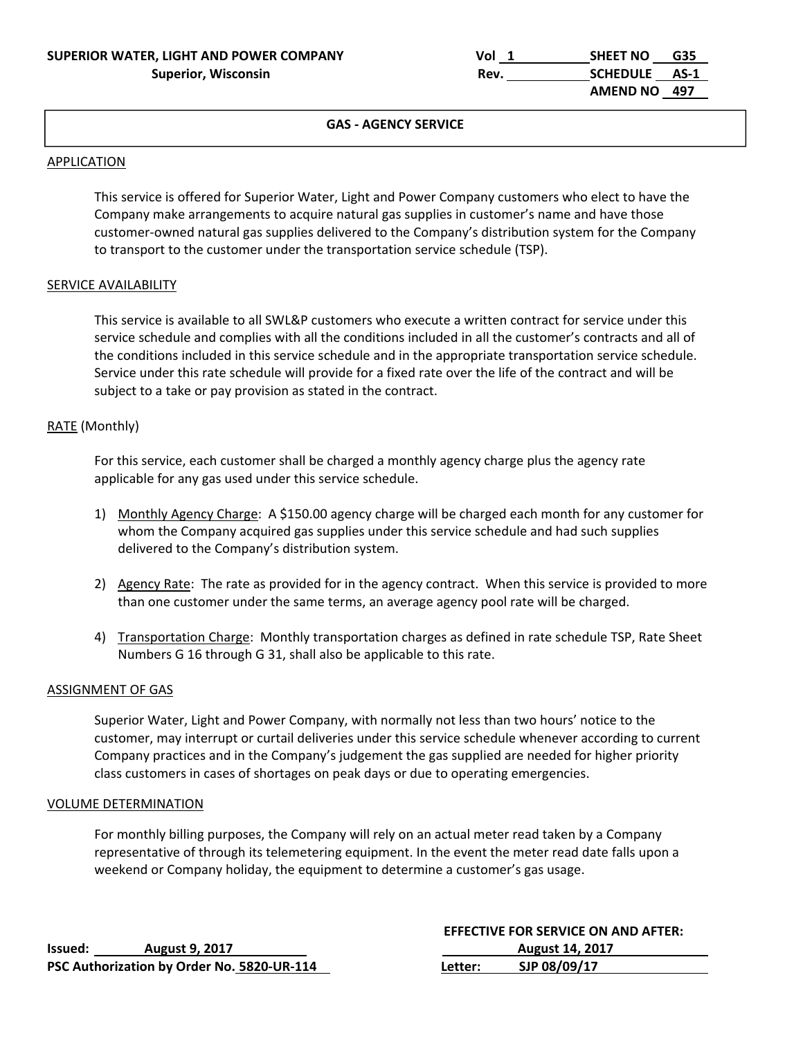**SUPERIOR WATER, LIGHT AND POWER COMPANY**
**Superior, Wisconsin**

Vol 1 SHEET NO G35
Rev. SCHEDULE AS-1
AMEND NO 497

## GAS - AGENCY SERVICE

### APPLICATION

This service is offered for Superior Water, Light and Power Company customers who elect to have the Company make arrangements to acquire natural gas supplies in customer's name and have those customer-owned natural gas supplies delivered to the Company's distribution system for the Company to transport to the customer under the transportation service schedule (TSP).

### SERVICE AVAILABILITY

This service is available to all SWL&P customers who execute a written contract for service under this service schedule and complies with all the conditions included in all the customer's contracts and all of the conditions included in this service schedule and in the appropriate transportation service schedule. Service under this rate schedule will provide for a fixed rate over the life of the contract and will be subject to a take or pay provision as stated in the contract.

### RATE (Monthly)

For this service, each customer shall be charged a monthly agency charge plus the agency rate applicable for any gas used under this service schedule.

1) Monthly Agency Charge: A $150.00 agency charge will be charged each month for any customer for whom the Company acquired gas supplies under this service schedule and had such supplies delivered to the Company's distribution system.

2) Agency Rate: The rate as provided for in the agency contract. When this service is provided to more than one customer under the same terms, an average agency pool rate will be charged.

4) Transportation Charge: Monthly transportation charges as defined in rate schedule TSP, Rate Sheet Numbers G 16 through G 31, shall also be applicable to this rate.

### ASSIGNMENT OF GAS

Superior Water, Light and Power Company, with normally not less than two hours' notice to the customer, may interrupt or curtail deliveries under this service schedule whenever according to current Company practices and in the Company's judgement the gas supplied are needed for higher priority class customers in cases of shortages on peak days or due to operating emergencies.

### VOLUME DETERMINATION

For monthly billing purposes, the Company will rely on an actual meter read taken by a Company representative of through its telemetering equipment. In the event the meter read date falls upon a weekend or Company holiday, the equipment to determine a customer's gas usage.

**Issued:** August 9, 2017
**PSC Authorization by Order No.** 5820-UR-114

**EFFECTIVE FOR SERVICE ON AND AFTER:**
August 14, 2017
**Letter:** SJP 08/09/17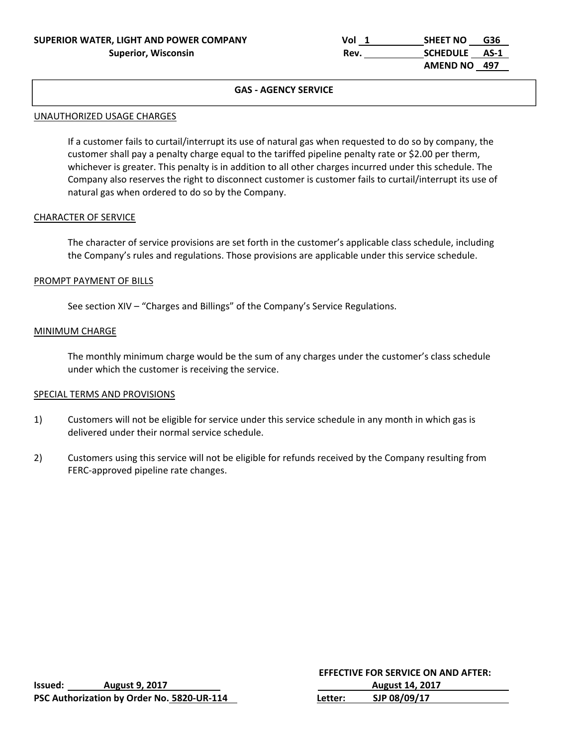**SUPERIOR WATER, LIGHT AND POWER COMPANY**
**Superior, Wisconsin**

| | |
|---|---|
| Vol 1 | SHEET NO G36 |
| Rev. | SCHEDULE AS-1 |
| | AMEND NO 497 |

## GAS - AGENCY SERVICE

UNAUTHORIZED USAGE CHARGES

If a customer fails to curtail/interrupt its use of natural gas when requested to do so by company, the customer shall pay a penalty charge equal to the tariffed pipeline penalty rate or $2.00 per therm, whichever is greater. This penalty is in addition to all other charges incurred under this schedule. The Company also reserves the right to disconnect customer is customer fails to curtail/interrupt its use of natural gas when ordered to do so by the Company.

CHARACTER OF SERVICE

The character of service provisions are set forth in the customer's applicable class schedule, including the Company's rules and regulations. Those provisions are applicable under this service schedule.

PROMPT PAYMENT OF BILLS

See section XIV – "Charges and Billings" of the Company's Service Regulations.

MINIMUM CHARGE

The monthly minimum charge would be the sum of any charges under the customer's class schedule under which the customer is receiving the service.

SPECIAL TERMS AND PROVISIONS

1) Customers will not be eligible for service under this service schedule in any month in which gas is delivered under their normal service schedule.

2) Customers using this service will not be eligible for refunds received by the Company resulting from FERC-approved pipeline rate changes.

**Issued:** August 9, 2017
**PSC Authorization by Order No.** 5820-UR-114

**EFFECTIVE FOR SERVICE ON AND AFTER:**
**August 14, 2017**
**Letter:** SJP 08/09/17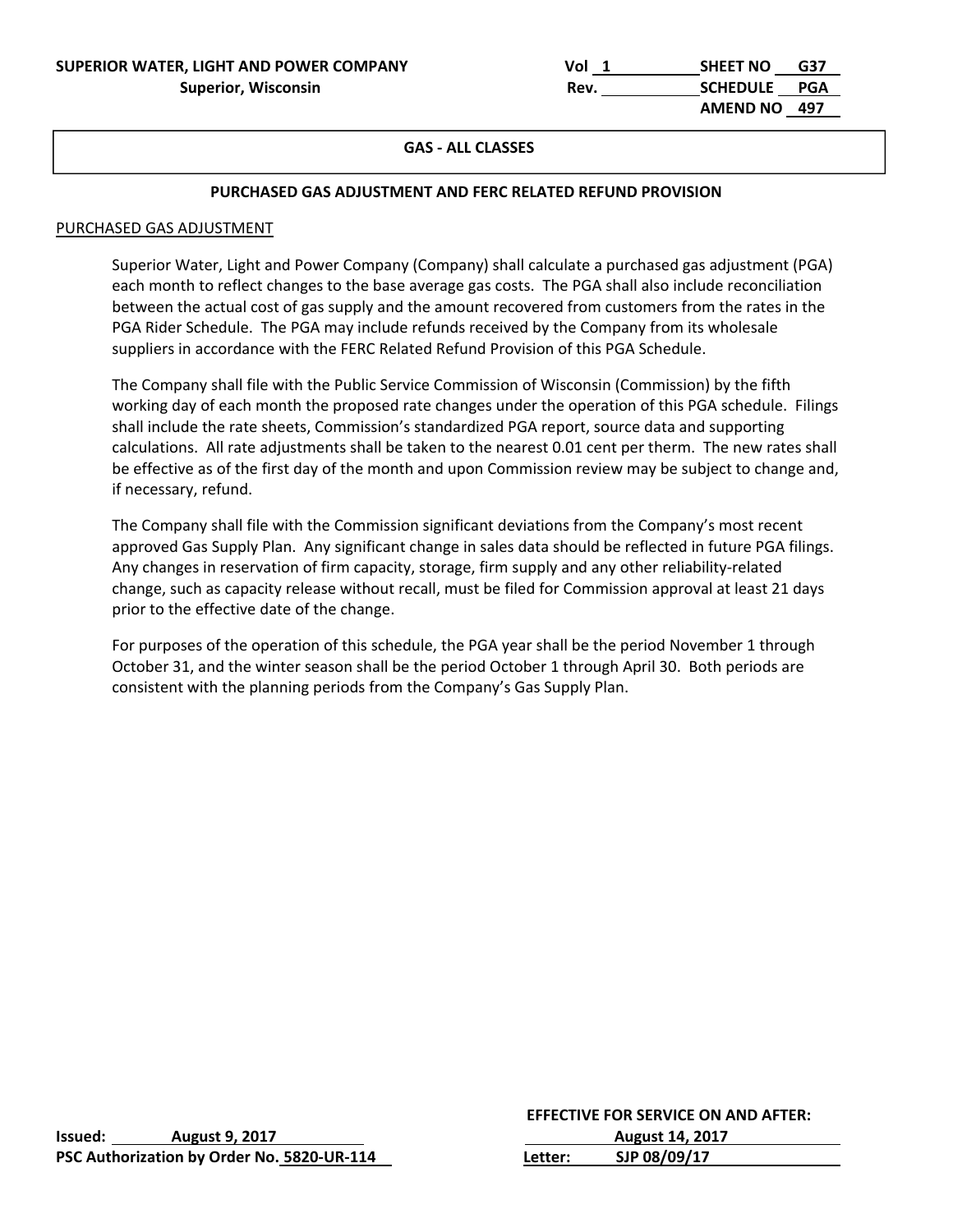**SUPERIOR WATER, LIGHT AND POWER COMPANY**
**Superior, Wisconsin**

| Vol 1 | SHEET NO G37 |
|---|---|
| Rev. | SCHEDULE PGA |
| | AMEND NO 497 |

**GAS - ALL CLASSES**

## PURCHASED GAS ADJUSTMENT AND FERC RELATED REFUND PROVISION

PURCHASED GAS ADJUSTMENT

Superior Water, Light and Power Company (Company) shall calculate a purchased gas adjustment (PGA) each month to reflect changes to the base average gas costs. The PGA shall also include reconciliation between the actual cost of gas supply and the amount recovered from customers from the rates in the PGA Rider Schedule. The PGA may include refunds received by the Company from its wholesale suppliers in accordance with the FERC Related Refund Provision of this PGA Schedule.

The Company shall file with the Public Service Commission of Wisconsin (Commission) by the fifth working day of each month the proposed rate changes under the operation of this PGA schedule. Filings shall include the rate sheets, Commission's standardized PGA report, source data and supporting calculations. All rate adjustments shall be taken to the nearest 0.01 cent per therm. The new rates shall be effective as of the first day of the month and upon Commission review may be subject to change and, if necessary, refund.

The Company shall file with the Commission significant deviations from the Company's most recent approved Gas Supply Plan. Any significant change in sales data should be reflected in future PGA filings. Any changes in reservation of firm capacity, storage, firm supply and any other reliability-related change, such as capacity release without recall, must be filed for Commission approval at least 21 days prior to the effective date of the change.

For purposes of the operation of this schedule, the PGA year shall be the period November 1 through October 31, and the winter season shall be the period October 1 through April 30. Both periods are consistent with the planning periods from the Company's Gas Supply Plan.

**Issued:** **August 9, 2017**
**PSC Authorization by Order No. 5820-UR-114**

**EFFECTIVE FOR SERVICE ON AND AFTER:**
**August 14, 2017**
**Letter: SJP 08/09/17**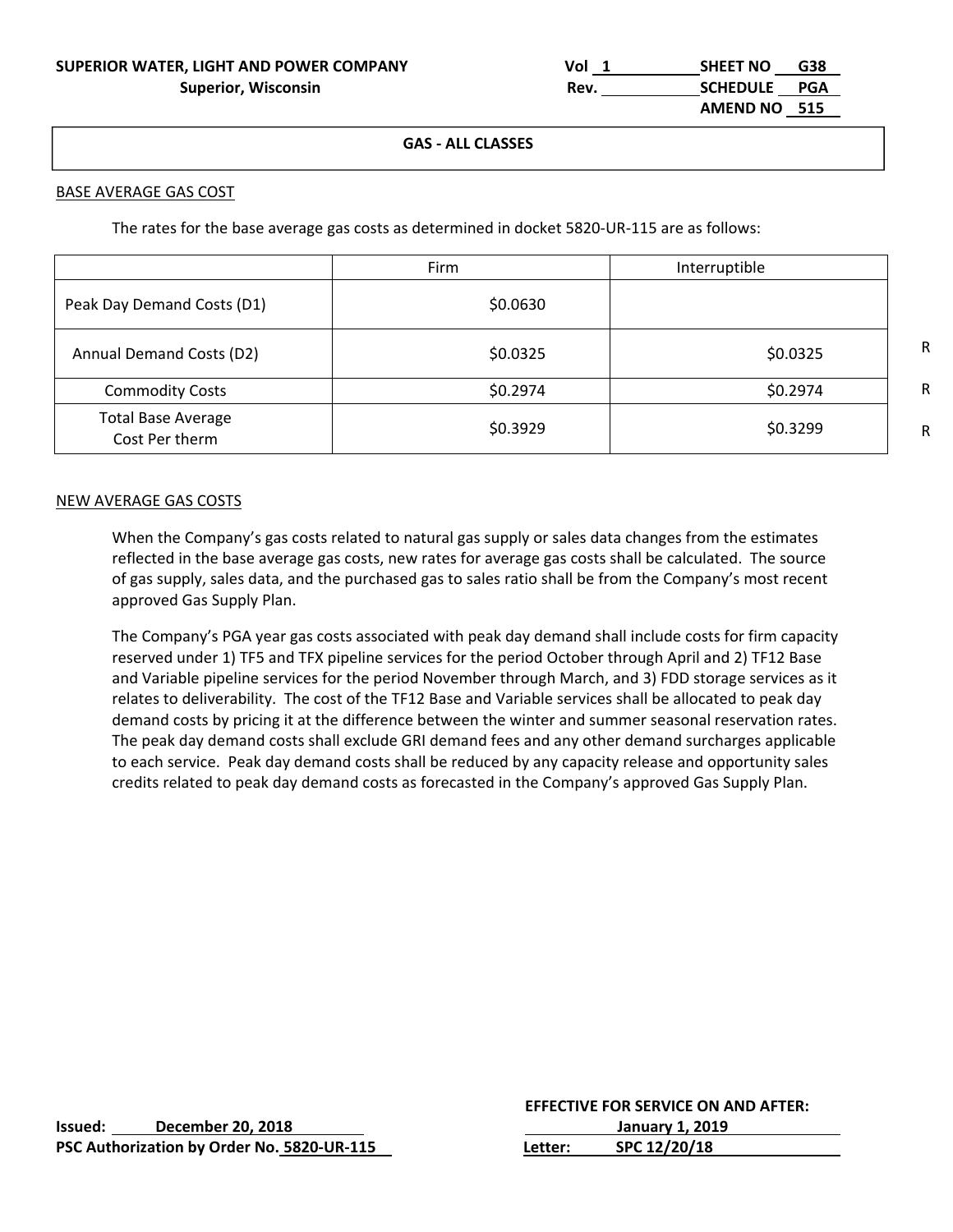**SUPERIOR WATER, LIGHT AND POWER COMPANY**
**Superior, Wisconsin**

**Vol** 1 **SHEET NO** G38
**Rev.** **SCHEDULE** PGA
**AMEND NO** 515

**GAS - ALL CLASSES**

BASE AVERAGE GAS COST

The rates for the base average gas costs as determined in docket 5820-UR-115 are as follows:

| | Firm | Interruptible | |
|---|---|---|---|
| Peak Day Demand Costs (D1) | $0.0630 | | |
| Annual Demand Costs (D2) | $0.0325 | $0.0325 | R |
| Commodity Costs | $0.2974 | $0.2974 | R |
| Total Base Average Cost Per therm | $0.3929 | $0.3299 | R |

NEW AVERAGE GAS COSTS

When the Company's gas costs related to natural gas supply or sales data changes from the estimates reflected in the base average gas costs, new rates for average gas costs shall be calculated. The source of gas supply, sales data, and the purchased gas to sales ratio shall be from the Company's most recent approved Gas Supply Plan.

The Company's PGA year gas costs associated with peak day demand shall include costs for firm capacity reserved under 1) TF5 and TFX pipeline services for the period October through April and 2) TF12 Base and Variable pipeline services for the period November through March, and 3) FDD storage services as it relates to deliverability. The cost of the TF12 Base and Variable services shall be allocated to peak day demand costs by pricing it at the difference between the winter and summer seasonal reservation rates. The peak day demand costs shall exclude GRI demand fees and any other demand surcharges applicable to each service. Peak day demand costs shall be reduced by any capacity release and opportunity sales credits related to peak day demand costs as forecasted in the Company's approved Gas Supply Plan.

**Issued:** **December 20, 2018**
**PSC Authorization by Order No. 5820-UR-115**

**EFFECTIVE FOR SERVICE ON AND AFTER:**
**January 1, 2019**
**Letter:** **SPC 12/20/18**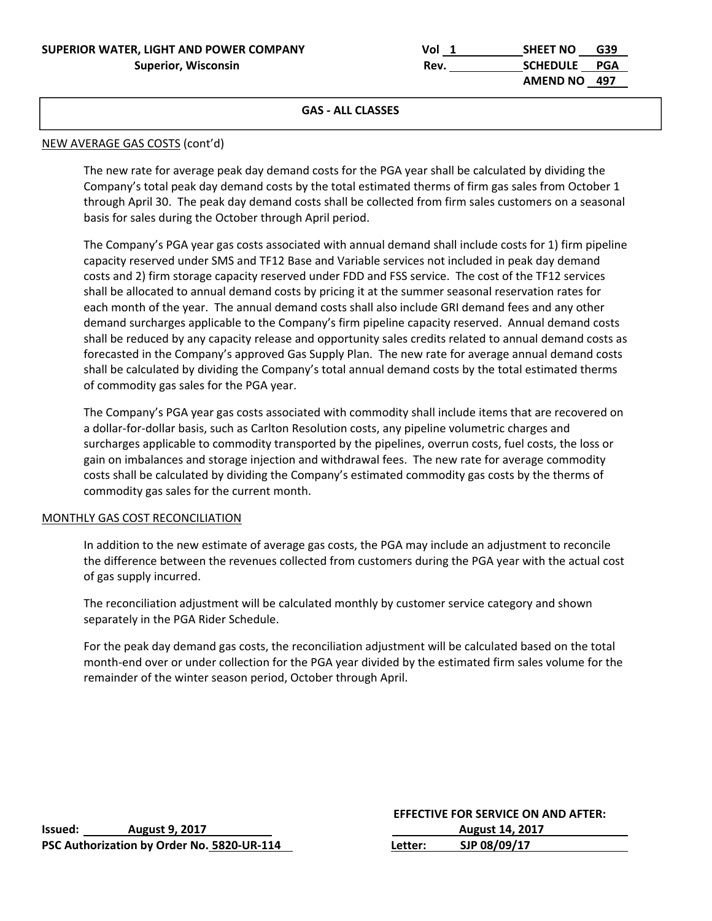**GAS - ALL CLASSES**

NEW AVERAGE GAS COSTS (cont'd)

The new rate for average peak day demand costs for the PGA year shall be calculated by dividing the Company's total peak day demand costs by the total estimated therms of firm gas sales from October 1 through April 30. The peak day demand costs shall be collected from firm sales customers on a seasonal basis for sales during the October through April period.

The Company's PGA year gas costs associated with annual demand shall include costs for 1) firm pipeline capacity reserved under SMS and TF12 Base and Variable services not included in peak day demand costs and 2) firm storage capacity reserved under FDD and FSS service. The cost of the TF12 services shall be allocated to annual demand costs by pricing it at the summer seasonal reservation rates for each month of the year. The annual demand costs shall also include GRI demand fees and any other demand surcharges applicable to the Company's firm pipeline capacity reserved. Annual demand costs shall be reduced by any capacity release and opportunity sales credits related to annual demand costs as forecasted in the Company's approved Gas Supply Plan. The new rate for average annual demand costs shall be calculated by dividing the Company's total annual demand costs by the total estimated therms of commodity gas sales for the PGA year.

The Company's PGA year gas costs associated with commodity shall include items that are recovered on a dollar-for-dollar basis, such as Carlton Resolution costs, any pipeline volumetric charges and surcharges applicable to commodity transported by the pipelines, overrun costs, fuel costs, the loss or gain on imbalances and storage injection and withdrawal fees. The new rate for average commodity costs shall be calculated by dividing the Company's estimated commodity gas costs by the therms of commodity gas sales for the current month.

MONTHLY GAS COST RECONCILIATION

In addition to the new estimate of average gas costs, the PGA may include an adjustment to reconcile the difference between the revenues collected from customers during the PGA year with the actual cost of gas supply incurred.

The reconciliation adjustment will be calculated monthly by customer service category and shown separately in the PGA Rider Schedule.

For the peak day demand gas costs, the reconciliation adjustment will be calculated based on the total month-end over or under collection for the PGA year divided by the estimated firm sales volume for the remainder of the winter season period, October through April.

Issued: August 9, 2017
PSC Authorization by Order No. 5820-UR-114

EFFECTIVE FOR SERVICE ON AND AFTER: August 14, 2017
Letter: SJP 08/09/17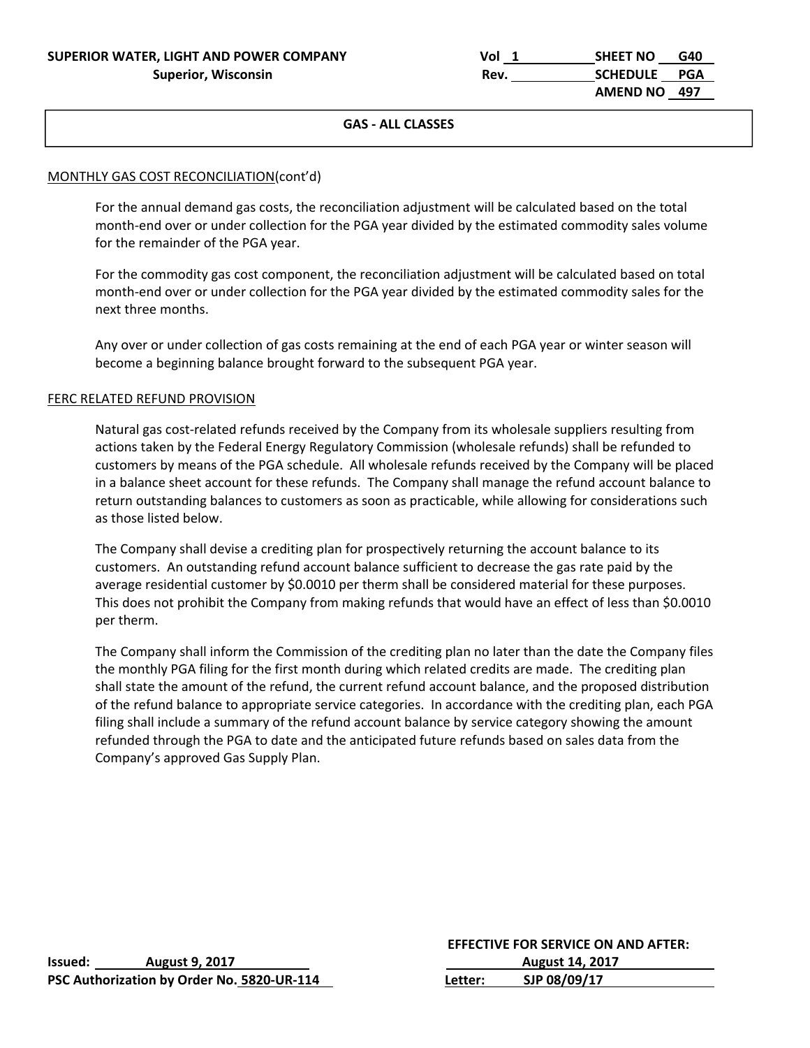**SUPERIOR WATER, LIGHT AND POWER COMPANY**
**Superior, Wisconsin**

Vol 1 | SHEET NO G40
Rev. | SCHEDULE PGA
AMEND NO 497

**GAS - ALL CLASSES**

MONTHLY GAS COST RECONCILIATION(cont'd)

For the annual demand gas costs, the reconciliation adjustment will be calculated based on the total month-end over or under collection for the PGA year divided by the estimated commodity sales volume for the remainder of the PGA year.

For the commodity gas cost component, the reconciliation adjustment will be calculated based on total month-end over or under collection for the PGA year divided by the estimated commodity sales for the next three months.

Any over or under collection of gas costs remaining at the end of each PGA year or winter season will become a beginning balance brought forward to the subsequent PGA year.

FERC RELATED REFUND PROVISION

Natural gas cost-related refunds received by the Company from its wholesale suppliers resulting from actions taken by the Federal Energy Regulatory Commission (wholesale refunds) shall be refunded to customers by means of the PGA schedule. All wholesale refunds received by the Company will be placed in a balance sheet account for these refunds. The Company shall manage the refund account balance to return outstanding balances to customers as soon as practicable, while allowing for considerations such as those listed below.

The Company shall devise a crediting plan for prospectively returning the account balance to its customers. An outstanding refund account balance sufficient to decrease the gas rate paid by the average residential customer by $0.0010 per therm shall be considered material for these purposes. This does not prohibit the Company from making refunds that would have an effect of less than $0.0010 per therm.

The Company shall inform the Commission of the crediting plan no later than the date the Company files the monthly PGA filing for the first month during which related credits are made. The crediting plan shall state the amount of the refund, the current refund account balance, and the proposed distribution of the refund balance to appropriate service categories. In accordance with the crediting plan, each PGA filing shall include a summary of the refund account balance by service category showing the amount refunded through the PGA to date and the anticipated future refunds based on sales data from the Company's approved Gas Supply Plan.

**Issued:** August 9, 2017
**PSC Authorization by Order No.** 5820-UR-114

**EFFECTIVE FOR SERVICE ON AND AFTER:**
August 14, 2017
**Letter:** SJP 08/09/17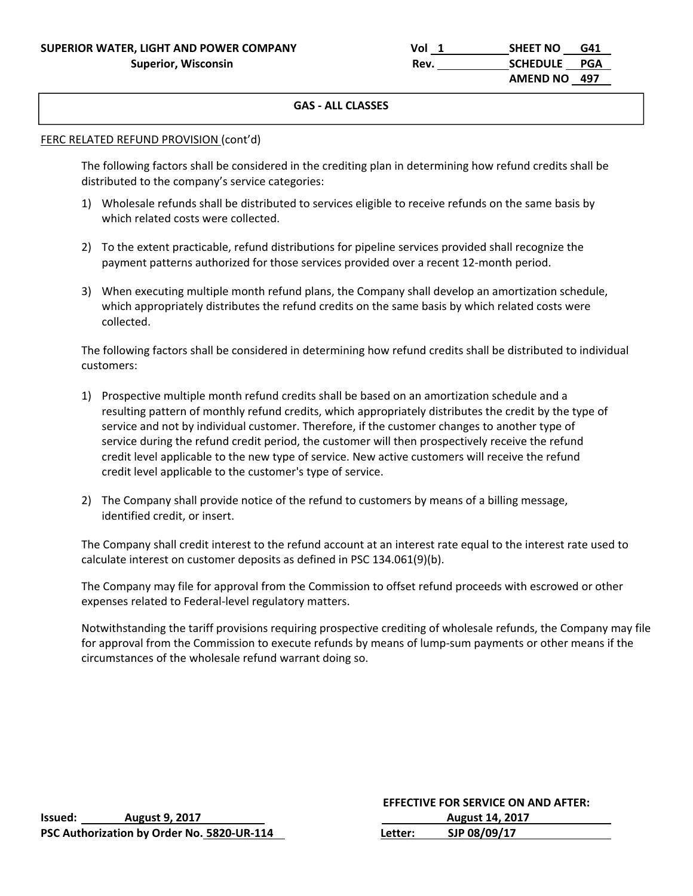**SUPERIOR WATER, LIGHT AND POWER COMPANY**
**Superior, Wisconsin**

Vol 1 SHEET NO G41
Rev. SCHEDULE PGA
AMEND NO 497

**GAS - ALL CLASSES**

FERC RELATED REFUND PROVISION (cont'd)

The following factors shall be considered in the crediting plan in determining how refund credits shall be distributed to the company's service categories:

1) Wholesale refunds shall be distributed to services eligible to receive refunds on the same basis by which related costs were collected.

2) To the extent practicable, refund distributions for pipeline services provided shall recognize the payment patterns authorized for those services provided over a recent 12-month period.

3) When executing multiple month refund plans, the Company shall develop an amortization schedule, which appropriately distributes the refund credits on the same basis by which related costs were collected.

The following factors shall be considered in determining how refund credits shall be distributed to individual customers:

1) Prospective multiple month refund credits shall be based on an amortization schedule and a resulting pattern of monthly refund credits, which appropriately distributes the credit by the type of service and not by individual customer. Therefore, if the customer changes to another type of service during the refund credit period, the customer will then prospectively receive the refund credit level applicable to the new type of service. New active customers will receive the refund credit level applicable to the customer's type of service.

2) The Company shall provide notice of the refund to customers by means of a billing message, identified credit, or insert.

The Company shall credit interest to the refund account at an interest rate equal to the interest rate used to calculate interest on customer deposits as defined in PSC 134.061(9)(b).

The Company may file for approval from the Commission to offset refund proceeds with escrowed or other expenses related to Federal-level regulatory matters.

Notwithstanding the tariff provisions requiring prospective crediting of wholesale refunds, the Company may file for approval from the Commission to execute refunds by means of lump-sum payments or other means if the circumstances of the wholesale refund warrant doing so.

**Issued:** **August 9, 2017**
**PSC Authorization by Order No. 5820-UR-114**

**EFFECTIVE FOR SERVICE ON AND AFTER:**
**August 14, 2017**
**Letter: SJP 08/09/17**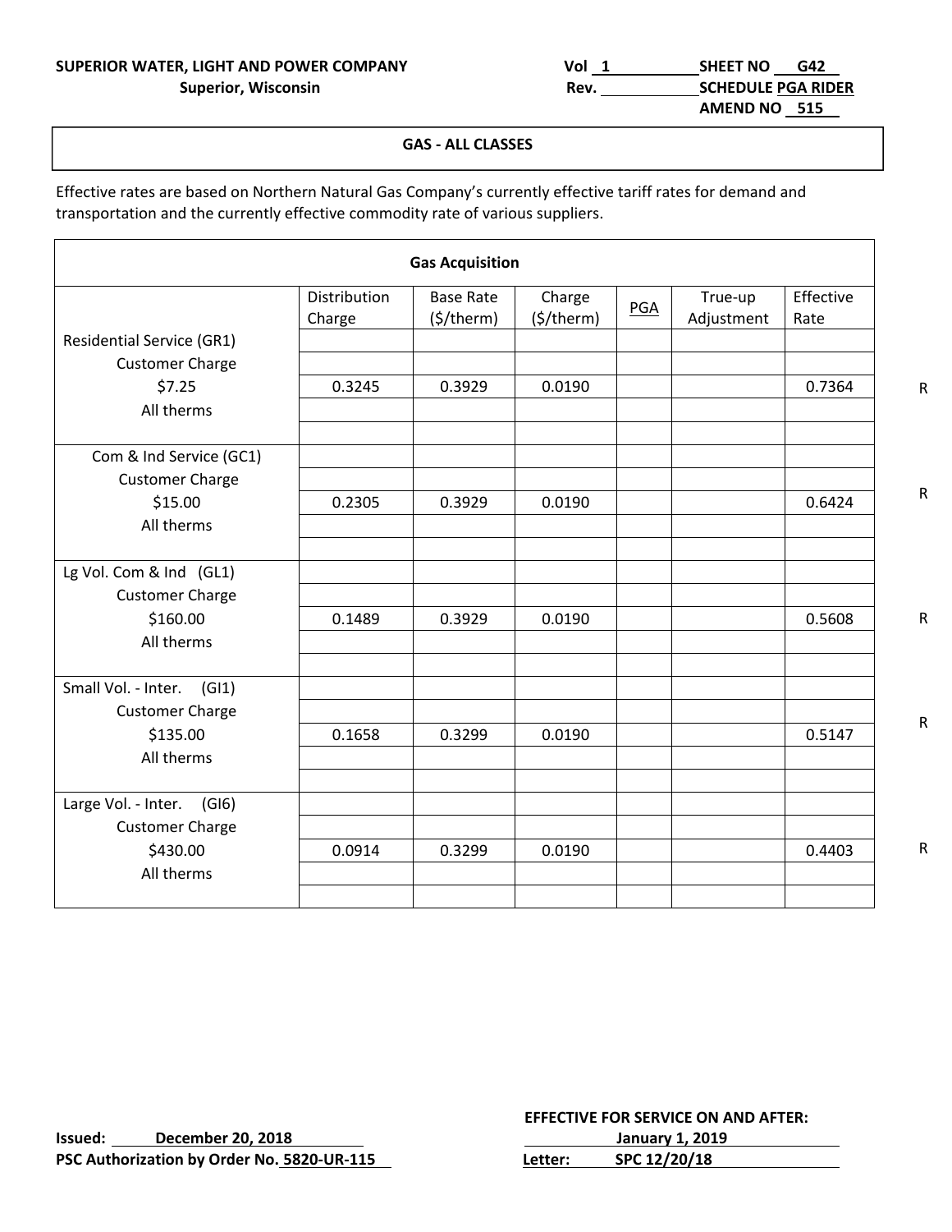**SUPERIOR WATER, LIGHT AND POWER COMPANY**
**Superior, Wisconsin**

Vol 1 | SHEET NO G42
Rev. | SCHEDULE PGA RIDER
AMEND NO 515

**GAS - ALL CLASSES**

Effective rates are based on Northern Natural Gas Company's currently effective tariff rates for demand and transportation and the currently effective commodity rate of various suppliers.

| Gas Acquisition | | | | | | | |
|---|---|---|---|---|---|---|---|
| | Distribution Charge | Base Rate ($/therm) | Charge ($/therm) | PGA | True-up Adjustment | Effective Rate | |
| Residential Service (GR1) | | | | | | | |
| Customer Charge | | | | | | | |
| $7.25 | 0.3245 | 0.3929 | 0.0190 | | | 0.7364 | R |
| All therms | | | | | | | |
| Com & Ind Service (GC1) | | | | | | | |
| Customer Charge | | | | | | | |
| $15.00 | 0.2305 | 0.3929 | 0.0190 | | | 0.6424 | R |
| All therms | | | | | | | |
| Lg Vol. Com & Ind (GL1) | | | | | | | |
| Customer Charge | | | | | | | |
| $160.00 | 0.1489 | 0.3929 | 0.0190 | | | 0.5608 | R |
| All therms | | | | | | | |
| Small Vol. - Inter. (GI1) | | | | | | | |
| Customer Charge | | | | | | | |
| $135.00 | 0.1658 | 0.3299 | 0.0190 | | | 0.5147 | R |
| All therms | | | | | | | |
| Large Vol. - Inter. (GI6) | | | | | | | |
| Customer Charge | | | | | | | |
| $430.00 | 0.0914 | 0.3299 | 0.0190 | | | 0.4403 | R |
| All therms | | | | | | | |

**Issued:** December 20, 2018
**PSC Authorization by Order No.** 5820-UR-115

**EFFECTIVE FOR SERVICE ON AND AFTER:**
January 1, 2019
**Letter:** SPC 12/20/18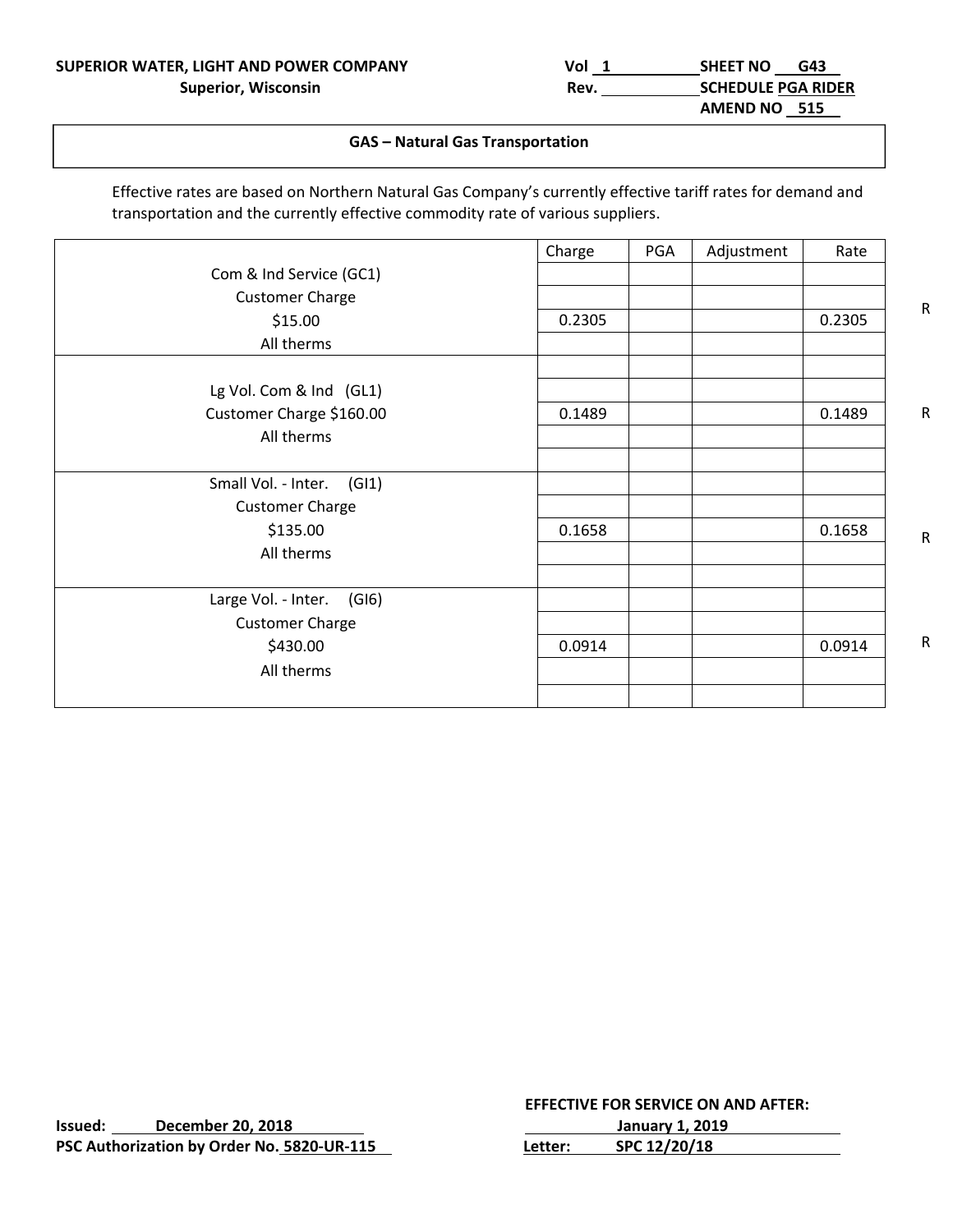**SUPERIOR WATER, LIGHT AND POWER COMPANY**
**Superior, Wisconsin**

**Vol** 1 **SHEET NO** G43
**Rev.** **SCHEDULE** PGA RIDER
**AMEND NO** 515

## GAS – Natural Gas Transportation

Effective rates are based on Northern Natural Gas Company's currently effective tariff rates for demand and transportation and the currently effective commodity rate of various suppliers.

| | Charge | PGA | Adjustment | Rate | |
|---|---|---|---|---|---|
| Com & Ind Service (GC1) Customer Charge $15.00 All therms | 0.2305 | | | 0.2305 | R |
| Lg Vol. Com & Ind (GL1) Customer Charge $160.00 All therms | 0.1489 | | | 0.1489 | R |
| Small Vol. - Inter. (GI1) Customer Charge $135.00 All therms | 0.1658 | | | 0.1658 | R |
| Large Vol. - Inter. (GI6) Customer Charge $430.00 All therms | 0.0914 | | | 0.0914 | R |

**Issued:** **December 20, 2018**
**PSC Authorization by Order No.** **5820-UR-115**

**EFFECTIVE FOR SERVICE ON AND AFTER:**
**January 1, 2019**
**Letter:** **SPC 12/20/18**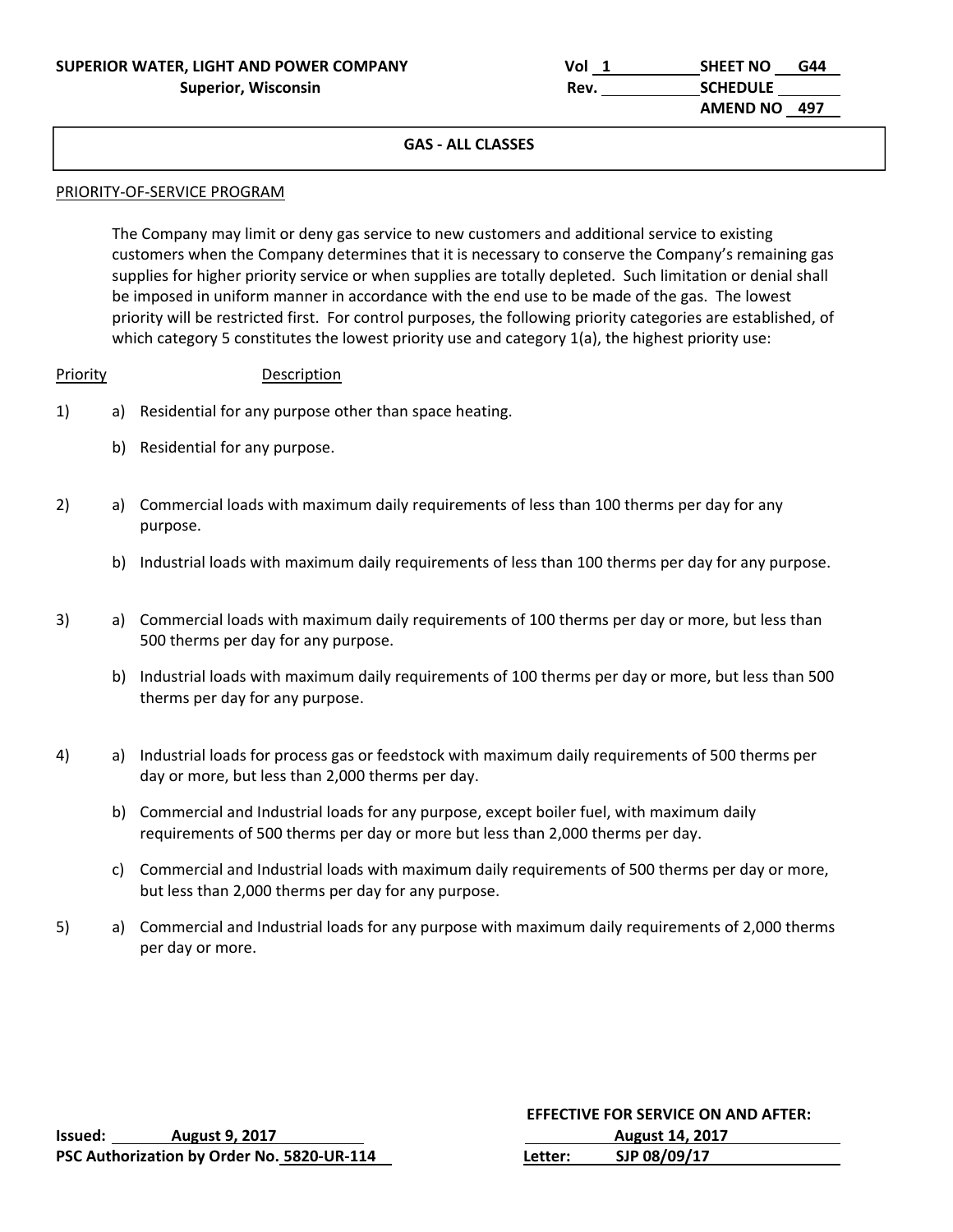**SUPERIOR WATER, LIGHT AND POWER COMPANY**
**Superior, Wisconsin**

Vol 1 SHEET NO G44
Rev. SCHEDULE
AMEND NO 497

**GAS - ALL CLASSES**

PRIORITY-OF-SERVICE PROGRAM

The Company may limit or deny gas service to new customers and additional service to existing customers when the Company determines that it is necessary to conserve the Company's remaining gas supplies for higher priority service or when supplies are totally depleted. Such limitation or denial shall be imposed in uniform manner in accordance with the end use to be made of the gas. The lowest priority will be restricted first. For control purposes, the following priority categories are established, of which category 5 constitutes the lowest priority use and category 1(a), the highest priority use:

Priority Description

1) a) Residential for any purpose other than space heating.

   b) Residential for any purpose.

2) a) Commercial loads with maximum daily requirements of less than 100 therms per day for any purpose.

   b) Industrial loads with maximum daily requirements of less than 100 therms per day for any purpose.

3) a) Commercial loads with maximum daily requirements of 100 therms per day or more, but less than 500 therms per day for any purpose.

   b) Industrial loads with maximum daily requirements of 100 therms per day or more, but less than 500 therms per day for any purpose.

4) a) Industrial loads for process gas or feedstock with maximum daily requirements of 500 therms per day or more, but less than 2,000 therms per day.

   b) Commercial and Industrial loads for any purpose, except boiler fuel, with maximum daily requirements of 500 therms per day or more but less than 2,000 therms per day.

   c) Commercial and Industrial loads with maximum daily requirements of 500 therms per day or more, but less than 2,000 therms per day for any purpose.

5) a) Commercial and Industrial loads for any purpose with maximum daily requirements of 2,000 therms per day or more.

**Issued:** **August 9, 2017**
**PSC Authorization by Order No. 5820-UR-114**

**EFFECTIVE FOR SERVICE ON AND AFTER:**
**August 14, 2017**
**Letter: SJP 08/09/17**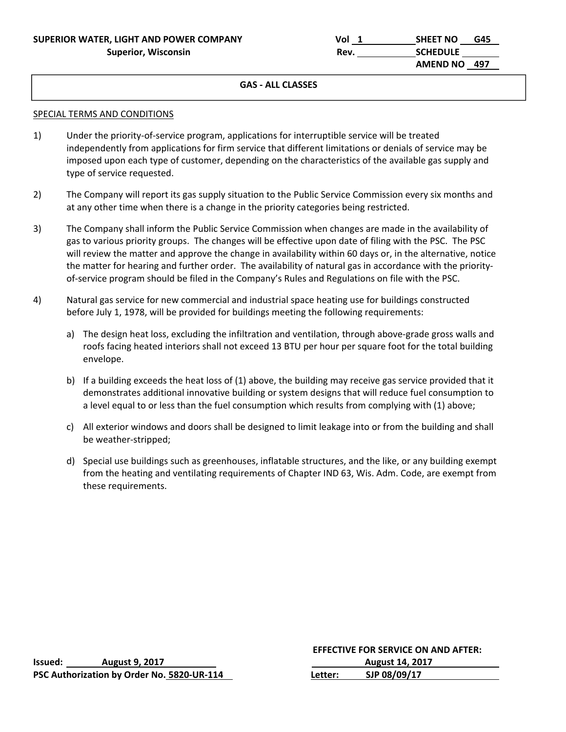**SUPERIOR WATER, LIGHT AND POWER COMPANY**
**Superior, Wisconsin**

Vol 1 | SHEET NO G45
Rev. | SCHEDULE
AMEND NO 497

## GAS - ALL CLASSES

SPECIAL TERMS AND CONDITIONS

1) Under the priority-of-service program, applications for interruptible service will be treated independently from applications for firm service that different limitations or denials of service may be imposed upon each type of customer, depending on the characteristics of the available gas supply and type of service requested.

2) The Company will report its gas supply situation to the Public Service Commission every six months and at any other time when there is a change in the priority categories being restricted.

3) The Company shall inform the Public Service Commission when changes are made in the availability of gas to various priority groups. The changes will be effective upon date of filing with the PSC. The PSC will review the matter and approve the change in availability within 60 days or, in the alternative, notice the matter for hearing and further order. The availability of natural gas in accordance with the priority-of-service program should be filed in the Company's Rules and Regulations on file with the PSC.

4) Natural gas service for new commercial and industrial space heating use for buildings constructed before July 1, 1978, will be provided for buildings meeting the following requirements:

   a) The design heat loss, excluding the infiltration and ventilation, through above-grade gross walls and roofs facing heated interiors shall not exceed 13 BTU per hour per square foot for the total building envelope.

   b) If a building exceeds the heat loss of (1) above, the building may receive gas service provided that it demonstrates additional innovative building or system designs that will reduce fuel consumption to a level equal to or less than the fuel consumption which results from complying with (1) above;

   c) All exterior windows and doors shall be designed to limit leakage into or from the building and shall be weather-stripped;

   d) Special use buildings such as greenhouses, inflatable structures, and the like, or any building exempt from the heating and ventilating requirements of Chapter IND 63, Wis. Adm. Code, are exempt from these requirements.

**Issued:** August 9, 2017
**PSC Authorization by Order No.** 5820-UR-114

**EFFECTIVE FOR SERVICE ON AND AFTER:**
August 14, 2017
**Letter:** SJP 08/09/17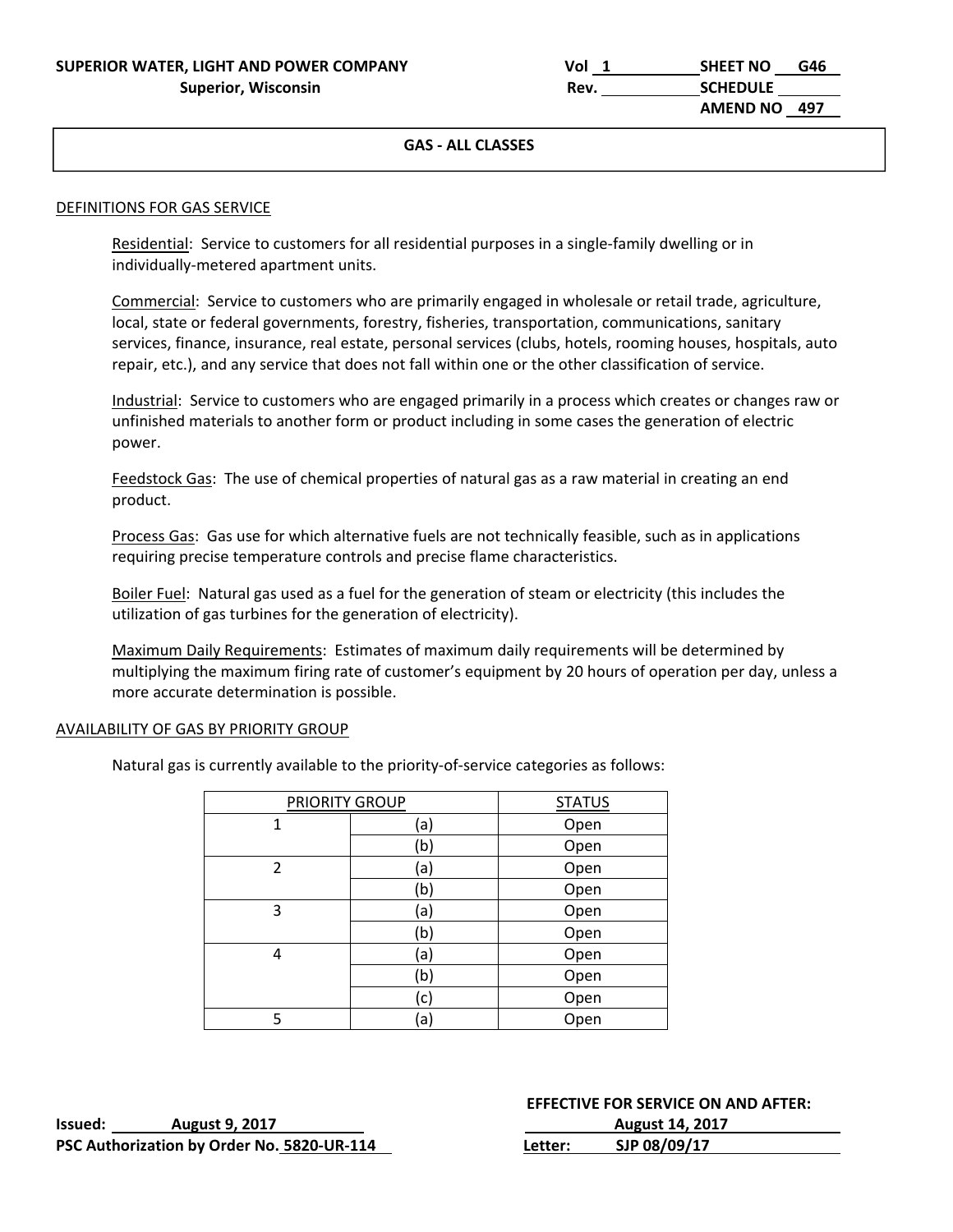**SUPERIOR WATER, LIGHT AND POWER COMPANY**
**Superior, Wisconsin**

Vol 1 SHEET NO G46
Rev. SCHEDULE
AMEND NO 497

**GAS - ALL CLASSES**

DEFINITIONS FOR GAS SERVICE

Residential: Service to customers for all residential purposes in a single-family dwelling or in individually-metered apartment units.

Commercial: Service to customers who are primarily engaged in wholesale or retail trade, agriculture, local, state or federal governments, forestry, fisheries, transportation, communications, sanitary services, finance, insurance, real estate, personal services (clubs, hotels, rooming houses, hospitals, auto repair, etc.), and any service that does not fall within one or the other classification of service.

Industrial: Service to customers who are engaged primarily in a process which creates or changes raw or unfinished materials to another form or product including in some cases the generation of electric power.

Feedstock Gas: The use of chemical properties of natural gas as a raw material in creating an end product.

Process Gas: Gas use for which alternative fuels are not technically feasible, such as in applications requiring precise temperature controls and precise flame characteristics.

Boiler Fuel: Natural gas used as a fuel for the generation of steam or electricity (this includes the utilization of gas turbines for the generation of electricity).

Maximum Daily Requirements: Estimates of maximum daily requirements will be determined by multiplying the maximum firing rate of customer's equipment by 20 hours of operation per day, unless a more accurate determination is possible.

AVAILABILITY OF GAS BY PRIORITY GROUP

Natural gas is currently available to the priority-of-service categories as follows:

| PRIORITY GROUP | | STATUS |
|---|---|---|
| 1 | (a) | Open |
| | (b) | Open |
| 2 | (a) | Open |
| | (b) | Open |
| 3 | (a) | Open |
| | (b) | Open |
| 4 | (a) | Open |
| | (b) | Open |
| | (c) | Open |
| 5 | (a) | Open |

**Issued: August 9, 2017**
**PSC Authorization by Order No. 5820-UR-114**

**EFFECTIVE FOR SERVICE ON AND AFTER:**
**August 14, 2017**
**Letter: SJP 08/09/17**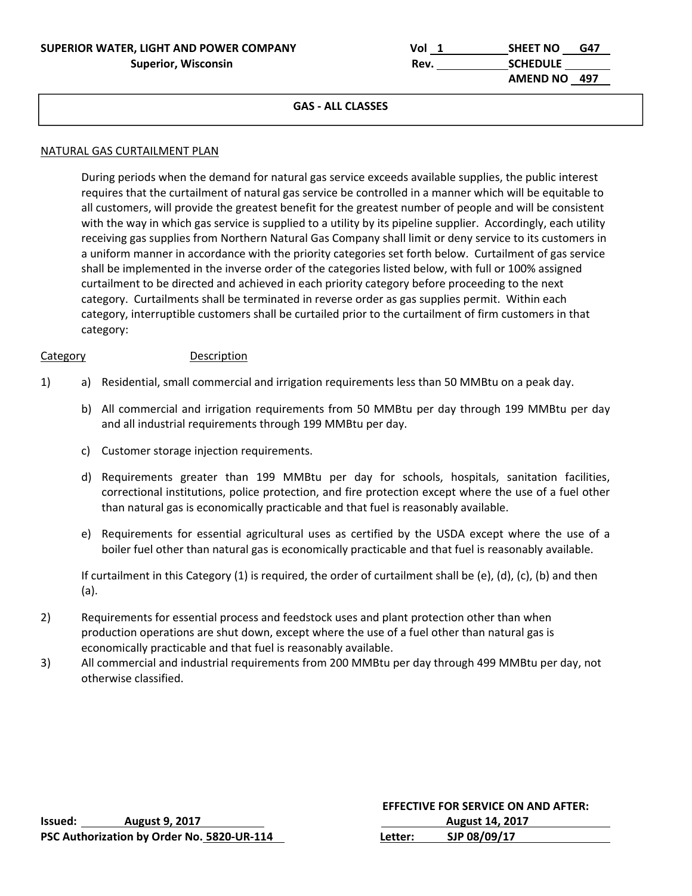SUPERIOR WATER, LIGHT AND POWER COMPANY
Superior, Wisconsin

Vol 1 SHEET NO G47
Rev. SCHEDULE
AMEND NO 497

**GAS - ALL CLASSES**

NATURAL GAS CURTAILMENT PLAN

During periods when the demand for natural gas service exceeds available supplies, the public interest requires that the curtailment of natural gas service be controlled in a manner which will be equitable to all customers, will provide the greatest benefit for the greatest number of people and will be consistent with the way in which gas service is supplied to a utility by its pipeline supplier. Accordingly, each utility receiving gas supplies from Northern Natural Gas Company shall limit or deny service to its customers in a uniform manner in accordance with the priority categories set forth below. Curtailment of gas service shall be implemented in the inverse order of the categories listed below, with full or 100% assigned curtailment to be directed and achieved in each priority category before proceeding to the next category. Curtailments shall be terminated in reverse order as gas supplies permit. Within each category, interruptible customers shall be curtailed prior to the curtailment of firm customers in that category:

Category — Description

1)
   a) Residential, small commercial and irrigation requirements less than 50 MMBtu on a peak day.

   b) All commercial and irrigation requirements from 50 MMBtu per day through 199 MMBtu per day and all industrial requirements through 199 MMBtu per day.

   c) Customer storage injection requirements.

   d) Requirements greater than 199 MMBtu per day for schools, hospitals, sanitation facilities, correctional institutions, police protection, and fire protection except where the use of a fuel other than natural gas is economically practicable and that fuel is reasonably available.

   e) Requirements for essential agricultural uses as certified by the USDA except where the use of a boiler fuel other than natural gas is economically practicable and that fuel is reasonably available.

   If curtailment in this Category (1) is required, the order of curtailment shall be (e), (d), (c), (b) and then (a).

2) Requirements for essential process and feedstock uses and plant protection other than when production operations are shut down, except where the use of a fuel other than natural gas is economically practicable and that fuel is reasonably available.

3) All commercial and industrial requirements from 200 MMBtu per day through 499 MMBtu per day, not otherwise classified.

**Issued:** August 9, 2017
**PSC Authorization by Order No.** 5820-UR-114

**EFFECTIVE FOR SERVICE ON AND AFTER:**
August 14, 2017
**Letter:** SJP 08/09/17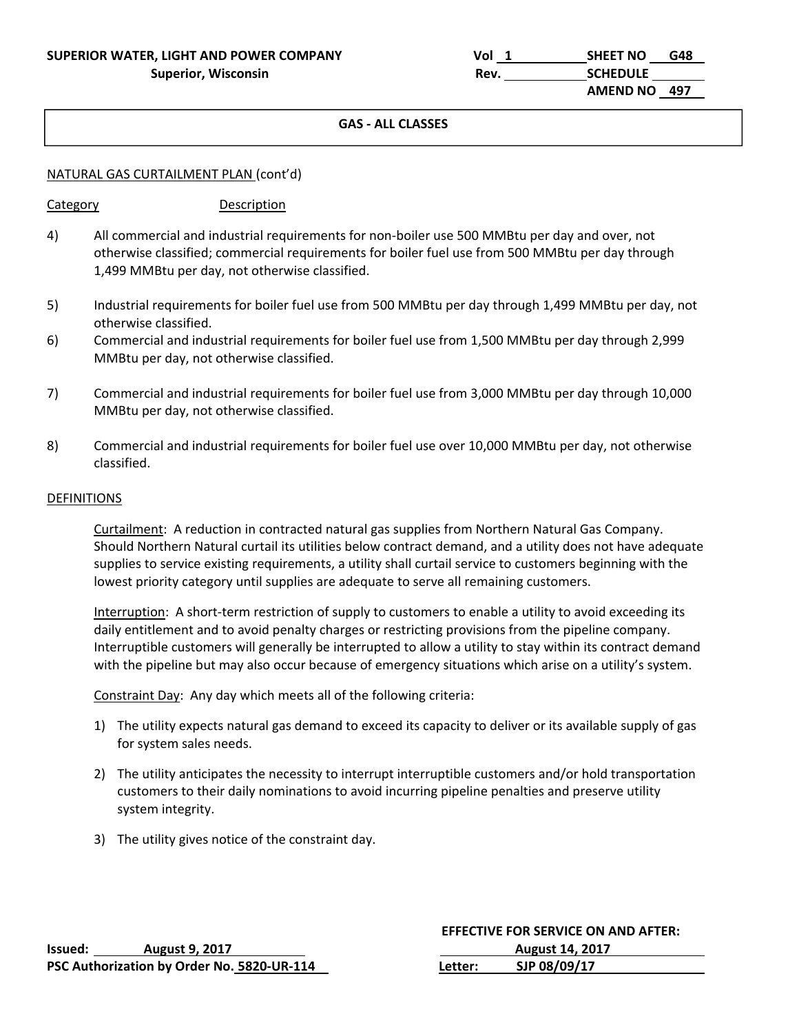**GAS - ALL CLASSES**

NATURAL GAS CURTAILMENT PLAN (cont'd)

| Category | Description |
|---|---|
| 4) | All commercial and industrial requirements for non-boiler use 500 MMBtu per day and over, not otherwise classified; commercial requirements for boiler fuel use from 500 MMBtu per day through 1,499 MMBtu per day, not otherwise classified. |
| 5) | Industrial requirements for boiler fuel use from 500 MMBtu per day through 1,499 MMBtu per day, not otherwise classified. |
| 6) | Commercial and industrial requirements for boiler fuel use from 1,500 MMBtu per day through 2,999 MMBtu per day, not otherwise classified. |
| 7) | Commercial and industrial requirements for boiler fuel use from 3,000 MMBtu per day through 10,000 MMBtu per day, not otherwise classified. |
| 8) | Commercial and industrial requirements for boiler fuel use over 10,000 MMBtu per day, not otherwise classified. |

DEFINITIONS

Curtailment: A reduction in contracted natural gas supplies from Northern Natural Gas Company. Should Northern Natural curtail its utilities below contract demand, and a utility does not have adequate supplies to service existing requirements, a utility shall curtail service to customers beginning with the lowest priority category until supplies are adequate to serve all remaining customers.

Interruption: A short-term restriction of supply to customers to enable a utility to avoid exceeding its daily entitlement and to avoid penalty charges or restricting provisions from the pipeline company. Interruptible customers will generally be interrupted to allow a utility to stay within its contract demand with the pipeline but may also occur because of emergency situations which arise on a utility's system.

Constraint Day: Any day which meets all of the following criteria:

1) The utility expects natural gas demand to exceed its capacity to deliver or its available supply of gas for system sales needs.
2) The utility anticipates the necessity to interrupt interruptible customers and/or hold transportation customers to their daily nominations to avoid incurring pipeline penalties and preserve utility system integrity.
3) The utility gives notice of the constraint day.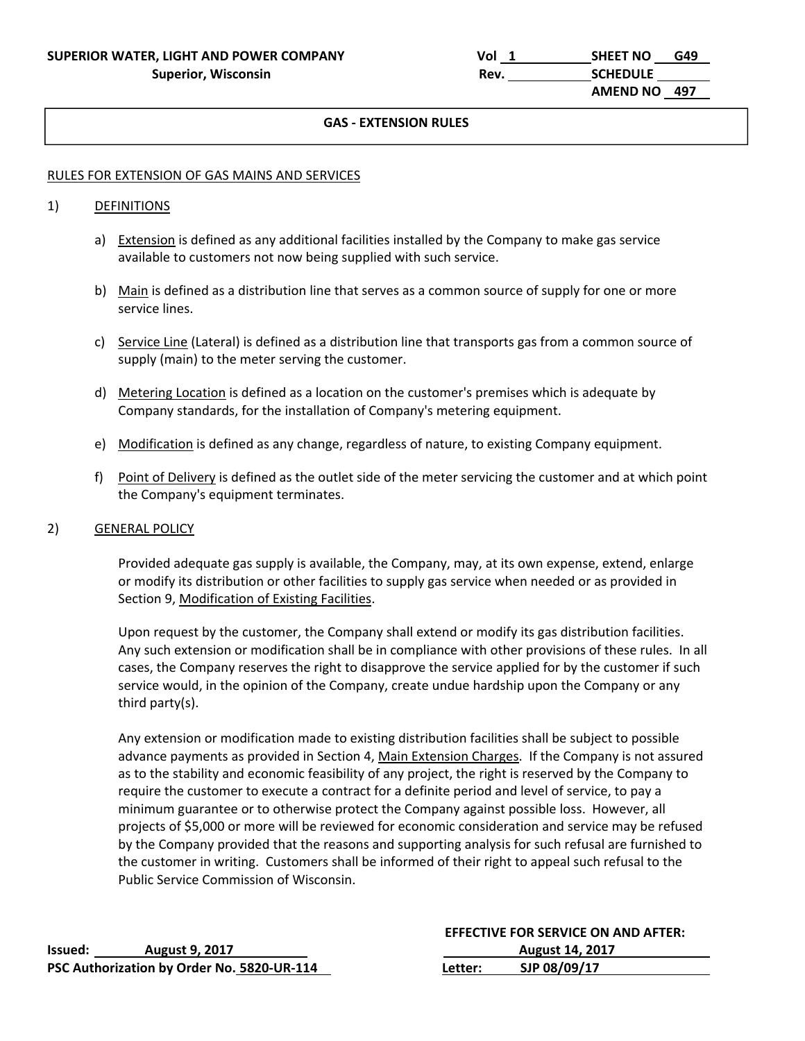## GAS - EXTENSION RULES

RULES FOR EXTENSION OF GAS MAINS AND SERVICES

1) DEFINITIONS

   a) Extension is defined as any additional facilities installed by the Company to make gas service available to customers not now being supplied with such service.

   b) Main is defined as a distribution line that serves as a common source of supply for one or more service lines.

   c) Service Line (Lateral) is defined as a distribution line that transports gas from a common source of supply (main) to the meter serving the customer.

   d) Metering Location is defined as a location on the customer's premises which is adequate by Company standards, for the installation of Company's metering equipment.

   e) Modification is defined as any change, regardless of nature, to existing Company equipment.

   f) Point of Delivery is defined as the outlet side of the meter servicing the customer and at which point the Company's equipment terminates.

2) GENERAL POLICY

Provided adequate gas supply is available, the Company, may, at its own expense, extend, enlarge or modify its distribution or other facilities to supply gas service when needed or as provided in Section 9, Modification of Existing Facilities.

Upon request by the customer, the Company shall extend or modify its gas distribution facilities. Any such extension or modification shall be in compliance with other provisions of these rules. In all cases, the Company reserves the right to disapprove the service applied for by the customer if such service would, in the opinion of the Company, create undue hardship upon the Company or any third party(s).

Any extension or modification made to existing distribution facilities shall be subject to possible advance payments as provided in Section 4, Main Extension Charges. If the Company is not assured as to the stability and economic feasibility of any project, the right is reserved by the Company to require the customer to execute a contract for a definite period and level of service, to pay a minimum guarantee or to otherwise protect the Company against possible loss. However, all projects of $5,000 or more will be reviewed for economic consideration and service may be refused by the Company provided that the reasons and supporting analysis for such refusal are furnished to the customer in writing. Customers shall be informed of their right to appeal such refusal to the Public Service Commission of Wisconsin.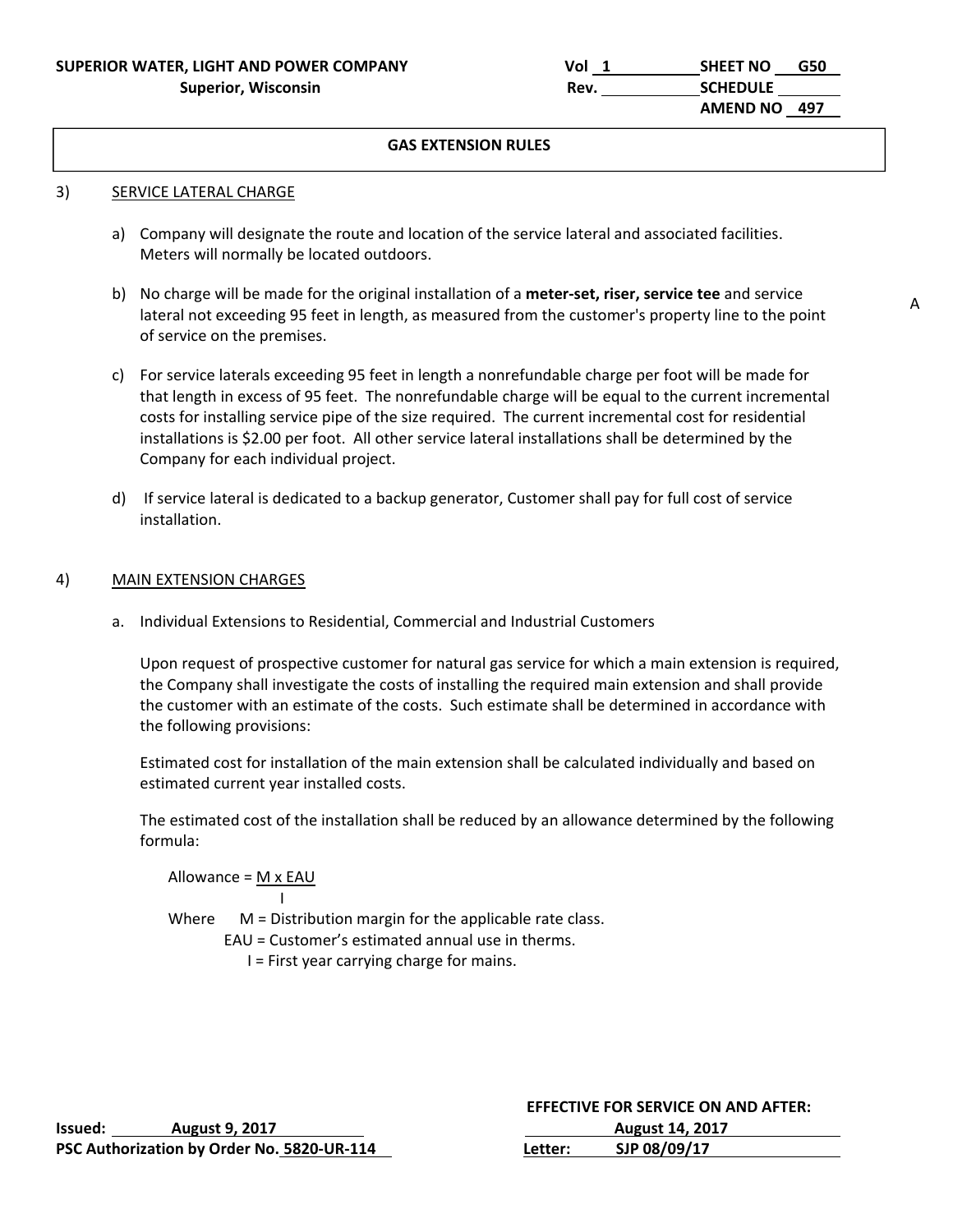**SUPERIOR WATER, LIGHT AND POWER COMPANY**
**Superior, Wisconsin**

Vol 1 SHEET NO G50
Rev. SCHEDULE
AMEND NO 497

## GAS EXTENSION RULES

3) SERVICE LATERAL CHARGE

a) Company will designate the route and location of the service lateral and associated facilities. Meters will normally be located outdoors.

b) No charge will be made for the original installation of a **meter-set, riser, service tee** and service lateral not exceeding 95 feet in length, as measured from the customer's property line to the point of service on the premises. A

c) For service laterals exceeding 95 feet in length a nonrefundable charge per foot will be made for that length in excess of 95 feet. The nonrefundable charge will be equal to the current incremental costs for installing service pipe of the size required. The current incremental cost for residential installations is $2.00 per foot. All other service lateral installations shall be determined by the Company for each individual project.

d) If service lateral is dedicated to a backup generator, Customer shall pay for full cost of service installation.

4) MAIN EXTENSION CHARGES

a. Individual Extensions to Residential, Commercial and Industrial Customers

Upon request of prospective customer for natural gas service for which a main extension is required, the Company shall investigate the costs of installing the required main extension and shall provide the customer with an estimate of the costs. Such estimate shall be determined in accordance with the following provisions:

Estimated cost for installation of the main extension shall be calculated individually and based on estimated current year installed costs.

The estimated cost of the installation shall be reduced by an allowance determined by the following formula:

$$\text{Allowance} = \frac{M \times EAU}{I}$$

Where M = Distribution margin for the applicable rate class.
EAU = Customer's estimated annual use in therms.
I = First year carrying charge for mains.

Issued: August 9, 2017
PSC Authorization by Order No. 5820-UR-114

EFFECTIVE FOR SERVICE ON AND AFTER:
August 14, 2017
Letter: SJP 08/09/17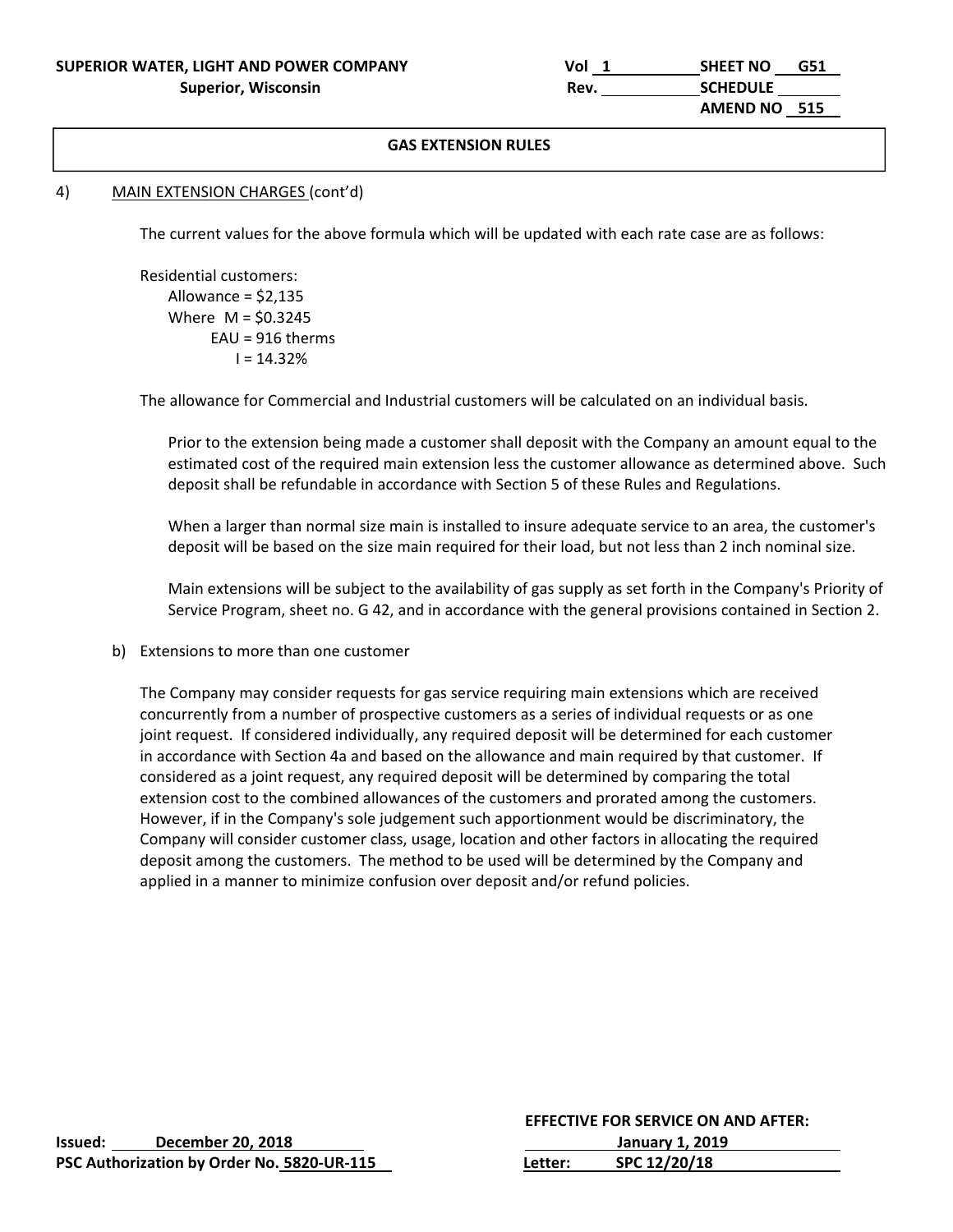**GAS EXTENSION RULES**

4) MAIN EXTENSION CHARGES (cont'd)

The current values for the above formula which will be updated with each rate case are as follows:

Residential customers:
Allowance = $2,135
Where M = $0.3245
EAU = 916 therms
I = 14.32%

The allowance for Commercial and Industrial customers will be calculated on an individual basis.

Prior to the extension being made a customer shall deposit with the Company an amount equal to the estimated cost of the required main extension less the customer allowance as determined above. Such deposit shall be refundable in accordance with Section 5 of these Rules and Regulations.

When a larger than normal size main is installed to insure adequate service to an area, the customer's deposit will be based on the size main required for their load, but not less than 2 inch nominal size.

Main extensions will be subject to the availability of gas supply as set forth in the Company's Priority of Service Program, sheet no. G 42, and in accordance with the general provisions contained in Section 2.

b) Extensions to more than one customer

The Company may consider requests for gas service requiring main extensions which are received concurrently from a number of prospective customers as a series of individual requests or as one joint request. If considered individually, any required deposit will be determined for each customer in accordance with Section 4a and based on the allowance and main required by that customer. If considered as a joint request, any required deposit will be determined by comparing the total extension cost to the combined allowances of the customers and prorated among the customers. However, if in the Company's sole judgement such apportionment would be discriminatory, the Company will consider customer class, usage, location and other factors in allocating the required deposit among the customers. The method to be used will be determined by the Company and applied in a manner to minimize confusion over deposit and/or refund policies.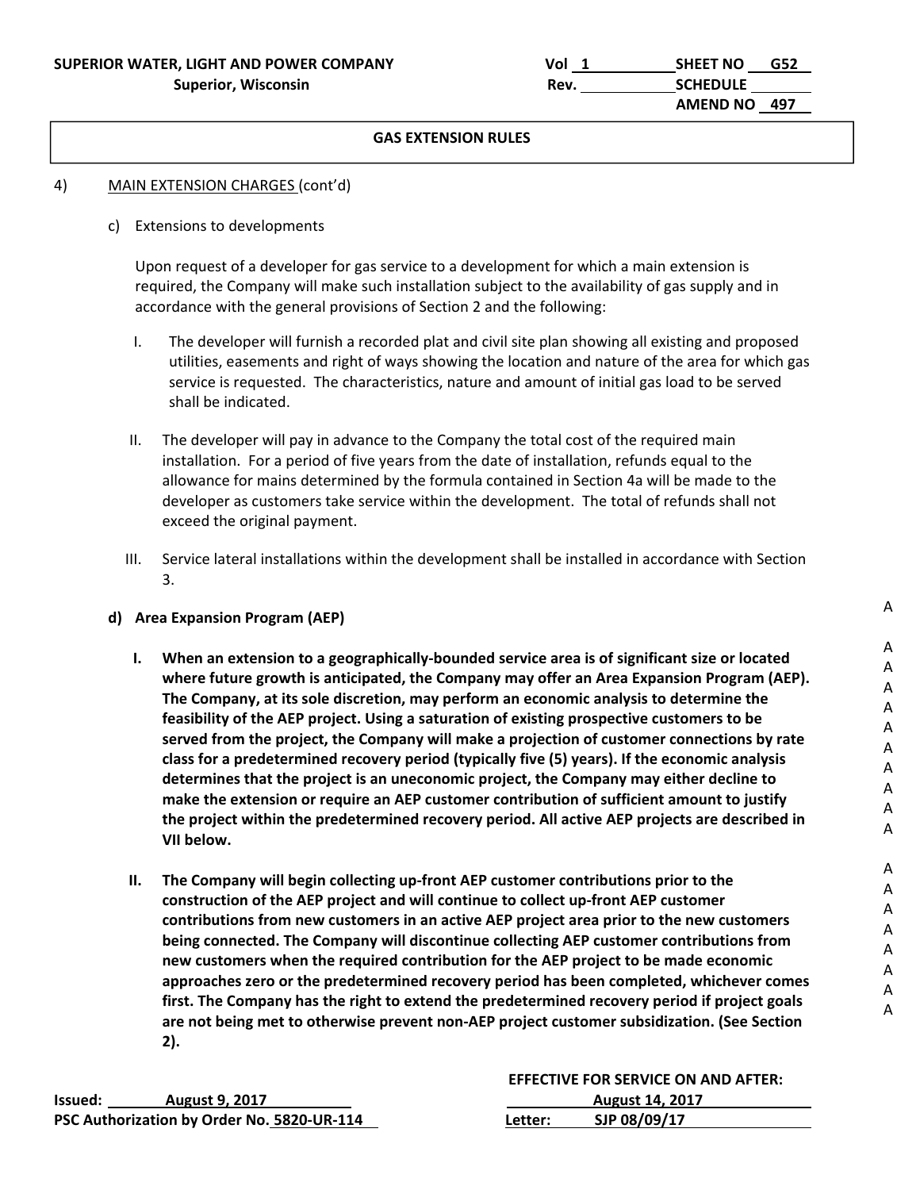**SUPERIOR WATER, LIGHT AND POWER COMPANY**
**Superior, Wisconsin**

Vol 1 SHEET NO G52
Rev. SCHEDULE
AMEND NO 497

**GAS EXTENSION RULES**

4) MAIN EXTENSION CHARGES (cont'd)

c) Extensions to developments

Upon request of a developer for gas service to a development for which a main extension is required, the Company will make such installation subject to the availability of gas supply and in accordance with the general provisions of Section 2 and the following:

I. The developer will furnish a recorded plat and civil site plan showing all existing and proposed utilities, easements and right of ways showing the location and nature of the area for which gas service is requested. The characteristics, nature and amount of initial gas load to be served shall be indicated.

II. The developer will pay in advance to the Company the total cost of the required main installation. For a period of five years from the date of installation, refunds equal to the allowance for mains determined by the formula contained in Section 4a will be made to the developer as customers take service within the development. The total of refunds shall not exceed the original payment.

III. Service lateral installations within the development shall be installed in accordance with Section 3.

**d) Area Expansion Program (AEP)** A

**I. When an extension to a geographically-bounded service area is of significant size or located where future growth is anticipated, the Company may offer an Area Expansion Program (AEP). The Company, at its sole discretion, may perform an economic analysis to determine the feasibility of the AEP project. Using a saturation of existing prospective customers to be served from the project, the Company will make a projection of customer connections by rate class for a predetermined recovery period (typically five (5) years). If the economic analysis determines that the project is an uneconomic project, the Company may either decline to make the extension or require an AEP customer contribution of sufficient amount to justify the project within the predetermined recovery period. All active AEP projects are described in VII below.** A

**II. The Company will begin collecting up-front AEP customer contributions prior to the construction of the AEP project and will continue to collect up-front AEP customer contributions from new customers in an active AEP project area prior to the new customers being connected. The Company will discontinue collecting AEP customer contributions from new customers when the required contribution for the AEP project to be made economic approaches zero or the predetermined recovery period has been completed, whichever comes first. The Company has the right to extend the predetermined recovery period if project goals are not being met to otherwise prevent non-AEP project customer subsidization. (See Section 2).** A

Issued: August 9, 2017
PSC Authorization by Order No. 5820-UR-114

EFFECTIVE FOR SERVICE ON AND AFTER:
August 14, 2017
Letter: SJP 08/09/17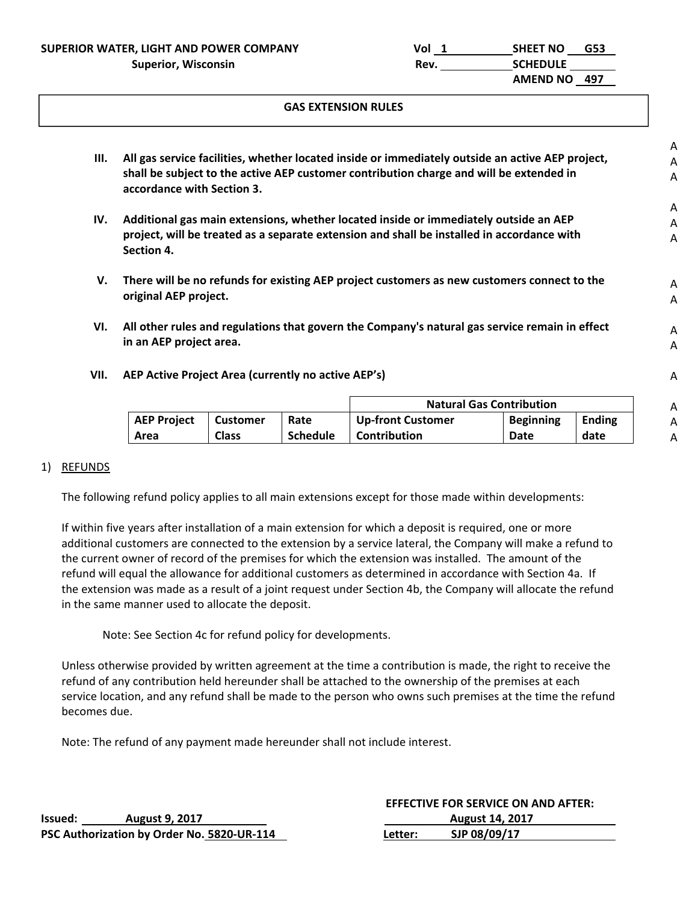GAS EXTENSION RULES

III. **All gas service facilities, whether located inside or immediately outside an active AEP project, shall be subject to the active AEP customer contribution charge and will be extended in accordance with Section 3.**

IV. **Additional gas main extensions, whether located inside or immediately outside an AEP project, will be treated as a separate extension and shall be installed in accordance with Section 4.**

V. **There will be no refunds for existing AEP project customers as new customers connect to the original AEP project.**

VI. **All other rules and regulations that govern the Company's natural gas service remain in effect in an AEP project area.**

VII. **AEP Active Project Area (currently no active AEP's)**

| | | | Natural Gas Contribution | | |
|---|---|---|---|---|---|
| **AEP Project Area** | **Customer Class** | **Rate Schedule** | **Up-front Customer Contribution** | **Beginning Date** | **Ending date** |

1) <u>REFUNDS</u>

The following refund policy applies to all main extensions except for those made within developments:

If within five years after installation of a main extension for which a deposit is required, one or more additional customers are connected to the extension by a service lateral, the Company will make a refund to the current owner of record of the premises for which the extension was installed. The amount of the refund will equal the allowance for additional customers as determined in accordance with Section 4a. If the extension was made as a result of a joint request under Section 4b, the Company will allocate the refund in the same manner used to allocate the deposit.

Note: See Section 4c for refund policy for developments.

Unless otherwise provided by written agreement at the time a contribution is made, the right to receive the refund of any contribution held hereunder shall be attached to the ownership of the premises at each service location, and any refund shall be made to the person who owns such premises at the time the refund becomes due.

Note: The refund of any payment made hereunder shall not include interest.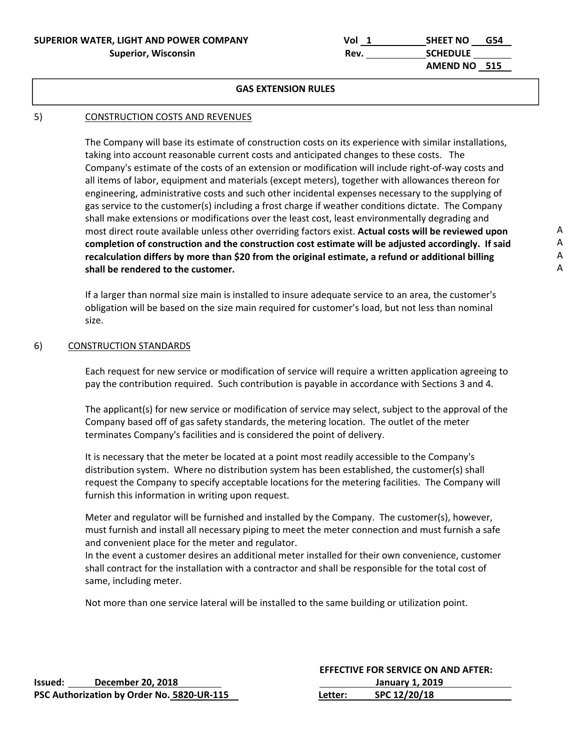SUPERIOR WATER, LIGHT AND POWER COMPANY
Superior, Wisconsin

Vol 1 SHEET NO G54
Rev. SCHEDULE
AMEND NO 515

## GAS EXTENSION RULES

5) CONSTRUCTION COSTS AND REVENUES

The Company will base its estimate of construction costs on its experience with similar installations, taking into account reasonable current costs and anticipated changes to these costs. The Company's estimate of the costs of an extension or modification will include right-of-way costs and all items of labor, equipment and materials (except meters), together with allowances thereon for engineering, administrative costs and such other incidental expenses necessary to the supplying of gas service to the customer(s) including a frost charge if weather conditions dictate. The Company shall make extensions or modifications over the least cost, least environmentally degrading and most direct route available unless other overriding factors exist. **Actual costs will be reviewed upon completion of construction and the construction cost estimate will be adjusted accordingly. If said recalculation differs by more than $20 from the original estimate, a refund or additional billing shall be rendered to the customer.** A A A A

If a larger than normal size main is installed to insure adequate service to an area, the customer's obligation will be based on the size main required for customer's load, but not less than nominal size.

6) CONSTRUCTION STANDARDS

Each request for new service or modification of service will require a written application agreeing to pay the contribution required. Such contribution is payable in accordance with Sections 3 and 4.

The applicant(s) for new service or modification of service may select, subject to the approval of the Company based off of gas safety standards, the metering location. The outlet of the meter terminates Company's facilities and is considered the point of delivery.

It is necessary that the meter be located at a point most readily accessible to the Company's distribution system. Where no distribution system has been established, the customer(s) shall request the Company to specify acceptable locations for the metering facilities. The Company will furnish this information in writing upon request.

Meter and regulator will be furnished and installed by the Company. The customer(s), however, must furnish and install all necessary piping to meet the meter connection and must furnish a safe and convenient place for the meter and regulator.
In the event a customer desires an additional meter installed for their own convenience, customer shall contract for the installation with a contractor and shall be responsible for the total cost of same, including meter.

Not more than one service lateral will be installed to the same building or utilization point.

Issued: December 20, 2018
PSC Authorization by Order No. 5820-UR-115

EFFECTIVE FOR SERVICE ON AND AFTER:
January 1, 2019
Letter: SPC 12/20/18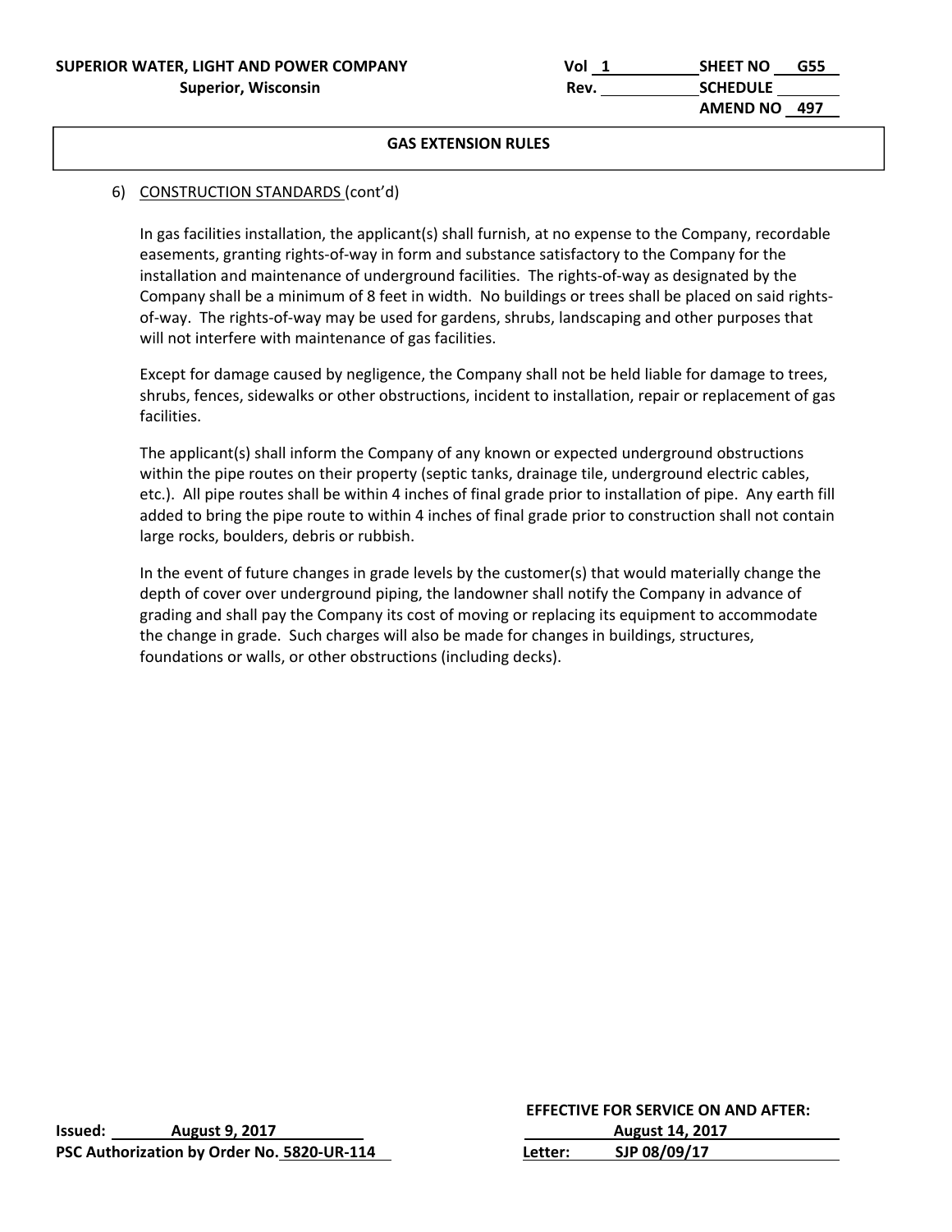**SUPERIOR WATER, LIGHT AND POWER COMPANY**
**Superior, Wisconsin**

Vol 1 SHEET NO G55
Rev. SCHEDULE
AMEND NO 497

## GAS EXTENSION RULES

6) CONSTRUCTION STANDARDS (cont'd)

In gas facilities installation, the applicant(s) shall furnish, at no expense to the Company, recordable easements, granting rights-of-way in form and substance satisfactory to the Company for the installation and maintenance of underground facilities. The rights-of-way as designated by the Company shall be a minimum of 8 feet in width. No buildings or trees shall be placed on said rights-of-way. The rights-of-way may be used for gardens, shrubs, landscaping and other purposes that will not interfere with maintenance of gas facilities.

Except for damage caused by negligence, the Company shall not be held liable for damage to trees, shrubs, fences, sidewalks or other obstructions, incident to installation, repair or replacement of gas facilities.

The applicant(s) shall inform the Company of any known or expected underground obstructions within the pipe routes on their property (septic tanks, drainage tile, underground electric cables, etc.). All pipe routes shall be within 4 inches of final grade prior to installation of pipe. Any earth fill added to bring the pipe route to within 4 inches of final grade prior to construction shall not contain large rocks, boulders, debris or rubbish.

In the event of future changes in grade levels by the customer(s) that would materially change the depth of cover over underground piping, the landowner shall notify the Company in advance of grading and shall pay the Company its cost of moving or replacing its equipment to accommodate the change in grade. Such charges will also be made for changes in buildings, structures, foundations or walls, or other obstructions (including decks).

**Issued:** August 9, 2017
**PSC Authorization by Order No.** 5820-UR-114

**EFFECTIVE FOR SERVICE ON AND AFTER:**
August 14, 2017
**Letter:** SJP 08/09/17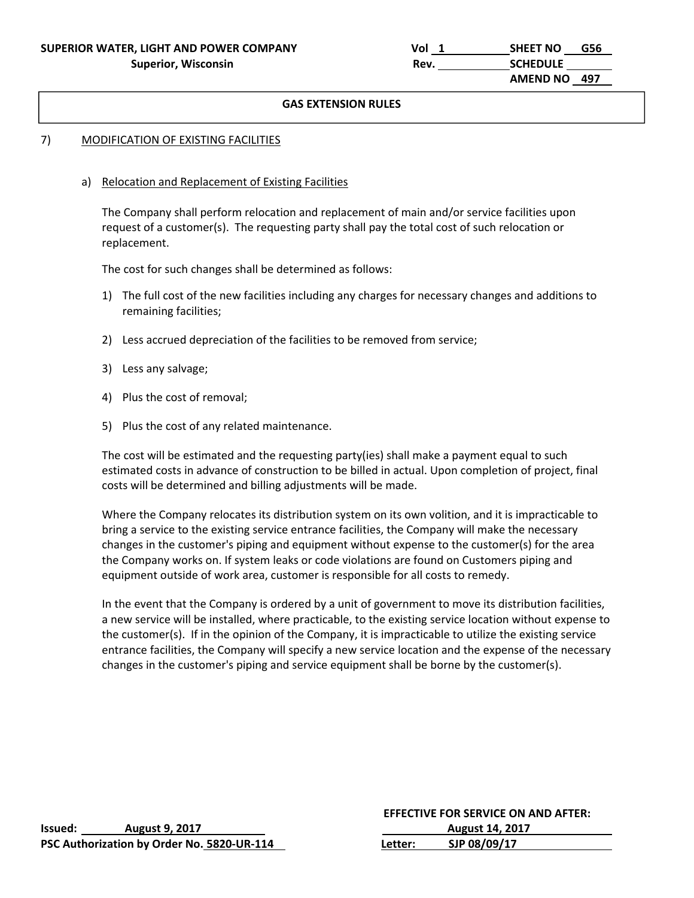**SUPERIOR WATER, LIGHT AND POWER COMPANY**
**Superior, Wisconsin**

Vol 1 | SHEET NO G56
Rev. | SCHEDULE
AMEND NO 497

## GAS EXTENSION RULES

7) MODIFICATION OF EXISTING FACILITIES

a) Relocation and Replacement of Existing Facilities

The Company shall perform relocation and replacement of main and/or service facilities upon request of a customer(s). The requesting party shall pay the total cost of such relocation or replacement.

The cost for such changes shall be determined as follows:

1) The full cost of the new facilities including any charges for necessary changes and additions to remaining facilities;
2) Less accrued depreciation of the facilities to be removed from service;
3) Less any salvage;
4) Plus the cost of removal;
5) Plus the cost of any related maintenance.

The cost will be estimated and the requesting party(ies) shall make a payment equal to such estimated costs in advance of construction to be billed in actual. Upon completion of project, final costs will be determined and billing adjustments will be made.

Where the Company relocates its distribution system on its own volition, and it is impracticable to bring a service to the existing service entrance facilities, the Company will make the necessary changes in the customer's piping and equipment without expense to the customer(s) for the area the Company works on. If system leaks or code violations are found on Customers piping and equipment outside of work area, customer is responsible for all costs to remedy.

In the event that the Company is ordered by a unit of government to move its distribution facilities, a new service will be installed, where practicable, to the existing service location without expense to the customer(s). If in the opinion of the Company, it is impracticable to utilize the existing service entrance facilities, the Company will specify a new service location and the expense of the necessary changes in the customer's piping and service equipment shall be borne by the customer(s).

**Issued:** August 9, 2017
**PSC Authorization by Order No.** 5820-UR-114

**EFFECTIVE FOR SERVICE ON AND AFTER:**
August 14, 2017
**Letter:** SJP 08/09/17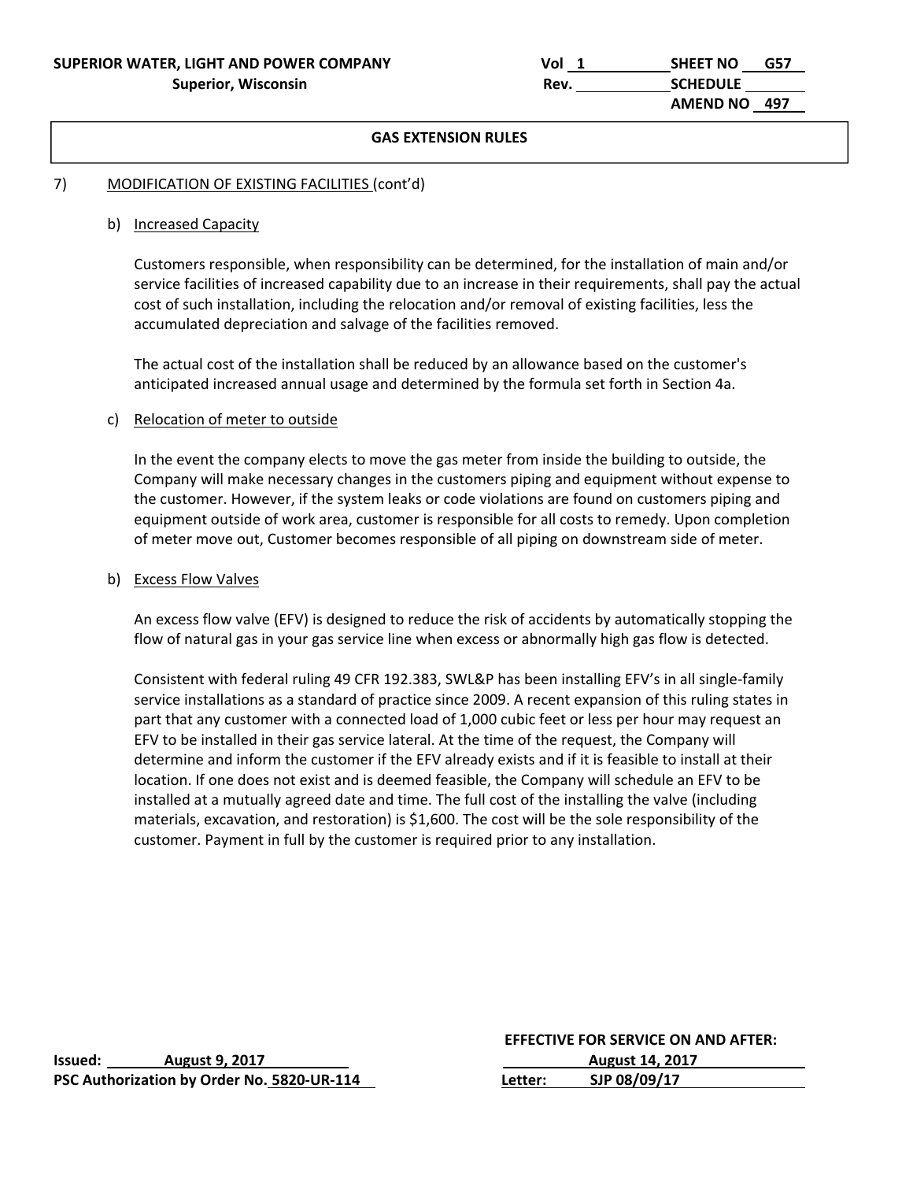**SUPERIOR WATER, LIGHT AND POWER COMPANY**
**Superior, Wisconsin**

Vol 1 SHEET NO G57
Rev. SCHEDULE
AMEND NO 497

## GAS EXTENSION RULES

7) MODIFICATION OF EXISTING FACILITIES (cont'd)

b) Increased Capacity

Customers responsible, when responsibility can be determined, for the installation of main and/or service facilities of increased capability due to an increase in their requirements, shall pay the actual cost of such installation, including the relocation and/or removal of existing facilities, less the accumulated depreciation and salvage of the facilities removed.

The actual cost of the installation shall be reduced by an allowance based on the customer's anticipated increased annual usage and determined by the formula set forth in Section 4a.

c) Relocation of meter to outside

In the event the company elects to move the gas meter from inside the building to outside, the Company will make necessary changes in the customers piping and equipment without expense to the customer. However, if the system leaks or code violations are found on customers piping and equipment outside of work area, customer is responsible for all costs to remedy. Upon completion of meter move out, Customer becomes responsible of all piping on downstream side of meter.

b) Excess Flow Valves

An excess flow valve (EFV) is designed to reduce the risk of accidents by automatically stopping the flow of natural gas in your gas service line when excess or abnormally high gas flow is detected.

Consistent with federal ruling 49 CFR 192.383, SWL&P has been installing EFV's in all single-family service installations as a standard of practice since 2009. A recent expansion of this ruling states in part that any customer with a connected load of 1,000 cubic feet or less per hour may request an EFV to be installed in their gas service lateral. At the time of the request, the Company will determine and inform the customer if the EFV already exists and if it is feasible to install at their location. If one does not exist and is deemed feasible, the Company will schedule an EFV to be installed at a mutually agreed date and time. The full cost of the installing the valve (including materials, excavation, and restoration) is $1,600. The cost will be the sole responsibility of the customer. Payment in full by the customer is required prior to any installation.

**Issued: August 9, 2017**
**PSC Authorization by Order No. 5820-UR-114**

**EFFECTIVE FOR SERVICE ON AND AFTER:**
**August 14, 2017**
**Letter: SJP 08/09/17**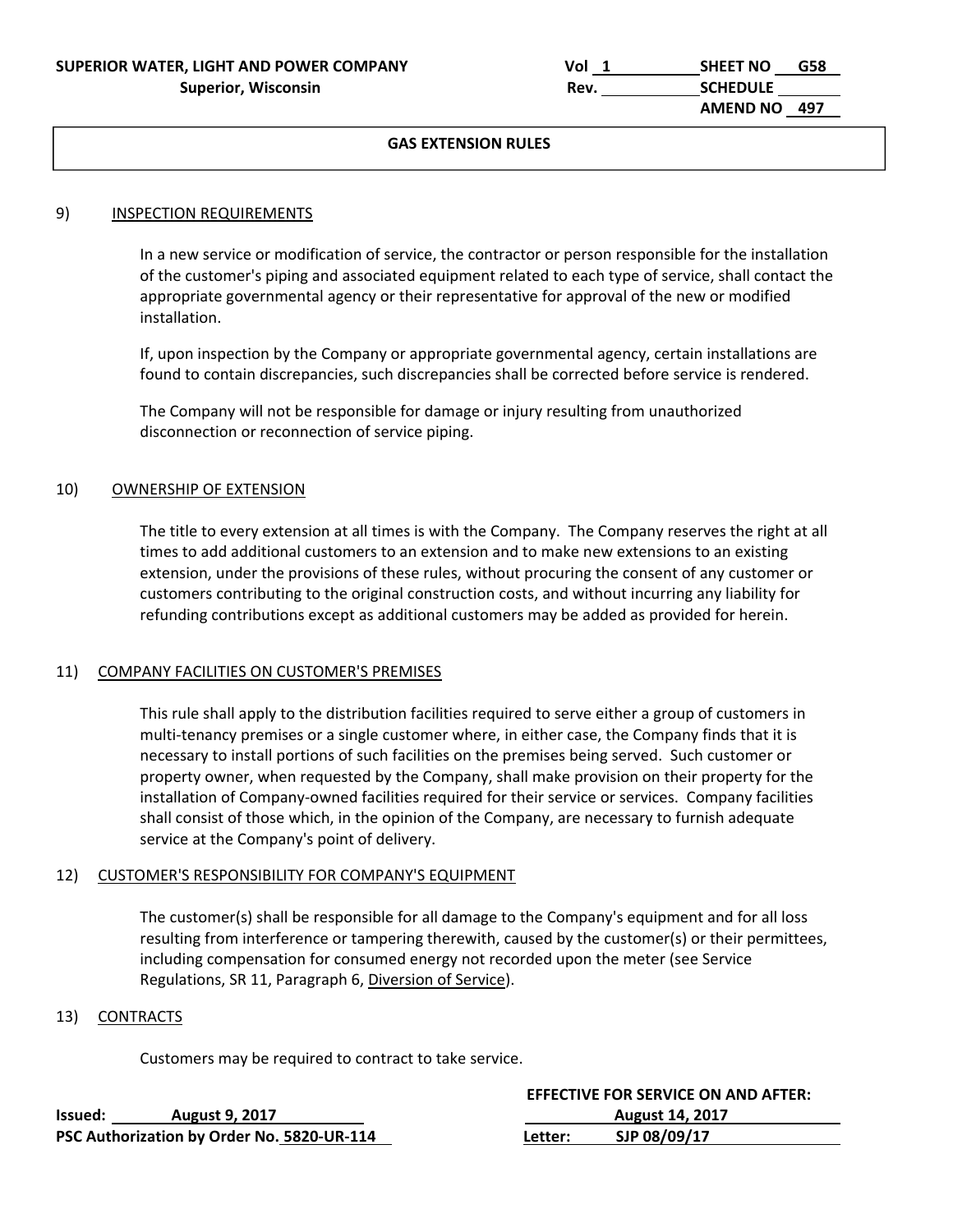**SUPERIOR WATER, LIGHT AND POWER COMPANY**
**Superior, Wisconsin**

Vol 1 SHEET NO G58
Rev. SCHEDULE
AMEND NO 497

## GAS EXTENSION RULES

### 9) INSPECTION REQUIREMENTS

In a new service or modification of service, the contractor or person responsible for the installation of the customer's piping and associated equipment related to each type of service, shall contact the appropriate governmental agency or their representative for approval of the new or modified installation.

If, upon inspection by the Company or appropriate governmental agency, certain installations are found to contain discrepancies, such discrepancies shall be corrected before service is rendered.

The Company will not be responsible for damage or injury resulting from unauthorized disconnection or reconnection of service piping.

### 10) OWNERSHIP OF EXTENSION

The title to every extension at all times is with the Company. The Company reserves the right at all times to add additional customers to an extension and to make new extensions to an existing extension, under the provisions of these rules, without procuring the consent of any customer or customers contributing to the original construction costs, and without incurring any liability for refunding contributions except as additional customers may be added as provided for herein.

### 11) COMPANY FACILITIES ON CUSTOMER'S PREMISES

This rule shall apply to the distribution facilities required to serve either a group of customers in multi-tenancy premises or a single customer where, in either case, the Company finds that it is necessary to install portions of such facilities on the premises being served. Such customer or property owner, when requested by the Company, shall make provision on their property for the installation of Company-owned facilities required for their service or services. Company facilities shall consist of those which, in the opinion of the Company, are necessary to furnish adequate service at the Company's point of delivery.

### 12) CUSTOMER'S RESPONSIBILITY FOR COMPANY'S EQUIPMENT

The customer(s) shall be responsible for all damage to the Company's equipment and for all loss resulting from interference or tampering therewith, caused by the customer(s) or their permittees, including compensation for consumed energy not recorded upon the meter (see Service Regulations, SR 11, Paragraph 6, Diversion of Service).

### 13) CONTRACTS

Customers may be required to contract to take service.

**Issued:** August 9, 2017
**PSC Authorization by Order No.** 5820-UR-114

**EFFECTIVE FOR SERVICE ON AND AFTER:** August 14, 2017
**Letter:** SJP 08/09/17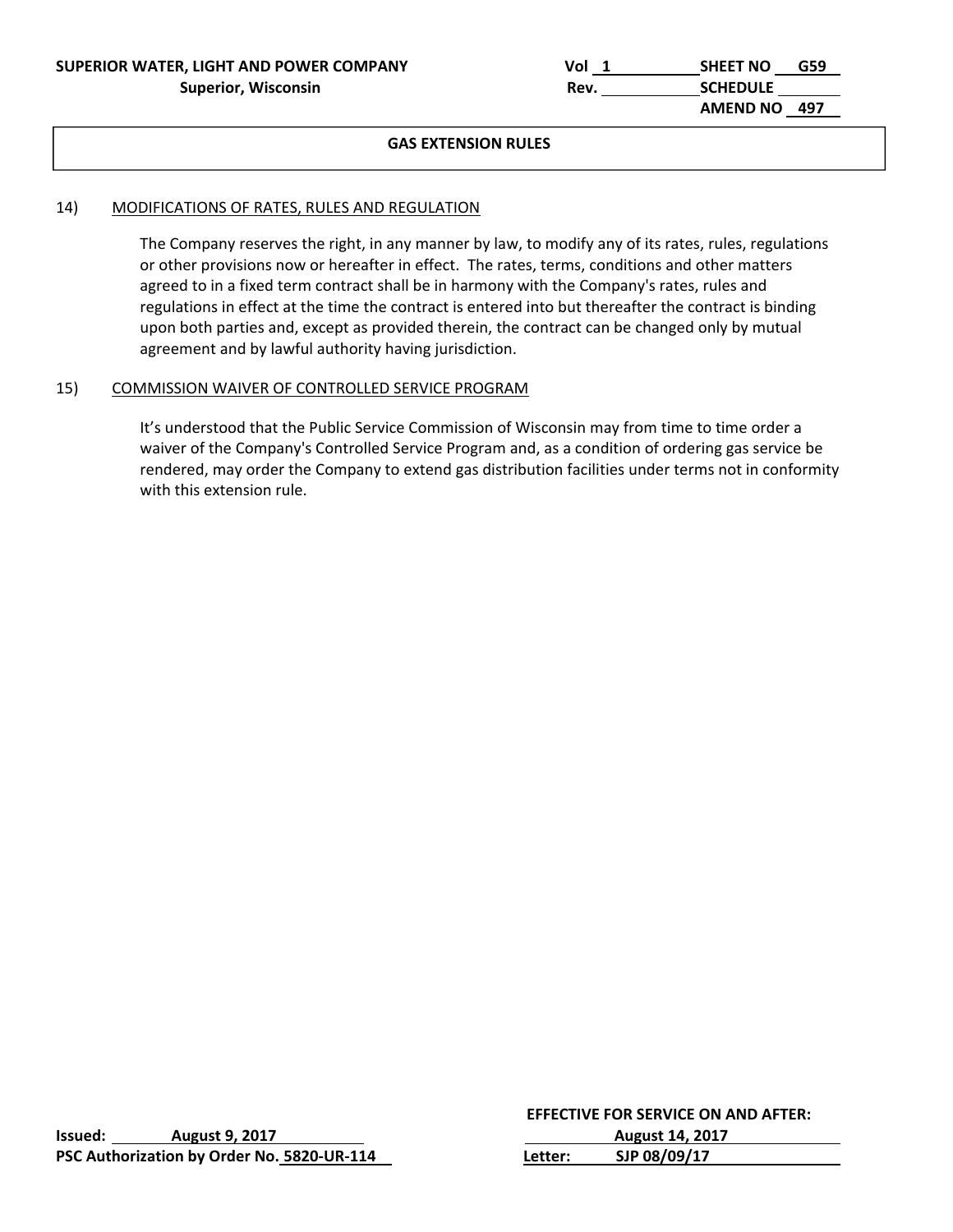## GAS EXTENSION RULES

14) MODIFICATIONS OF RATES, RULES AND REGULATION

The Company reserves the right, in any manner by law, to modify any of its rates, rules, regulations or other provisions now or hereafter in effect. The rates, terms, conditions and other matters agreed to in a fixed term contract shall be in harmony with the Company's rates, rules and regulations in effect at the time the contract is entered into but thereafter the contract is binding upon both parties and, except as provided therein, the contract can be changed only by mutual agreement and by lawful authority having jurisdiction.

15) COMMISSION WAIVER OF CONTROLLED SERVICE PROGRAM

It's understood that the Public Service Commission of Wisconsin may from time to time order a waiver of the Company's Controlled Service Program and, as a condition of ordering gas service be rendered, may order the Company to extend gas distribution facilities under terms not in conformity with this extension rule.

**Issued:** August 9, 2017

**PSC Authorization by Order No.** 5820-UR-114

**EFFECTIVE FOR SERVICE ON AND AFTER:** August 14, 2017

**Letter:** SJP 08/09/17